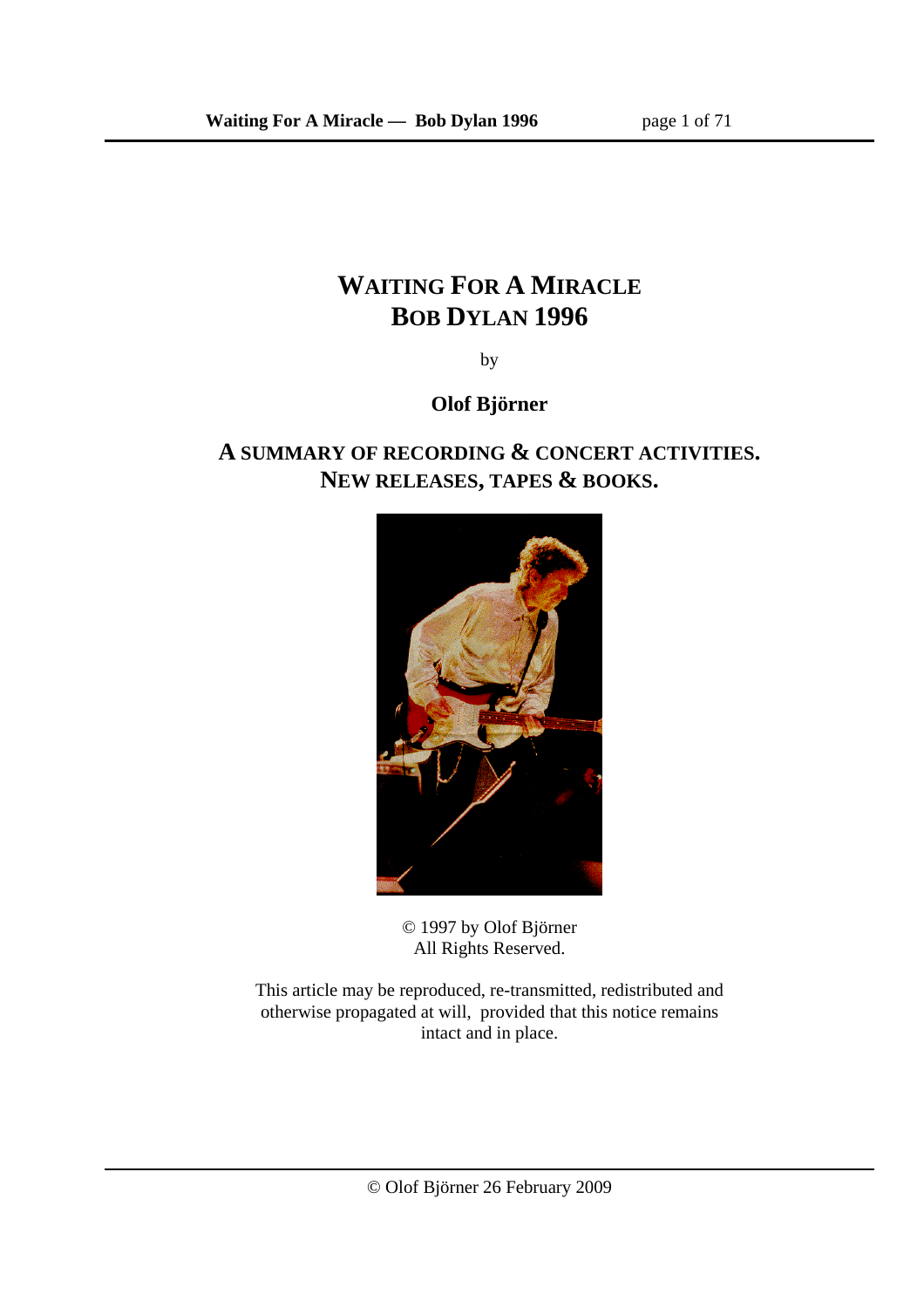# WAITING FOR A MIRACLE
# BOB DYLAN 1996

by

**Olof Björner**

## A SUMMARY OF RECORDING & CONCERT ACTIVITIES. NEW RELEASES, TAPES & BOOKS.

© 1997 by Olof Björner
All Rights Reserved.

This article may be reproduced, re-transmitted, redistributed and otherwise propagated at will, provided that this notice remains intact and in place.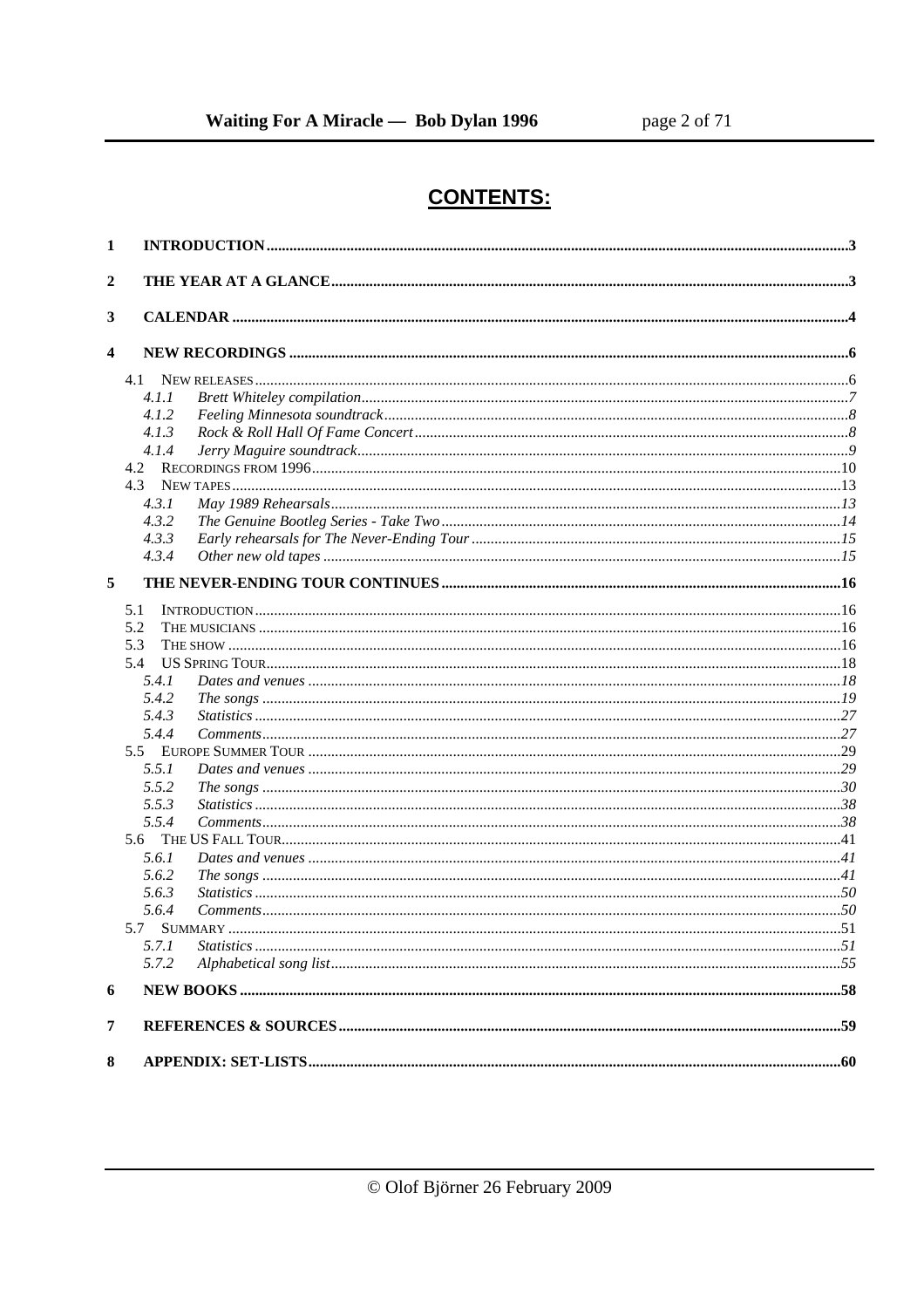# CONTENTS:

1 INTRODUCTION .....3

2 THE YEAR AT A GLANCE .....3

3 CALENDAR .....4

4 NEW RECORDINGS .....6

- 4.1 NEW RELEASES .....6
  - 4.1.1 *Brett Whiteley compilation* .....7
  - 4.1.2 *Feeling Minnesota soundtrack* .....8
  - 4.1.3 *Rock & Roll Hall Of Fame Concert* .....8
  - 4.1.4 *Jerry Maguire soundtrack* .....9
- 4.2 RECORDINGS FROM 1996 .....10
- 4.3 NEW TAPES .....13
  - 4.3.1 *May 1989 Rehearsals* .....13
  - 4.3.2 *The Genuine Bootleg Series - Take Two* .....14
  - 4.3.3 *Early rehearsals for The Never-Ending Tour* .....15
  - 4.3.4 *Other new old tapes* .....15

5 THE NEVER-ENDING TOUR CONTINUES .....16

- 5.1 INTRODUCTION .....16
- 5.2 THE MUSICIANS .....16
- 5.3 THE SHOW .....16
- 5.4 US SPRING TOUR .....18
  - 5.4.1 *Dates and venues* .....18
  - 5.4.2 *The songs* .....19
  - 5.4.3 *Statistics* .....27
  - 5.4.4 *Comments* .....27
- 5.5 EUROPE SUMMER TOUR .....29
  - 5.5.1 *Dates and venues* .....29
  - 5.5.2 *The songs* .....30
  - 5.5.3 *Statistics* .....38
  - 5.5.4 *Comments* .....38
- 5.6 THE US FALL TOUR .....41
  - 5.6.1 *Dates and venues* .....41
  - 5.6.2 *The songs* .....41
  - 5.6.3 *Statistics* .....50
  - 5.6.4 *Comments* .....50
- 5.7 SUMMARY .....51
  - 5.7.1 *Statistics* .....51
  - 5.7.2 *Alphabetical song list* .....55

6 NEW BOOKS .....58

7 REFERENCES & SOURCES .....59

8 APPENDIX: SET-LISTS .....60

© Olof Björner 26 February 2009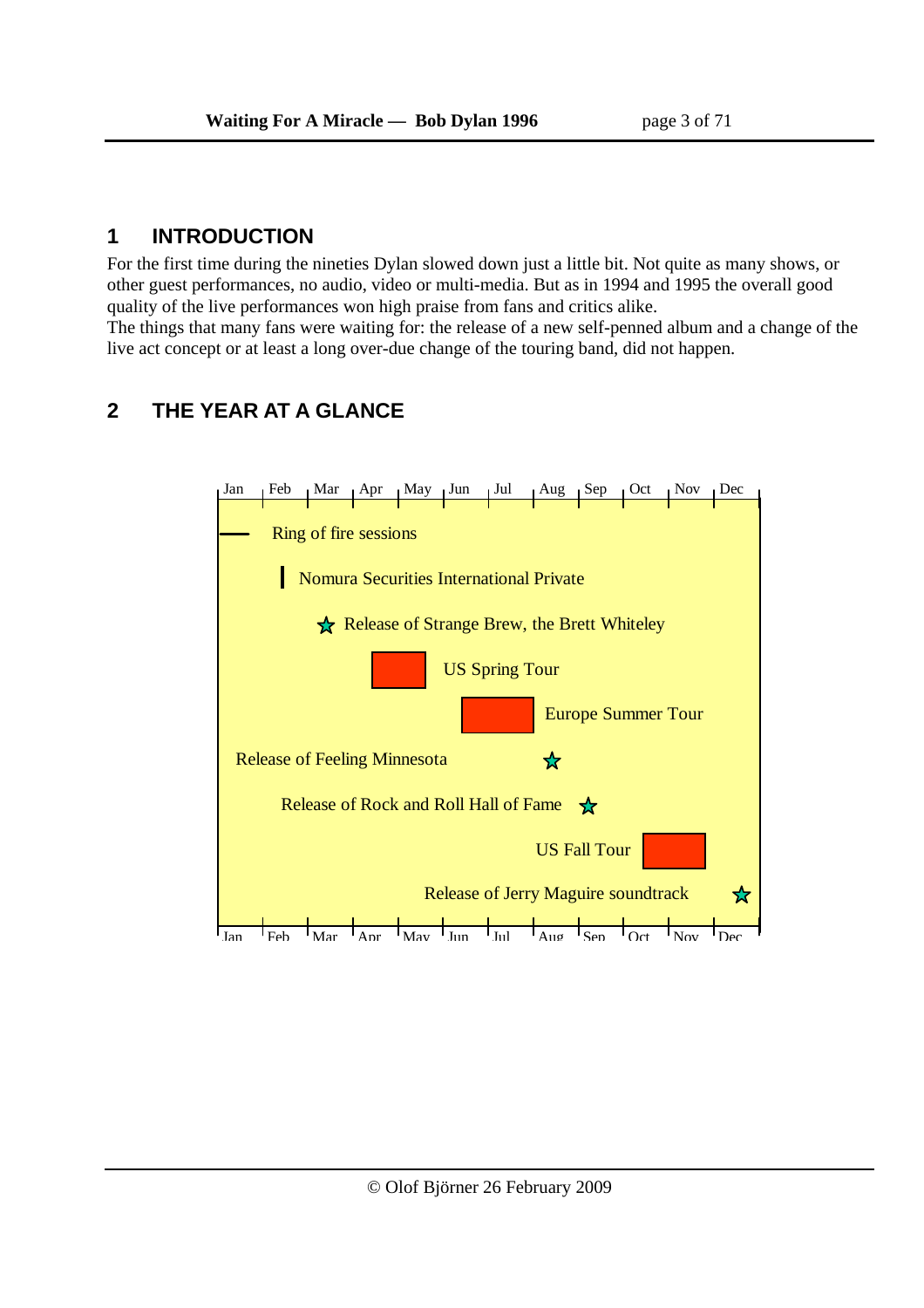# 1 INTRODUCTION

For the first time during the nineties Dylan slowed down just a little bit. Not quite as many shows, or other guest performances, no audio, video or multi-media. But as in 1994 and 1995 the overall good quality of the live performances won high praise from fans and critics alike.
The things that many fans were waiting for: the release of a new self-penned album and a change of the live act concept or at least a long over-due change of the touring band, did not happen.

# 2 THE YEAR AT A GLANCE

Jan Feb Mar Apr May Jun Jul Aug Sep Oct Nov Dec

Ring of fire sessions

Nomura Securities International Private

Release of Strange Brew, the Brett Whiteley

US Spring Tour

Europe Summer Tour

Release of Feeling Minnesota

Release of Rock and Roll Hall of Fame

US Fall Tour

Release of Jerry Maguire soundtrack

Jan Feb Mar Apr May Jun Jul Aug Sep Oct Nov Dec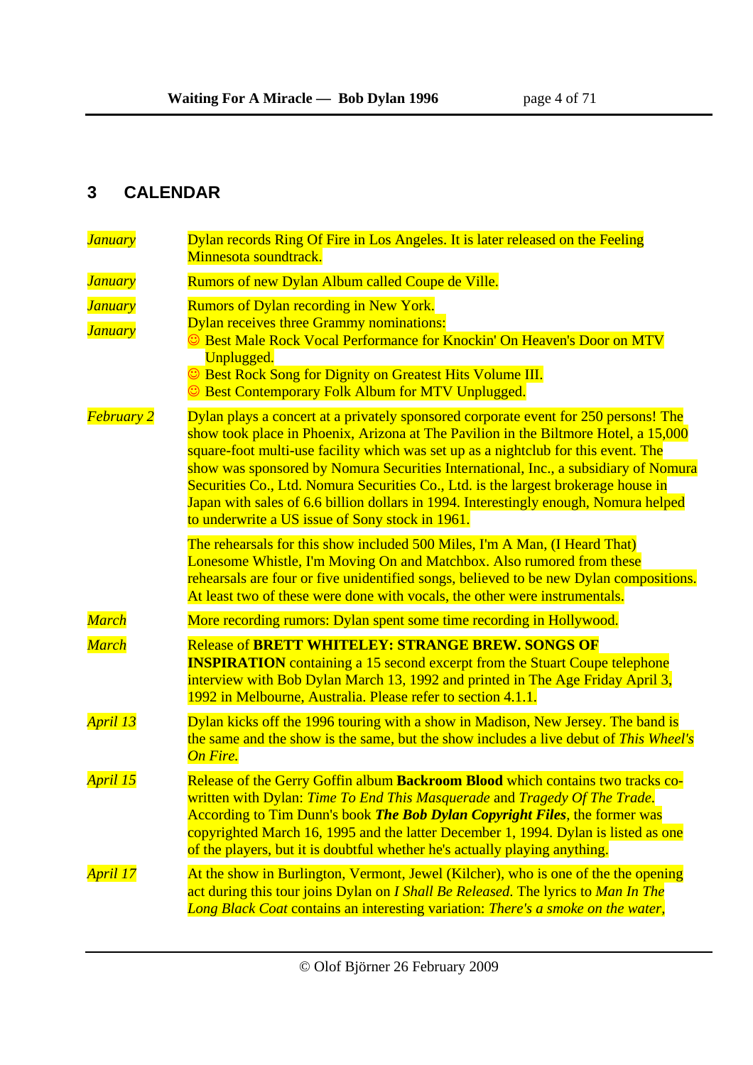## 3 CALENDAR

| | |
|---|---|
| *January* | Dylan records Ring Of Fire in Los Angeles. It is later released on the Feeling Minnesota soundtrack. |
| *January* | Rumors of new Dylan Album called Coupe de Ville. |
| *January* | Rumors of Dylan recording in New York. |
| *January* | Dylan receives three Grammy nominations:<br>☺ Best Male Rock Vocal Performance for Knockin' On Heaven's Door on MTV Unplugged.<br>☺ Best Rock Song for Dignity on Greatest Hits Volume III.<br>☺ Best Contemporary Folk Album for MTV Unplugged. |
| *February 2* | Dylan plays a concert at a privately sponsored corporate event for 250 persons! The show took place in Phoenix, Arizona at The Pavilion in the Biltmore Hotel, a 15,000 square-foot multi-use facility which was set up as a nightclub for this event. The show was sponsored by Nomura Securities International, Inc., a subsidiary of Nomura Securities Co., Ltd. Nomura Securities Co., Ltd. is the largest brokerage house in Japan with sales of 6.6 billion dollars in 1994. Interestingly enough, Nomura helped to underwrite a US issue of Sony stock in 1961.<br><br>The rehearsals for this show included 500 Miles, I'm A Man, (I Heard That) Lonesome Whistle, I'm Moving On and Matchbox. Also rumored from these rehearsals are four or five unidentified songs, believed to be new Dylan compositions. At least two of these were done with vocals, the other were instrumentals. |
| *March* | More recording rumors: Dylan spent some time recording in Hollywood. |
| *March* | Release of **BRETT WHITELEY: STRANGE BREW. SONGS OF INSPIRATION** containing a 15 second excerpt from the Stuart Coupe telephone interview with Bob Dylan March 13, 1992 and printed in The Age Friday April 3, 1992 in Melbourne, Australia. Please refer to section 4.1.1. |
| *April 13* | Dylan kicks off the 1996 touring with a show in Madison, New Jersey. The band is the same and the show is the same, but the show includes a live debut of *This Wheel's On Fire.* |
| *April 15* | Release of the Gerry Goffin album **Backroom Blood** which contains two tracks co-written with Dylan: *Time To End This Masquerade* and *Tragedy Of The Trade.* According to Tim Dunn's book ***The Bob Dylan Copyright Files***, the former was copyrighted March 16, 1995 and the latter December 1, 1994. Dylan is listed as one of the players, but it is doubtful whether he's actually playing anything. |
| *April 17* | At the show in Burlington, Vermont, Jewel (Kilcher), who is one of the the opening act during this tour joins Dylan on *I Shall Be Released*. The lyrics to *Man In The Long Black Coat* contains an interesting variation: *There's a smoke on the water,* |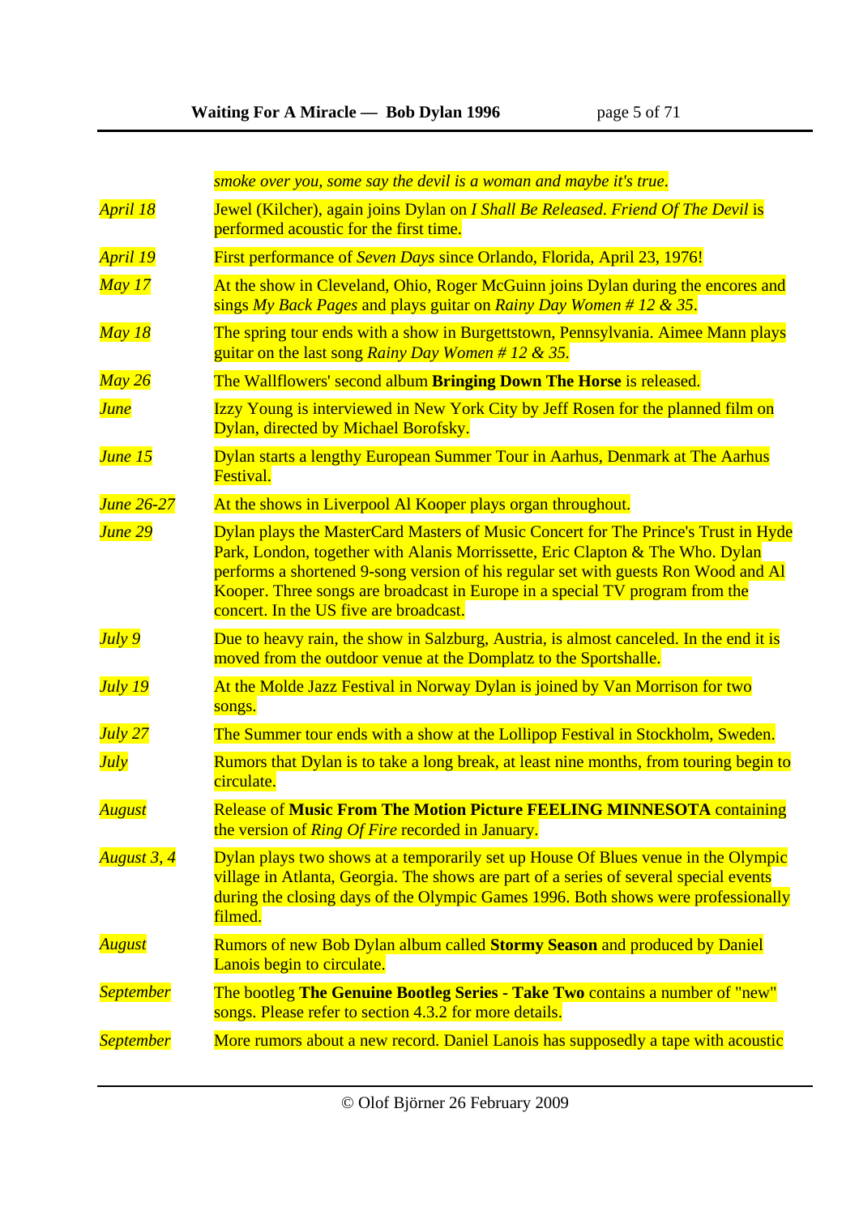*smoke over you, some say the devil is a woman and maybe it's true*.

| | |
|---|---|
| *April 18* | Jewel (Kilcher), again joins Dylan on *I Shall Be Released*. *Friend Of The Devil* is performed acoustic for the first time. |
| *April 19* | First performance of *Seven Days* since Orlando, Florida, April 23, 1976! |
| *May 17* | At the show in Cleveland, Ohio, Roger McGuinn joins Dylan during the encores and sings *My Back Pages* and plays guitar on *Rainy Day Women # 12 & 35*. |
| *May 18* | The spring tour ends with a show in Burgettstown, Pennsylvania. Aimee Mann plays guitar on the last song *Rainy Day Women # 12 & 35.* |
| *May 26* | The Wallflowers' second album **Bringing Down The Horse** is released. |
| *June* | Izzy Young is interviewed in New York City by Jeff Rosen for the planned film on Dylan, directed by Michael Borofsky. |
| *June 15* | Dylan starts a lengthy European Summer Tour in Aarhus, Denmark at The Aarhus Festival. |
| *June 26-27* | At the shows in Liverpool Al Kooper plays organ throughout. |
| *June 29* | Dylan plays the MasterCard Masters of Music Concert for The Prince's Trust in Hyde Park, London, together with Alanis Morrissette, Eric Clapton & The Who. Dylan performs a shortened 9-song version of his regular set with guests Ron Wood and Al Kooper. Three songs are broadcast in Europe in a special TV program from the concert. In the US five are broadcast. |
| *July 9* | Due to heavy rain, the show in Salzburg, Austria, is almost canceled. In the end it is moved from the outdoor venue at the Domplatz to the Sportshalle. |
| *July 19* | At the Molde Jazz Festival in Norway Dylan is joined by Van Morrison for two songs. |
| *July 27* | The Summer tour ends with a show at the Lollipop Festival in Stockholm, Sweden. |
| *July* | Rumors that Dylan is to take a long break, at least nine months, from touring begin to circulate. |
| *August* | Release of **Music From The Motion Picture FEELING MINNESOTA** containing the version of *Ring Of Fire* recorded in January. |
| *August 3, 4* | Dylan plays two shows at a temporarily set up House Of Blues venue in the Olympic village in Atlanta, Georgia. The shows are part of a series of several special events during the closing days of the Olympic Games 1996. Both shows were professionally filmed. |
| *August* | Rumors of new Bob Dylan album called **Stormy Season** and produced by Daniel Lanois begin to circulate. |
| *September* | The bootleg **The Genuine Bootleg Series - Take Two** contains a number of "new" songs. Please refer to section 4.3.2 for more details. |
| *September* | More rumors about a new record. Daniel Lanois has supposedly a tape with acoustic |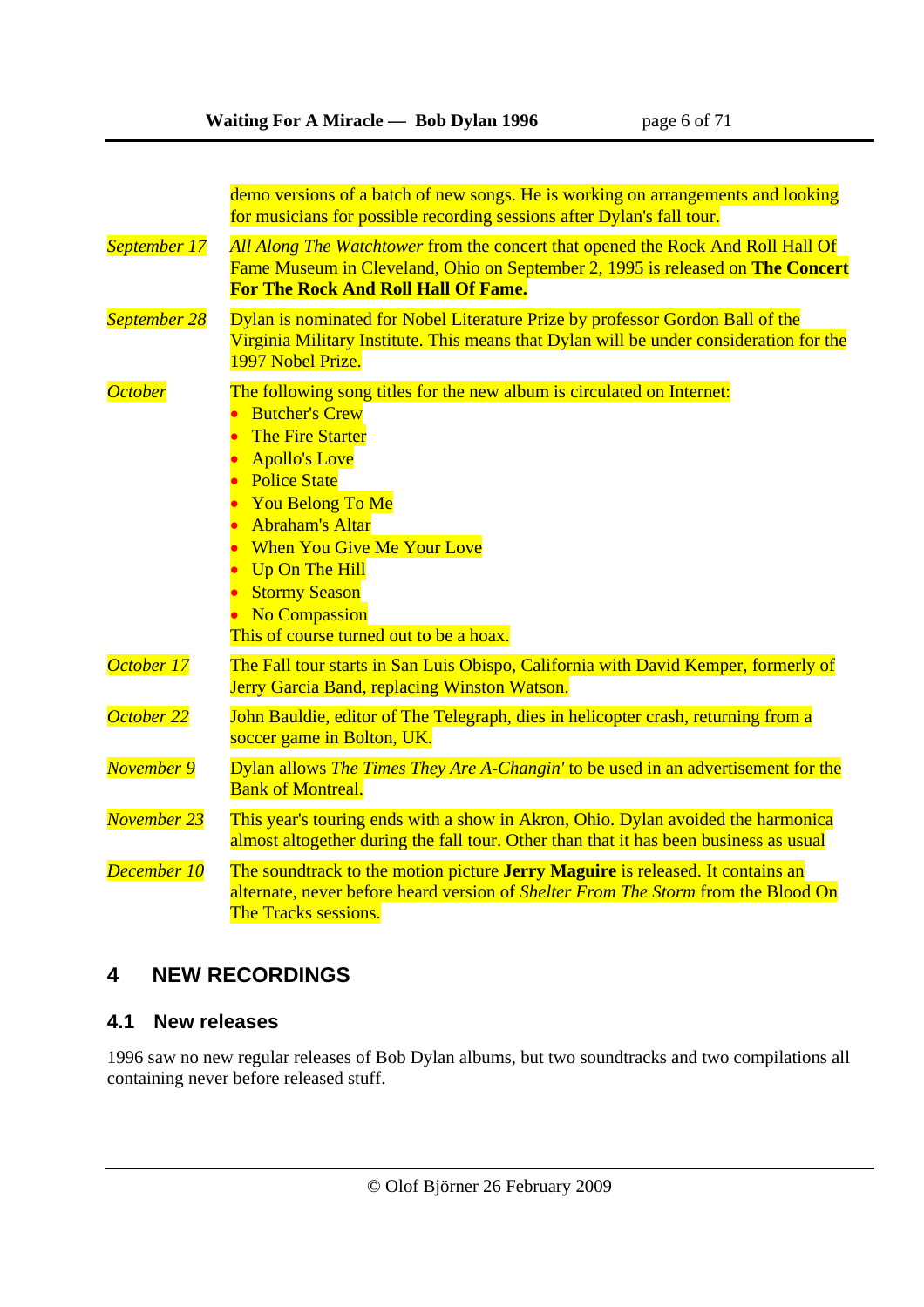| | |
|---|---|
| | demo versions of a batch of new songs. He is working on arrangements and looking for musicians for possible recording sessions after Dylan's fall tour. |
| *September 17* | *All Along The Watchtower* from the concert that opened the Rock And Roll Hall Of Fame Museum in Cleveland, Ohio on September 2, 1995 is released on **The Concert For The Rock And Roll Hall Of Fame.** |
| *September 28* | Dylan is nominated for Nobel Literature Prize by professor Gordon Ball of the Virginia Military Institute. This means that Dylan will be under consideration for the 1997 Nobel Prize. |
| *October* | The following song titles for the new album is circulated on Internet:<br>• Butcher's Crew<br>• The Fire Starter<br>• Apollo's Love<br>• Police State<br>• You Belong To Me<br>• Abraham's Altar<br>• When You Give Me Your Love<br>• Up On The Hill<br>• Stormy Season<br>• No Compassion<br>This of course turned out to be a hoax. |
| *October 17* | The Fall tour starts in San Luis Obispo, California with David Kemper, formerly of Jerry Garcia Band, replacing Winston Watson. |
| *October 22* | John Bauldie, editor of The Telegraph, dies in helicopter crash, returning from a soccer game in Bolton, UK. |
| *November 9* | Dylan allows *The Times They Are A-Changin'* to be used in an advertisement for the Bank of Montreal. |
| *November 23* | This year's touring ends with a show in Akron, Ohio. Dylan avoided the harmonica almost altogether during the fall tour. Other than that it has been business as usual |
| *December 10* | The soundtrack to the motion picture **Jerry Maguire** is released. It contains an alternate, never before heard version of *Shelter From The Storm* from the Blood On The Tracks sessions. |

# 4 NEW RECORDINGS

## 4.1 New releases

1996 saw no new regular releases of Bob Dylan albums, but two soundtracks and two compilations all containing never before released stuff.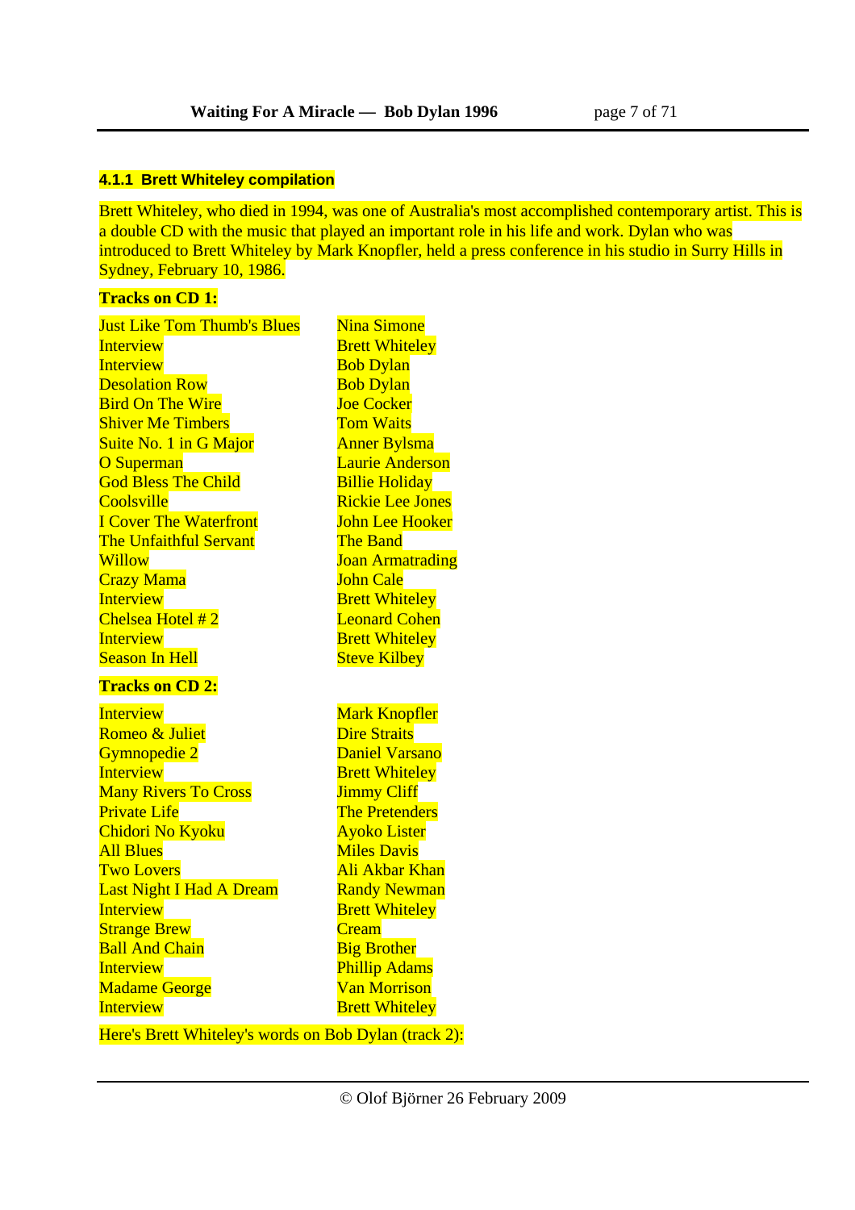#### 4.1.1 Brett Whiteley compilation

Brett Whiteley, who died in 1994, was one of Australia's most accomplished contemporary artist. This is a double CD with the music that played an important role in his life and work. Dylan who was introduced to Brett Whiteley by Mark Knopfler, held a press conference in his studio in Surry Hills in Sydney, February 10, 1986.

**Tracks on CD 1:**

| | |
|---|---|
| Just Like Tom Thumb's Blues | Nina Simone |
| Interview | Brett Whiteley |
| Interview | Bob Dylan |
| Desolation Row | Bob Dylan |
| Bird On The Wire | Joe Cocker |
| Shiver Me Timbers | Tom Waits |
| Suite No. 1 in G Major | Anner Bylsma |
| O Superman | Laurie Anderson |
| God Bless The Child | Billie Holiday |
| Coolsville | Rickie Lee Jones |
| I Cover The Waterfront | John Lee Hooker |
| The Unfaithful Servant | The Band |
| Willow | Joan Armatrading |
| Crazy Mama | John Cale |
| Interview | Brett Whiteley |
| Chelsea Hotel # 2 | Leonard Cohen |
| Interview | Brett Whiteley |
| Season In Hell | Steve Kilbey |

**Tracks on CD 2:**

| | |
|---|---|
| Interview | Mark Knopfler |
| Romeo & Juliet | Dire Straits |
| Gymnopedie 2 | Daniel Varsano |
| Interview | Brett Whiteley |
| Many Rivers To Cross | Jimmy Cliff |
| Private Life | The Pretenders |
| Chidori No Kyoku | Ayoko Lister |
| All Blues | Miles Davis |
| Two Lovers | Ali Akbar Khan |
| Last Night I Had A Dream | Randy Newman |
| Interview | Brett Whiteley |
| Strange Brew | Cream |
| Ball And Chain | Big Brother |
| Interview | Phillip Adams |
| Madame George | Van Morrison |
| Interview | Brett Whiteley |

Here's Brett Whiteley's words on Bob Dylan (track 2):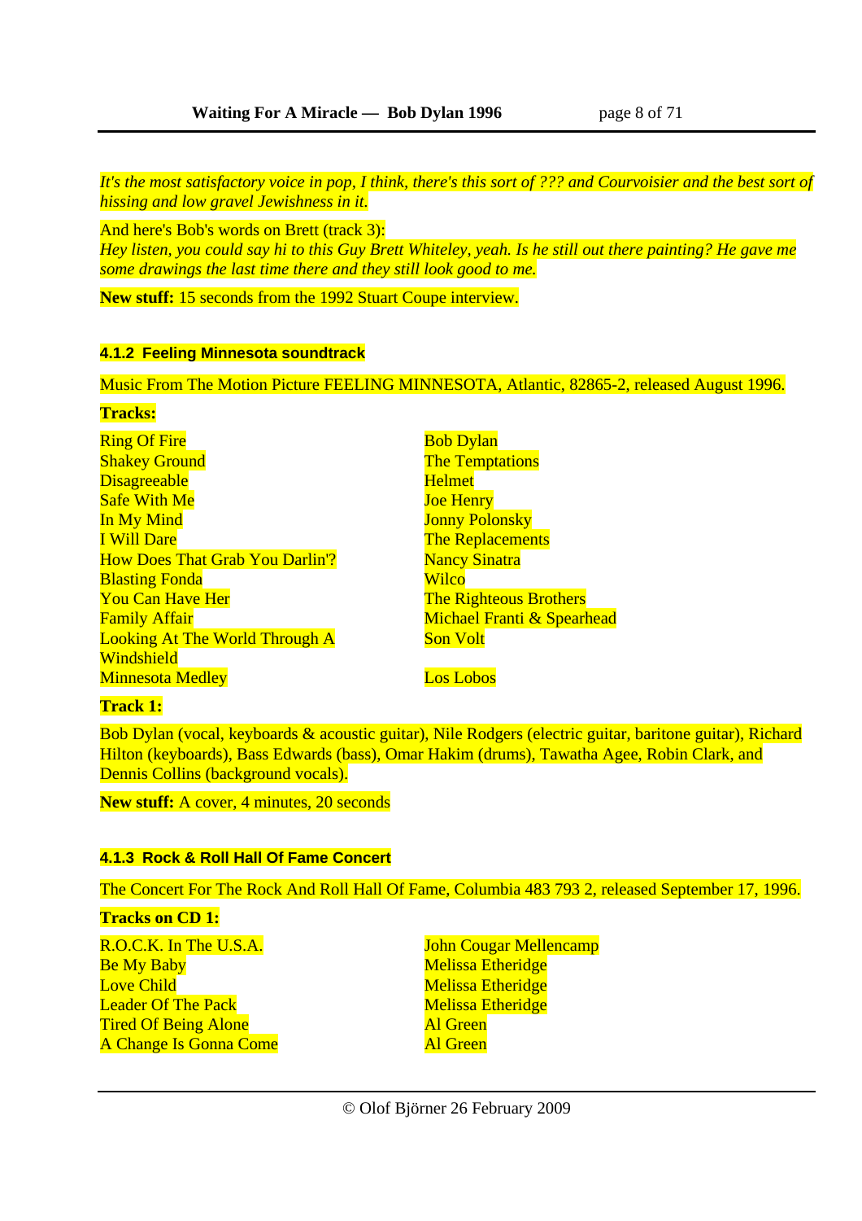*It's the most satisfactory voice in pop, I think, there's this sort of ??? and Courvoisier and the best sort of hissing and low gravel Jewishness in it.*

And here's Bob's words on Brett (track 3):
*Hey listen, you could say hi to this Guy Brett Whiteley, yeah. Is he still out there painting? He gave me some drawings the last time there and they still look good to me.*

**New stuff:** 15 seconds from the 1992 Stuart Coupe interview.

#### 4.1.2 Feeling Minnesota soundtrack

Music From The Motion Picture FEELING MINNESOTA, Atlantic, 82865-2, released August 1996.

**Tracks:**

| | |
|---|---|
| Ring Of Fire | Bob Dylan |
| Shakey Ground | The Temptations |
| Disagreeable | Helmet |
| Safe With Me | Joe Henry |
| In My Mind | Jonny Polonsky |
| I Will Dare | The Replacements |
| How Does That Grab You Darlin'? | Nancy Sinatra |
| Blasting Fonda | Wilco |
| You Can Have Her | The Righteous Brothers |
| Family Affair | Michael Franti & Spearhead |
| Looking At The World Through A Windshield | Son Volt |
| Minnesota Medley | Los Lobos |

**Track 1:**

Bob Dylan (vocal, keyboards & acoustic guitar), Nile Rodgers (electric guitar, baritone guitar), Richard Hilton (keyboards), Bass Edwards (bass), Omar Hakim (drums), Tawatha Agee, Robin Clark, and Dennis Collins (background vocals).

**New stuff:** A cover, 4 minutes, 20 seconds

#### 4.1.3 Rock & Roll Hall Of Fame Concert

The Concert For The Rock And Roll Hall Of Fame, Columbia 483 793 2, released September 17, 1996.

**Tracks on CD 1:**

| | |
|---|---|
| R.O.C.K. In The U.S.A. | John Cougar Mellencamp |
| Be My Baby | Melissa Etheridge |
| Love Child | Melissa Etheridge |
| Leader Of The Pack | Melissa Etheridge |
| Tired Of Being Alone | Al Green |
| A Change Is Gonna Come | Al Green |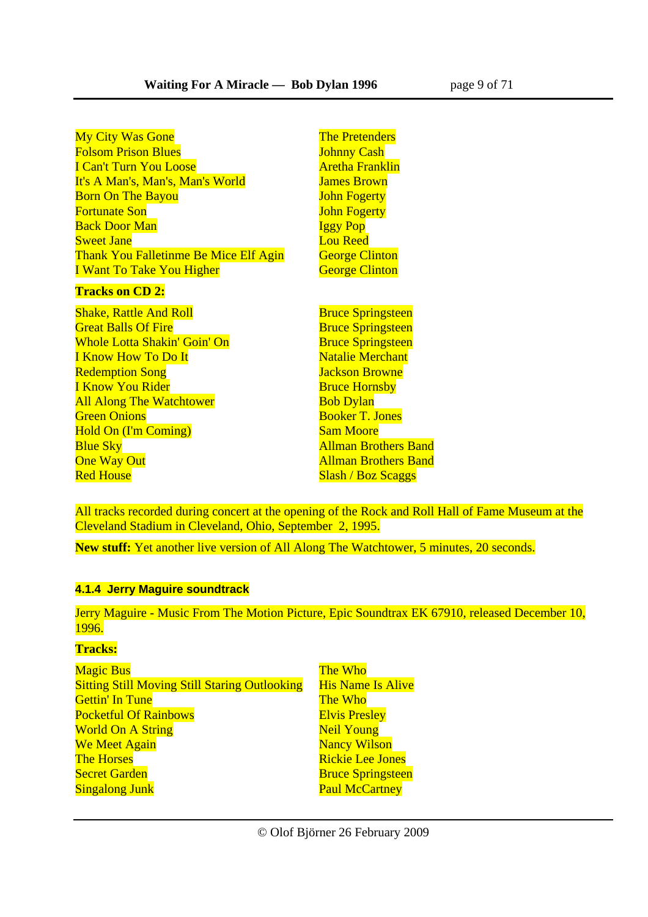| | |
|---|---|
| My City Was Gone | The Pretenders |
| Folsom Prison Blues | Johnny Cash |
| I Can't Turn You Loose | Aretha Franklin |
| It's A Man's, Man's, Man's World | James Brown |
| Born On The Bayou | John Fogerty |
| Fortunate Son | John Fogerty |
| Back Door Man | Iggy Pop |
| Sweet Jane | Lou Reed |
| Thank You Falletinme Be Mice Elf Agin | George Clinton |
| I Want To Take You Higher | George Clinton |

**Tracks on CD 2:**

| | |
|---|---|
| Shake, Rattle And Roll | Bruce Springsteen |
| Great Balls Of Fire | Bruce Springsteen |
| Whole Lotta Shakin' Goin' On | Bruce Springsteen |
| I Know How To Do It | Natalie Merchant |
| Redemption Song | Jackson Browne |
| I Know You Rider | Bruce Hornsby |
| All Along The Watchtower | Bob Dylan |
| Green Onions | Booker T. Jones |
| Hold On (I'm Coming) | Sam Moore |
| Blue Sky | Allman Brothers Band |
| One Way Out | Allman Brothers Band |
| Red House | Slash / Boz Scaggs |

All tracks recorded during concert at the opening of the Rock and Roll Hall of Fame Museum at the Cleveland Stadium in Cleveland, Ohio, September 2, 1995.

**New stuff:** Yet another live version of All Along The Watchtower, 5 minutes, 20 seconds.

#### 4.1.4 Jerry Maguire soundtrack

Jerry Maguire - Music From The Motion Picture, Epic Soundtrax EK 67910, released December 10, 1996.

**Tracks:**

| | |
|---|---|
| Magic Bus | The Who |
| Sitting Still Moving Still Staring Outlooking | His Name Is Alive |
| Gettin' In Tune | The Who |
| Pocketful Of Rainbows | Elvis Presley |
| World On A String | Neil Young |
| We Meet Again | Nancy Wilson |
| The Horses | Rickie Lee Jones |
| Secret Garden | Bruce Springsteen |
| Singalong Junk | Paul McCartney |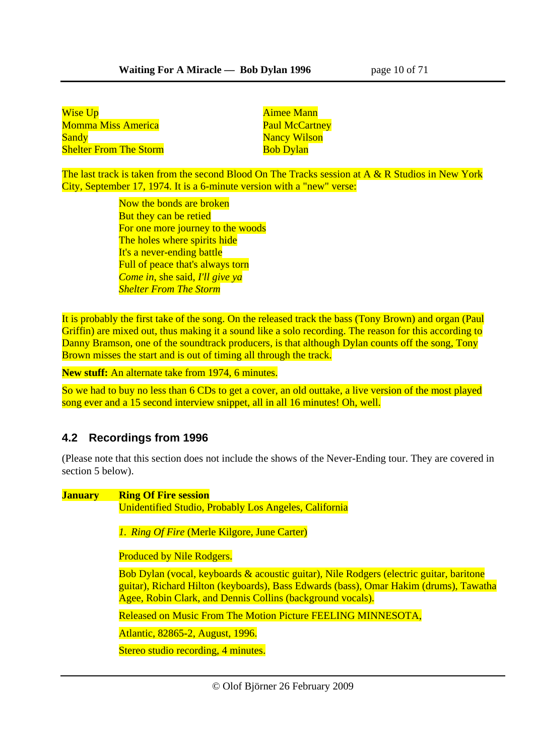| | |
|---|---|
| Wise Up | Aimee Mann |
| Momma Miss America | Paul McCartney |
| Sandy | Nancy Wilson |
| Shelter From The Storm | Bob Dylan |

The last track is taken from the second Blood On The Tracks session at A & R Studios in New York City, September 17, 1974. It is a 6-minute version with a "new" verse:

> Now the bonds are broken
> But they can be retied
> For one more journey to the woods
> The holes where spirits hide
> It's a never-ending battle
> Full of peace that's always torn
> *Come in*, she said, *I'll give ya*
> *Shelter From The Storm*

It is probably the first take of the song. On the released track the bass (Tony Brown) and organ (Paul Griffin) are mixed out, thus making it a sound like a solo recording. The reason for this according to Danny Bramson, one of the soundtrack producers, is that although Dylan counts off the song, Tony Brown misses the start and is out of timing all through the track.

**New stuff:** An alternate take from 1974, 6 minutes.

So we had to buy no less than 6 CDs to get a cover, an old outtake, a live version of the most played song ever and a 15 second interview snippet, all in all 16 minutes! Oh, well.

## 4.2 Recordings from 1996

(Please note that this section does not include the shows of the Never-Ending tour. They are covered in section 5 below).

**January** **Ring Of Fire session**
Unidentified Studio, Probably Los Angeles, California

1. *Ring Of Fire* (Merle Kilgore, June Carter)

Produced by Nile Rodgers.

Bob Dylan (vocal, keyboards & acoustic guitar), Nile Rodgers (electric guitar, baritone guitar), Richard Hilton (keyboards), Bass Edwards (bass), Omar Hakim (drums), Tawatha Agee, Robin Clark, and Dennis Collins (background vocals).

Released on Music From The Motion Picture FEELING MINNESOTA,

Atlantic, 82865-2, August, 1996.

Stereo studio recording, 4 minutes.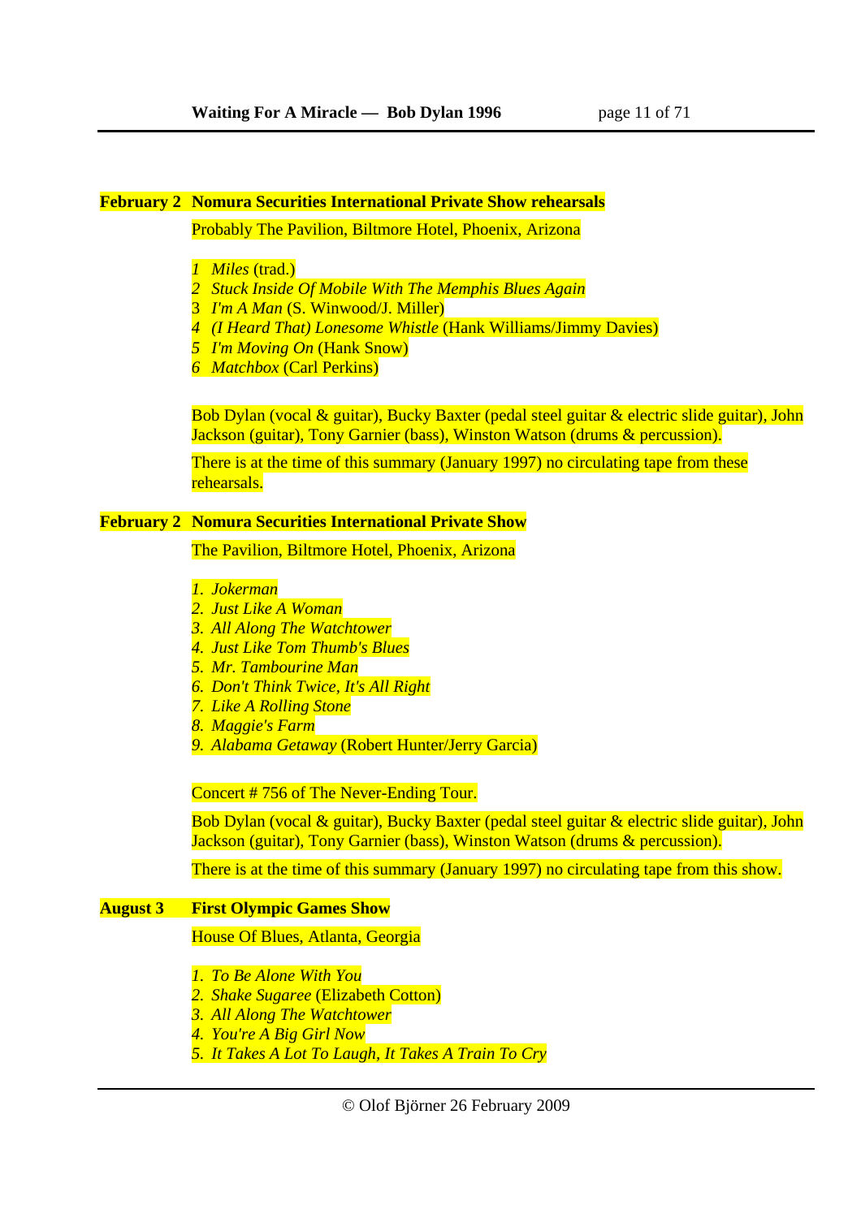**February 2 Nomura Securities International Private Show rehearsals**

Probably The Pavilion, Biltmore Hotel, Phoenix, Arizona

1 *Miles* (trad.)
2 *Stuck Inside Of Mobile With The Memphis Blues Again*
3 *I'm A Man* (S. Winwood/J. Miller)
4 *(I Heard That) Lonesome Whistle* (Hank Williams/Jimmy Davies)
5 *I'm Moving On* (Hank Snow)
6 *Matchbox* (Carl Perkins)

Bob Dylan (vocal & guitar), Bucky Baxter (pedal steel guitar & electric slide guitar), John Jackson (guitar), Tony Garnier (bass), Winston Watson (drums & percussion).

There is at the time of this summary (January 1997) no circulating tape from these rehearsals.

**February 2 Nomura Securities International Private Show**

The Pavilion, Biltmore Hotel, Phoenix, Arizona

1. *Jokerman*
2. *Just Like A Woman*
3. *All Along The Watchtower*
4. *Just Like Tom Thumb's Blues*
5. *Mr. Tambourine Man*
6. *Don't Think Twice, It's All Right*
7. *Like A Rolling Stone*
8. *Maggie's Farm*
9. *Alabama Getaway* (Robert Hunter/Jerry Garcia)

Concert # 756 of The Never-Ending Tour.

Bob Dylan (vocal & guitar), Bucky Baxter (pedal steel guitar & electric slide guitar), John Jackson (guitar), Tony Garnier (bass), Winston Watson (drums & percussion).

There is at the time of this summary (January 1997) no circulating tape from this show.

**August 3 First Olympic Games Show**

House Of Blues, Atlanta, Georgia

1. *To Be Alone With You*
2. *Shake Sugaree* (Elizabeth Cotton)
3. *All Along The Watchtower*
4. *You're A Big Girl Now*
5. *It Takes A Lot To Laugh, It Takes A Train To Cry*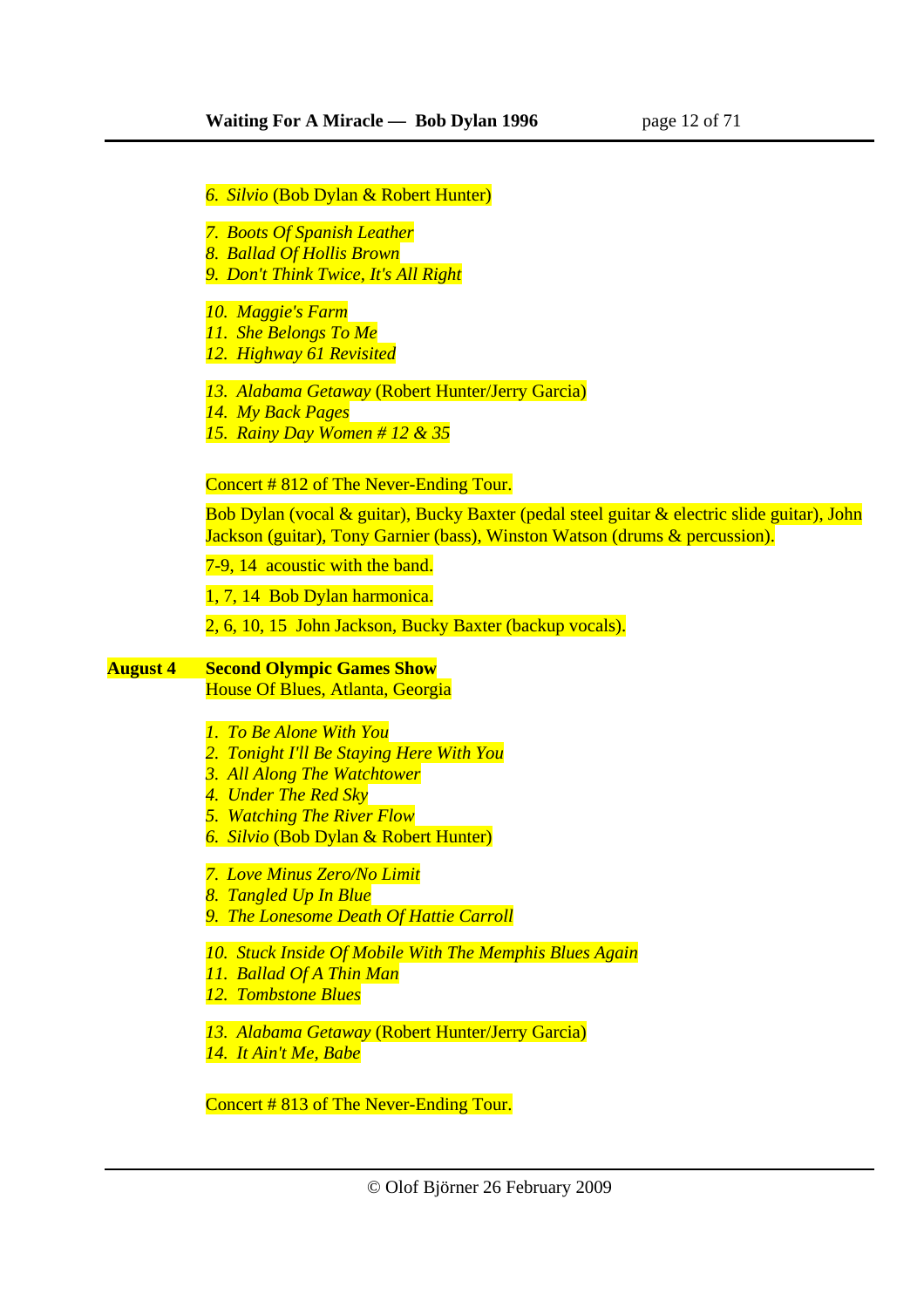6. *Silvio* (Bob Dylan & Robert Hunter)

7. *Boots Of Spanish Leather*
8. *Ballad Of Hollis Brown*
9. *Don't Think Twice, It's All Right*

10. *Maggie's Farm*
11. *She Belongs To Me*
12. *Highway 61 Revisited*

13. *Alabama Getaway* (Robert Hunter/Jerry Garcia)
14. *My Back Pages*
15. *Rainy Day Women # 12 & 35*

Concert # 812 of The Never-Ending Tour.

Bob Dylan (vocal & guitar), Bucky Baxter (pedal steel guitar & electric slide guitar), John Jackson (guitar), Tony Garnier (bass), Winston Watson (drums & percussion).

7-9, 14 acoustic with the band.

1, 7, 14 Bob Dylan harmonica.

2, 6, 10, 15 John Jackson, Bucky Baxter (backup vocals).

**August 4** **Second Olympic Games Show**
House Of Blues, Atlanta, Georgia

1. *To Be Alone With You*
2. *Tonight I'll Be Staying Here With You*
3. *All Along The Watchtower*
4. *Under The Red Sky*
5. *Watching The River Flow*
6. *Silvio* (Bob Dylan & Robert Hunter)

7. *Love Minus Zero/No Limit*
8. *Tangled Up In Blue*
9. *The Lonesome Death Of Hattie Carroll*

10. *Stuck Inside Of Mobile With The Memphis Blues Again*
11. *Ballad Of A Thin Man*
12. *Tombstone Blues*

13. *Alabama Getaway* (Robert Hunter/Jerry Garcia)
14. *It Ain't Me, Babe*

Concert # 813 of The Never-Ending Tour.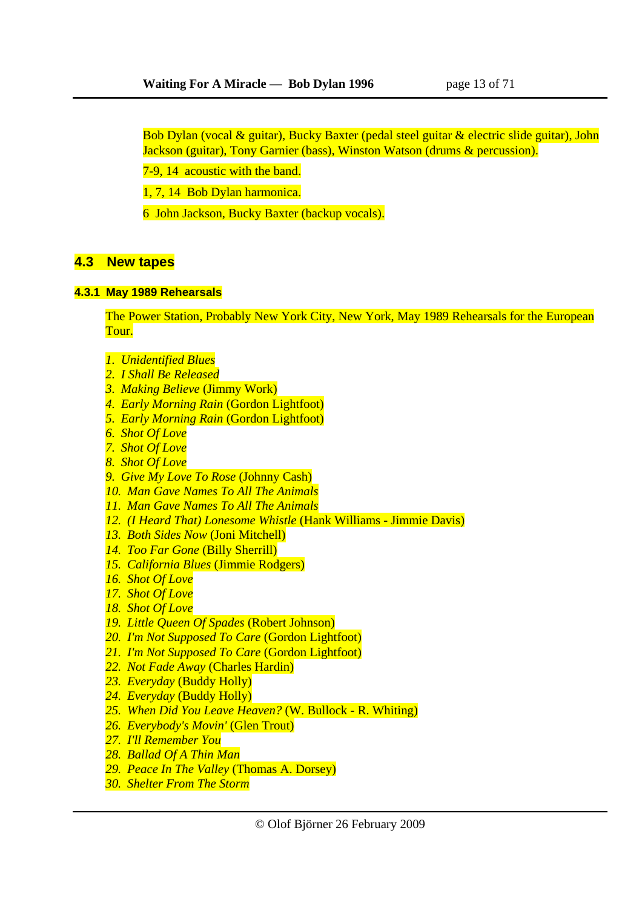Bob Dylan (vocal & guitar), Bucky Baxter (pedal steel guitar & electric slide guitar), John Jackson (guitar), Tony Garnier (bass), Winston Watson (drums & percussion).

7-9, 14 acoustic with the band.

1, 7, 14 Bob Dylan harmonica.

6 John Jackson, Bucky Baxter (backup vocals).

## 4.3 New tapes

### 4.3.1 May 1989 Rehearsals

The Power Station, Probably New York City, New York, May 1989 Rehearsals for the European Tour.

1. *Unidentified Blues*
2. *I Shall Be Released*
3. *Making Believe* (Jimmy Work)
4. *Early Morning Rain* (Gordon Lightfoot)
5. *Early Morning Rain* (Gordon Lightfoot)
6. *Shot Of Love*
7. *Shot Of Love*
8. *Shot Of Love*
9. *Give My Love To Rose* (Johnny Cash)
10. *Man Gave Names To All The Animals*
11. *Man Gave Names To All The Animals*
12. *(I Heard That) Lonesome Whistle* (Hank Williams - Jimmie Davis)
13. *Both Sides Now* (Joni Mitchell)
14. *Too Far Gone* (Billy Sherrill)
15. *California Blues* (Jimmie Rodgers)
16. *Shot Of Love*
17. *Shot Of Love*
18. *Shot Of Love*
19. *Little Queen Of Spades* (Robert Johnson)
20. *I'm Not Supposed To Care* (Gordon Lightfoot)
21. *I'm Not Supposed To Care* (Gordon Lightfoot)
22. *Not Fade Away* (Charles Hardin)
23. *Everyday* (Buddy Holly)
24. *Everyday* (Buddy Holly)
25. *When Did You Leave Heaven?* (W. Bullock - R. Whiting)
26. *Everybody's Movin'* (Glen Trout)
27. *I'll Remember You*
28. *Ballad Of A Thin Man*
29. *Peace In The Valley* (Thomas A. Dorsey)
30. *Shelter From The Storm*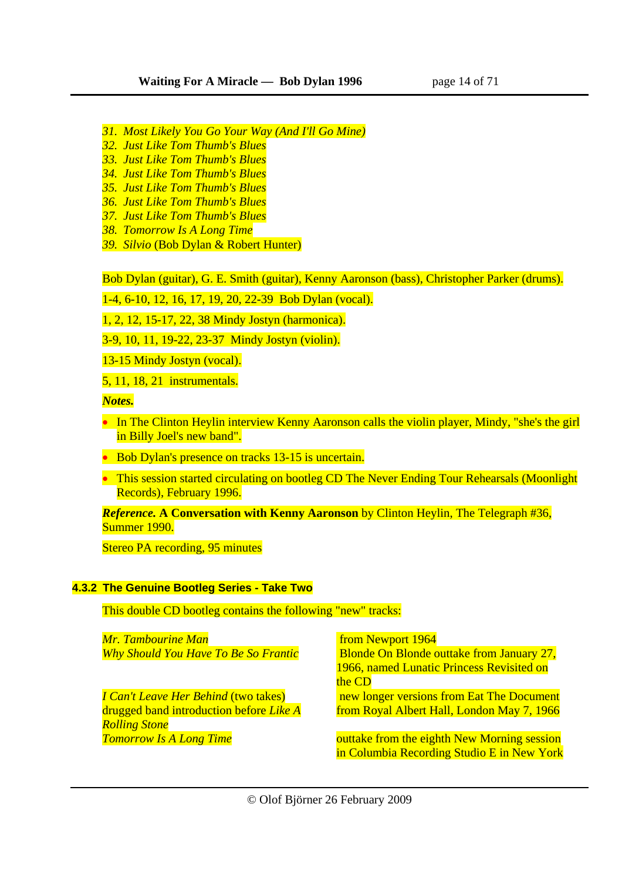31. *Most Likely You Go Your Way (And I'll Go Mine)*
32. *Just Like Tom Thumb's Blues*
33. *Just Like Tom Thumb's Blues*
34. *Just Like Tom Thumb's Blues*
35. *Just Like Tom Thumb's Blues*
36. *Just Like Tom Thumb's Blues*
37. *Just Like Tom Thumb's Blues*
38. *Tomorrow Is A Long Time*
39. *Silvio* (Bob Dylan & Robert Hunter)

Bob Dylan (guitar), G. E. Smith (guitar), Kenny Aaronson (bass), Christopher Parker (drums).

1-4, 6-10, 12, 16, 17, 19, 20, 22-39 Bob Dylan (vocal).

1, 2, 12, 15-17, 22, 38 Mindy Jostyn (harmonica).

3-9, 10, 11, 19-22, 23-37 Mindy Jostyn (violin).

13-15 Mindy Jostyn (vocal).

5, 11, 18, 21 instrumentals.

***Notes.***

- In The Clinton Heylin interview Kenny Aaronson calls the violin player, Mindy, "she's the girl in Billy Joel's new band".
- Bob Dylan's presence on tracks 13-15 is uncertain.
- This session started circulating on bootleg CD The Never Ending Tour Rehearsals (Moonlight Records), February 1996.

***Reference.*** **A Conversation with Kenny Aaronson** by Clinton Heylin, The Telegraph #36, Summer 1990.

Stereo PA recording, 95 minutes

### 4.3.2 The Genuine Bootleg Series - Take Two

This double CD bootleg contains the following "new" tracks:

| | |
|---|---|
| *Mr. Tambourine Man* | from Newport 1964 |
| *Why Should You Have To Be So Frantic* | Blonde On Blonde outtake from January 27, 1966, named Lunatic Princess Revisited on the CD |
| *I Can't Leave Her Behind* (two takes) drugged band introduction before *Like A Rolling Stone* | new longer versions from Eat The Document from Royal Albert Hall, London May 7, 1966 |
| *Tomorrow Is A Long Time* | outtake from the eighth New Morning session in Columbia Recording Studio E in New York |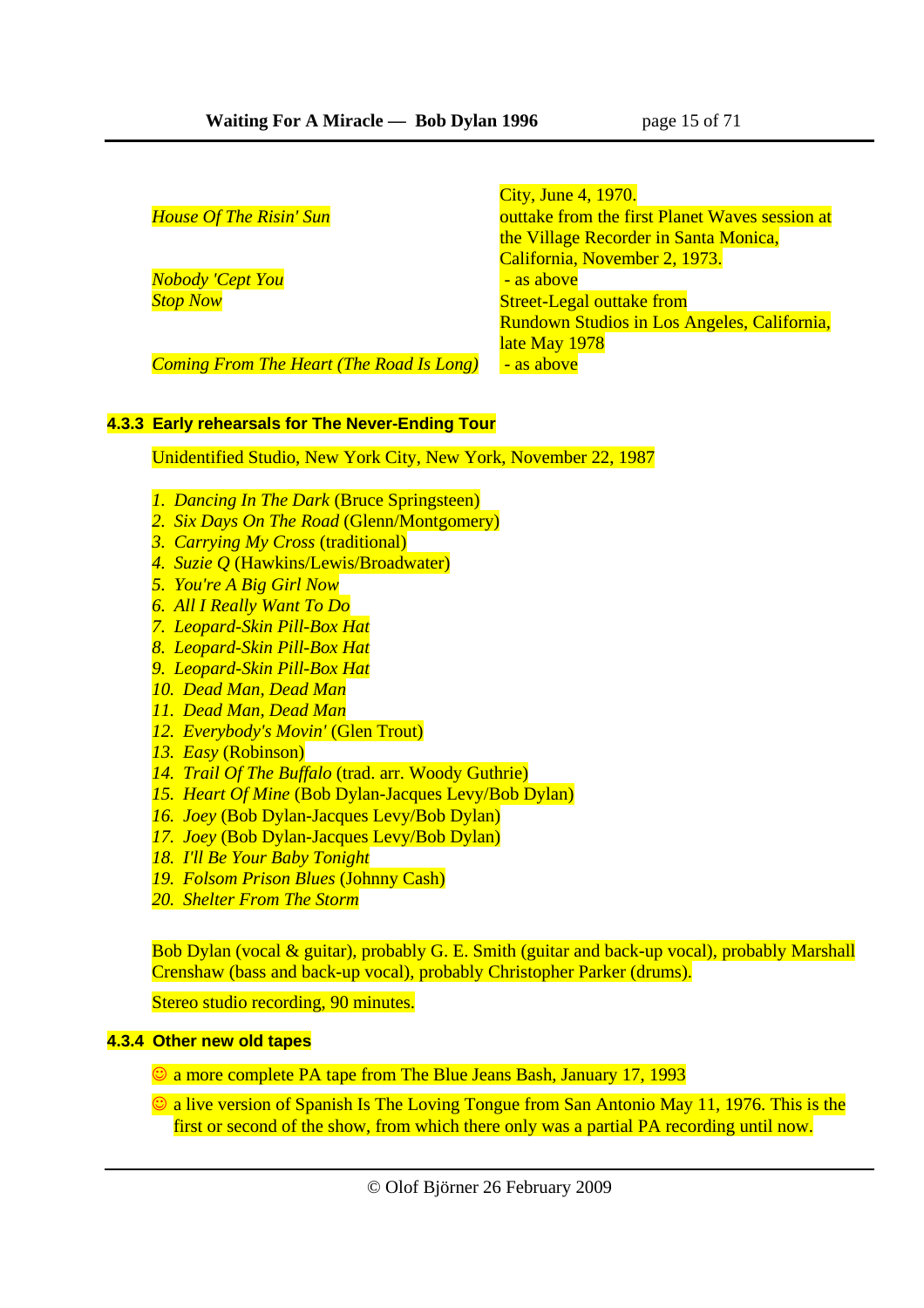| | City, June 4, 1970. |
|---|---|
| *House Of The Risin' Sun* | outtake from the first Planet Waves session at the Village Recorder in Santa Monica, California, November 2, 1973. |
| *Nobody 'Cept You* | - as above |
| *Stop Now* | Street-Legal outtake from Rundown Studios in Los Angeles, California, late May 1978 |
| *Coming From The Heart (The Road Is Long)* | - as above |

### 4.3.3 Early rehearsals for The Never-Ending Tour

Unidentified Studio, New York City, New York, November 22, 1987

1. *Dancing In The Dark* (Bruce Springsteen)
2. *Six Days On The Road* (Glenn/Montgomery)
3. *Carrying My Cross* (traditional)
4. *Suzie Q* (Hawkins/Lewis/Broadwater)
5. *You're A Big Girl Now*
6. *All I Really Want To Do*
7. *Leopard-Skin Pill-Box Hat*
8. *Leopard-Skin Pill-Box Hat*
9. *Leopard-Skin Pill-Box Hat*
10. *Dead Man, Dead Man*
11. *Dead Man, Dead Man*
12. *Everybody's Movin'* (Glen Trout)
13. *Easy* (Robinson)
14. *Trail Of The Buffalo* (trad. arr. Woody Guthrie)
15. *Heart Of Mine* (Bob Dylan-Jacques Levy/Bob Dylan)
16. *Joey* (Bob Dylan-Jacques Levy/Bob Dylan)
17. *Joey* (Bob Dylan-Jacques Levy/Bob Dylan)
18. *I'll Be Your Baby Tonight*
19. *Folsom Prison Blues* (Johnny Cash)
20. *Shelter From The Storm*

Bob Dylan (vocal & guitar), probably G. E. Smith (guitar and back-up vocal), probably Marshall Crenshaw (bass and back-up vocal), probably Christopher Parker (drums).

Stereo studio recording, 90 minutes.

### 4.3.4 Other new old tapes

- ☺ a more complete PA tape from The Blue Jeans Bash, January 17, 1993
- ☺ a live version of Spanish Is The Loving Tongue from San Antonio May 11, 1976. This is the first or second of the show, from which there only was a partial PA recording until now.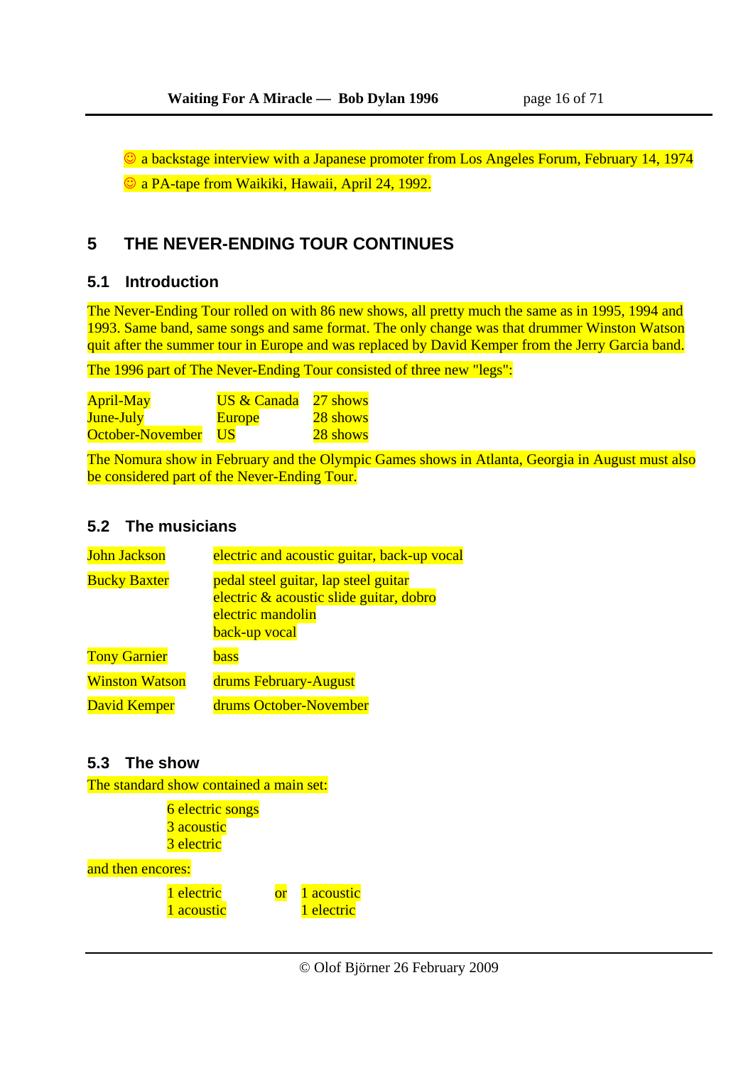☺ a backstage interview with a Japanese promoter from Los Angeles Forum, February 14, 1974

☺ a PA-tape from Waikiki, Hawaii, April 24, 1992.

# 5 THE NEVER-ENDING TOUR CONTINUES

## 5.1 Introduction

The Never-Ending Tour rolled on with 86 new shows, all pretty much the same as in 1995, 1994 and 1993. Same band, same songs and same format. The only change was that drummer Winston Watson quit after the summer tour in Europe and was replaced by David Kemper from the Jerry Garcia band.

The 1996 part of The Never-Ending Tour consisted of three new "legs":

| | | |
|---|---|---|
| April-May | US & Canada | 27 shows |
| June-July | Europe | 28 shows |
| October-November | US | 28 shows |

The Nomura show in February and the Olympic Games shows in Atlanta, Georgia in August must also be considered part of the Never-Ending Tour.

## 5.2 The musicians

| | |
|---|---|
| John Jackson | electric and acoustic guitar, back-up vocal |
| Bucky Baxter | pedal steel guitar, lap steel guitar<br>electric & acoustic slide guitar, dobro<br>electric mandolin<br>back-up vocal |
| Tony Garnier | bass |
| Winston Watson | drums February-August |
| David Kemper | drums October-November |

## 5.3 The show

The standard show contained a main set:

6 electric songs
3 acoustic
3 electric

and then encores:

| | | |
|---|---|---|
| 1 electric | or | 1 acoustic |
| 1 acoustic | | 1 electric |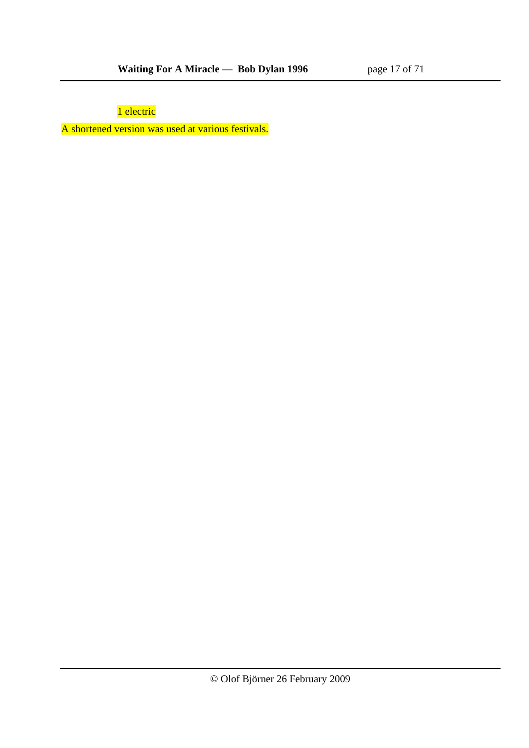1 electric

A shortened version was used at various festivals.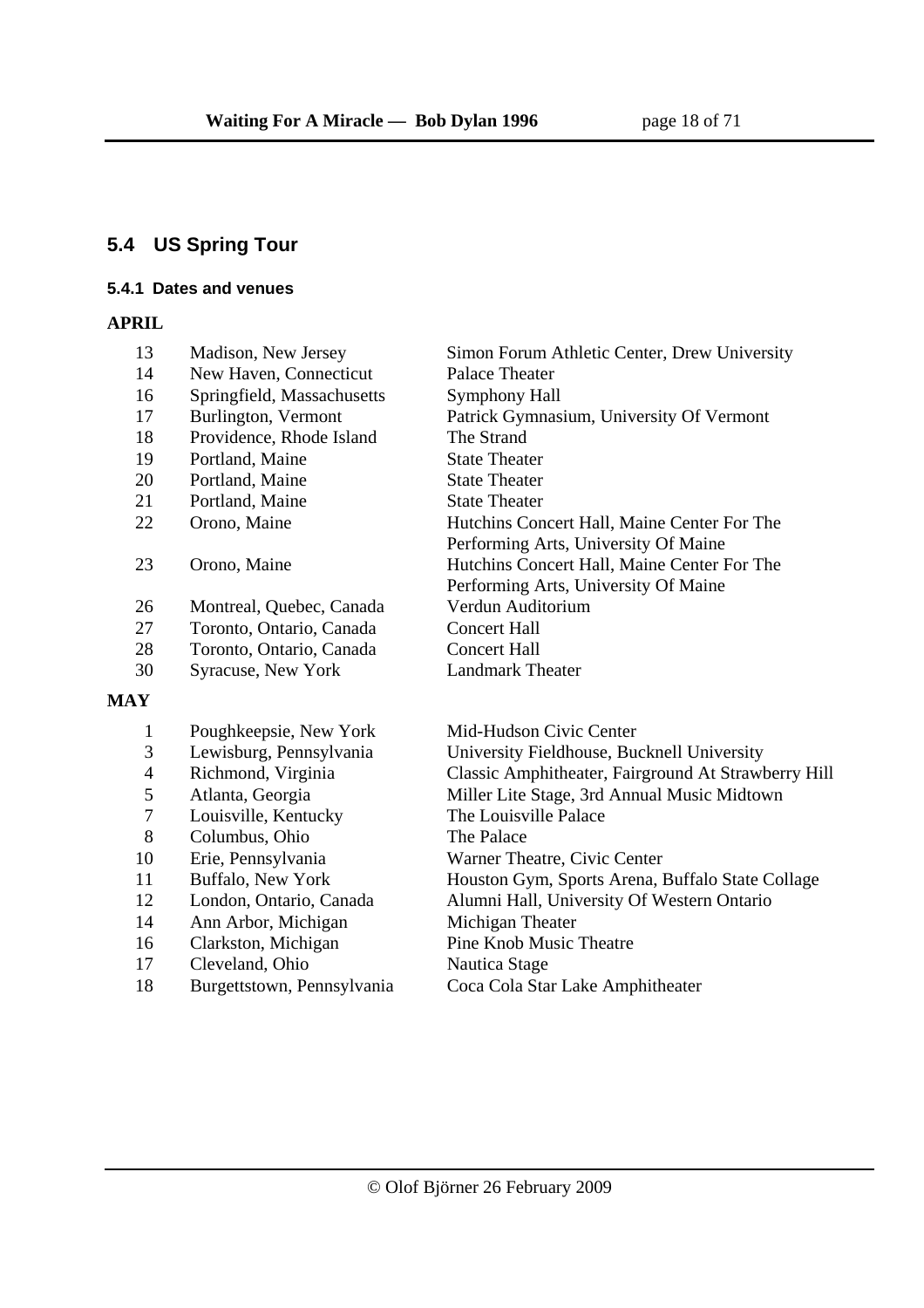## 5.4 US Spring Tour

### 5.4.1 Dates and venues

**APRIL**

| | | |
|---|---|---|
| 13 | Madison, New Jersey | Simon Forum Athletic Center, Drew University |
| 14 | New Haven, Connecticut | Palace Theater |
| 16 | Springfield, Massachusetts | Symphony Hall |
| 17 | Burlington, Vermont | Patrick Gymnasium, University Of Vermont |
| 18 | Providence, Rhode Island | The Strand |
| 19 | Portland, Maine | State Theater |
| 20 | Portland, Maine | State Theater |
| 21 | Portland, Maine | State Theater |
| 22 | Orono, Maine | Hutchins Concert Hall, Maine Center For The Performing Arts, University Of Maine |
| 23 | Orono, Maine | Hutchins Concert Hall, Maine Center For The Performing Arts, University Of Maine |
| 26 | Montreal, Quebec, Canada | Verdun Auditorium |
| 27 | Toronto, Ontario, Canada | Concert Hall |
| 28 | Toronto, Ontario, Canada | Concert Hall |
| 30 | Syracuse, New York | Landmark Theater |

**MAY**

| | | |
|---|---|---|
| 1 | Poughkeepsie, New York | Mid-Hudson Civic Center |
| 3 | Lewisburg, Pennsylvania | University Fieldhouse, Bucknell University |
| 4 | Richmond, Virginia | Classic Amphitheater, Fairground At Strawberry Hill |
| 5 | Atlanta, Georgia | Miller Lite Stage, 3rd Annual Music Midtown |
| 7 | Louisville, Kentucky | The Louisville Palace |
| 8 | Columbus, Ohio | The Palace |
| 10 | Erie, Pennsylvania | Warner Theatre, Civic Center |
| 11 | Buffalo, New York | Houston Gym, Sports Arena, Buffalo State Collage |
| 12 | London, Ontario, Canada | Alumni Hall, University Of Western Ontario |
| 14 | Ann Arbor, Michigan | Michigan Theater |
| 16 | Clarkston, Michigan | Pine Knob Music Theatre |
| 17 | Cleveland, Ohio | Nautica Stage |
| 18 | Burgettstown, Pennsylvania | Coca Cola Star Lake Amphitheater |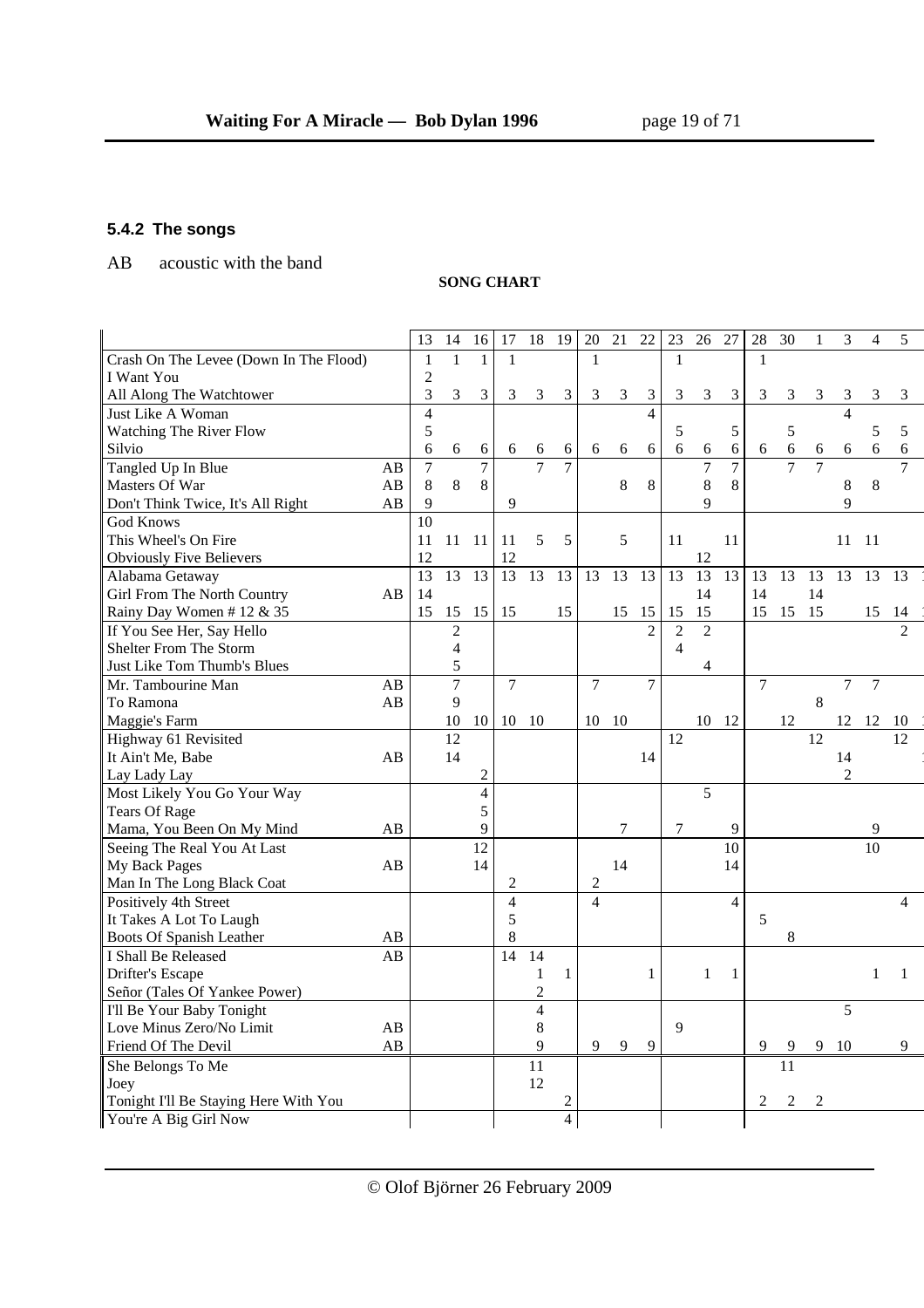### 5.4.2 The songs

AB acoustic with the band

**SONG CHART**

| | | 13 | 14 | 16 | 17 | 18 | 19 | 20 | 21 | 22 | 23 | 26 | 27 | 28 | 30 | 1 | 3 | 4 | 5 |
|---|---|---|---|---|---|---|---|---|---|---|---|---|---|---|---|---|---|---|---|
| Crash On The Levee (Down In The Flood) | | 1 | 1 | 1 | 1 | | | 1 | | | 1 | | | 1 | | | | | |
| I Want You | | 2 | | | | | | | | | | | | | | | | | |
| All Along The Watchtower | | 3 | 3 | 3 | 3 | 3 | 3 | 3 | 3 | 3 | 3 | 3 | 3 | 3 | 3 | 3 | 3 | 3 | 3 |
| Just Like A Woman | | 4 | | | | | | | | 4 | | | | | | | 4 | | |
| Watching The River Flow | | 5 | | | | | | | | | 5 | | 5 | | 5 | | | 5 | 5 |
| Silvio | | 6 | 6 | 6 | 6 | 6 | 6 | 6 | 6 | 6 | 6 | 6 | 6 | 6 | 6 | 6 | 6 | 6 | 6 |
| Tangled Up In Blue | AB | 7 | | 7 | | 7 | 7 | | | | | 7 | 7 | | 7 | 7 | | | 7 |
| Masters Of War | AB | 8 | 8 | 8 | | | | | 8 | 8 | | 8 | 8 | | | | 8 | 8 | |
| Don't Think Twice, It's All Right | AB | 9 | | | 9 | | | | | | | 9 | | | | | 9 | | |
| God Knows | | 10 | | | | | | | | | | | | | | | | | |
| This Wheel's On Fire | | 11 | 11 | 11 | 11 | 5 | 5 | | 5 | | 11 | | 11 | | | | 11 | 11 | |
| Obviously Five Believers | | 12 | | | 12 | | | | | | | 12 | | | | | | | |
| Alabama Getaway | | 13 | 13 | 13 | 13 | 13 | 13 | 13 | 13 | 13 | 13 | 13 | 13 | 13 | 13 | 13 | 13 | 13 | 13 |
| Girl From The North Country | AB | 14 | | | | | | | | | | 14 | | 14 | | 14 | | | |
| Rainy Day Women # 12 & 35 | | 15 | 15 | 15 | 15 | | 15 | | 15 | 15 | 15 | 15 | | 15 | 15 | 15 | | 15 | 14 |
| If You See Her, Say Hello | | | 2 | | | | | | | 2 | 2 | 2 | | | | | | | 2 |
| Shelter From The Storm | | | 4 | | | | | | | | 4 | | | | | | | | |
| Just Like Tom Thumb's Blues | | | 5 | | | | | | | | | 4 | | | | | | | |
| Mr. Tambourine Man | AB | | 7 | | 7 | | | 7 | | 7 | | | | 7 | | | 7 | 7 | |
| To Ramona | AB | | 9 | | | | | | | | | | | | | 8 | | | |
| Maggie's Farm | | | 10 | 10 | 10 | 10 | | 10 | 10 | | | 10 | 12 | | 12 | | 12 | 12 | 10 |
| Highway 61 Revisited | | | 12 | | | | | | | | 12 | | | | | 12 | | | 12 |
| It Ain't Me, Babe | AB | | 14 | | | | | | | 14 | | | | | | | 14 | | |
| Lay Lady Lay | | | | 2 | | | | | | | | | | | | | 2 | | |
| Most Likely You Go Your Way | | | | 4 | | | | | | | | 5 | | | | | | | |
| Tears Of Rage | | | | 5 | | | | | | | | | | | | | | | |
| Mama, You Been On My Mind | AB | | | 9 | | | | | 7 | | 7 | | 9 | | | | | 9 | |
| Seeing The Real You At Last | | | | 12 | | | | | | | | | 10 | | | | | 10 | |
| My Back Pages | AB | | | 14 | | | | | 14 | | | | 14 | | | | | | |
| Man In The Long Black Coat | | | | | 2 | | | 2 | | | | | | | | | | | |
| Positively 4th Street | | | | | 4 | | | 4 | | | | | 4 | | | | | | 4 |
| It Takes A Lot To Laugh | | | | | 5 | | | | | | | | | 5 | | | | | |
| Boots Of Spanish Leather | AB | | | | 8 | | | | | | | | | | 8 | | | | |
| I Shall Be Released | AB | | | | 14 | 14 | | | | | | | | | | | | | |
| Drifter's Escape | | | | | | 1 | 1 | | | 1 | | 1 | 1 | | | | | 1 | 1 |
| Señor (Tales Of Yankee Power) | | | | | | 2 | | | | | | | | | | | | | |
| I'll Be Your Baby Tonight | | | | | | 4 | | | | | | | | | | | 5 | | |
| Love Minus Zero/No Limit | AB | | | | | 8 | | | | | 9 | | | | | | | | |
| Friend Of The Devil | AB | | | | | 9 | | 9 | 9 | 9 | | | | 9 | 9 | 9 | 10 | | 9 |
| She Belongs To Me | | | | | | 11 | | | | | | | | | 11 | | | | |
| Joey | | | | | | 12 | | | | | | | | | | | | | |
| Tonight I'll Be Staying Here With You | | | | | | | 2 | | | | | | | 2 | 2 | 2 | | | |
| You're A Big Girl Now | | | | | | | 4 | | | | | | | | | | | | |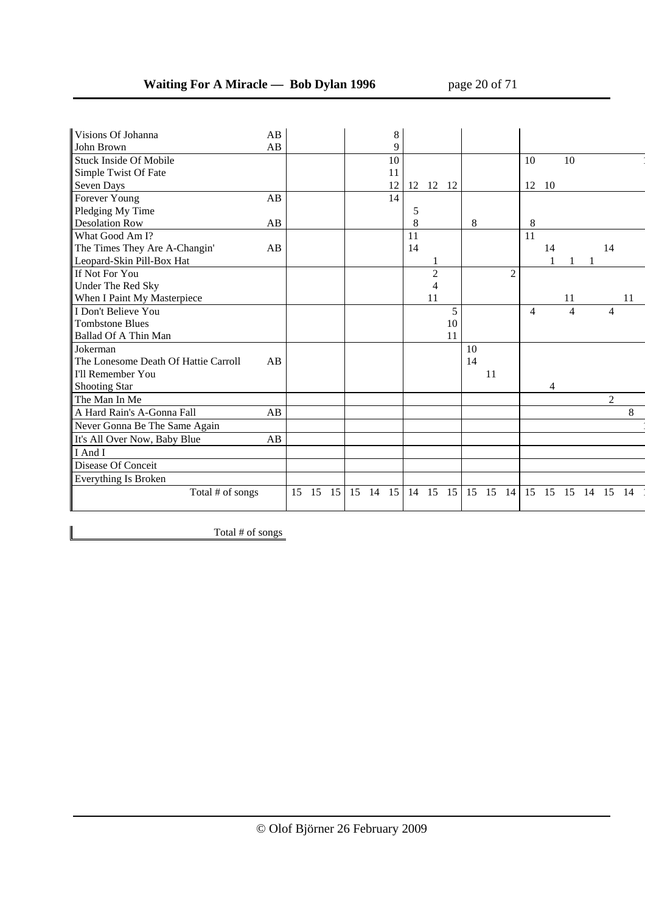| Song | | | | | | | | | | | | | | | | | | | |
|---|---|---|---|---|---|---|---|---|---|---|---|---|---|---|---|---|---|---|---|
| Visions Of Johanna | AB | | | | | | 8 | | | | | | | | | | | | |
| John Brown | AB | | | | | | 9 | | | | | | | | | | | | |
| Stuck Inside Of Mobile | | | | | | | 10 | | | | | | | 10 | | 10 | | | |
| Simple Twist Of Fate | | | | | | | 11 | | | | | | | | | | | | |
| Seven Days | | | | | | | 12 | 12 | 12 | 12 | | | | 12 | 10 | | | | |
| Forever Young | AB | | | | | | 14 | | | | | | | | | | | | |
| Pledging My Time | | | | | | | | 5 | | | | | | | | | | | |
| Desolation Row | AB | | | | | | | 8 | | | 8 | | | 8 | | | | | |
| What Good Am I? | | | | | | | | 11 | | | | | | 11 | | | | | |
| The Times They Are A-Changin' | AB | | | | | | | 14 | | | | | | | 14 | | | 14 | |
| Leopard-Skin Pill-Box Hat | | | | | | | | | 1 | | | | | | 1 | 1 | 1 | | |
| If Not For You | | | | | | | | | 2 | | | | 2 | | | | | | |
| Under The Red Sky | | | | | | | | | 4 | | | | | | | | | | |
| When I Paint My Masterpiece | | | | | | | | | 11 | | | | | | | 11 | | | 11 |
| I Don't Believe You | | | | | | | | | | 5 | | | | 4 | | 4 | | 4 | |
| Tombstone Blues | | | | | | | | | | 10 | | | | | | | | | |
| Ballad Of A Thin Man | | | | | | | | | | 11 | | | | | | | | | |
| Jokerman | | | | | | | | | | | 10 | | | | | | | | |
| The Lonesome Death Of Hattie Carroll | AB | | | | | | | | | | 14 | | | | | | | | |
| I'll Remember You | | | | | | | | | | | | 11 | | | | | | | |
| Shooting Star | | | | | | | | | | | | | | | 4 | | | | |
| The Man In Me | | | | | | | | | | | | | | | | | | 2 | |
| A Hard Rain's A-Gonna Fall | AB | | | | | | | | | | | | | | | | | | 8 |
| Never Gonna Be The Same Again | | | | | | | | | | | | | | | | | | | |
| It's All Over Now, Baby Blue | AB | | | | | | | | | | | | | | | | | | |
| I And I | | | | | | | | | | | | | | | | | | | |
| Disease Of Conceit | | | | | | | | | | | | | | | | | | | |
| Everything Is Broken | | | | | | | | | | | | | | | | | | | |
| Total # of songs | | 15 | 15 | 15 | 15 | 14 | 15 | 14 | 15 | 15 | 15 | 15 | 14 | 15 | 15 | 15 | 14 | 15 | 14 |

| Total # of songs |
|---|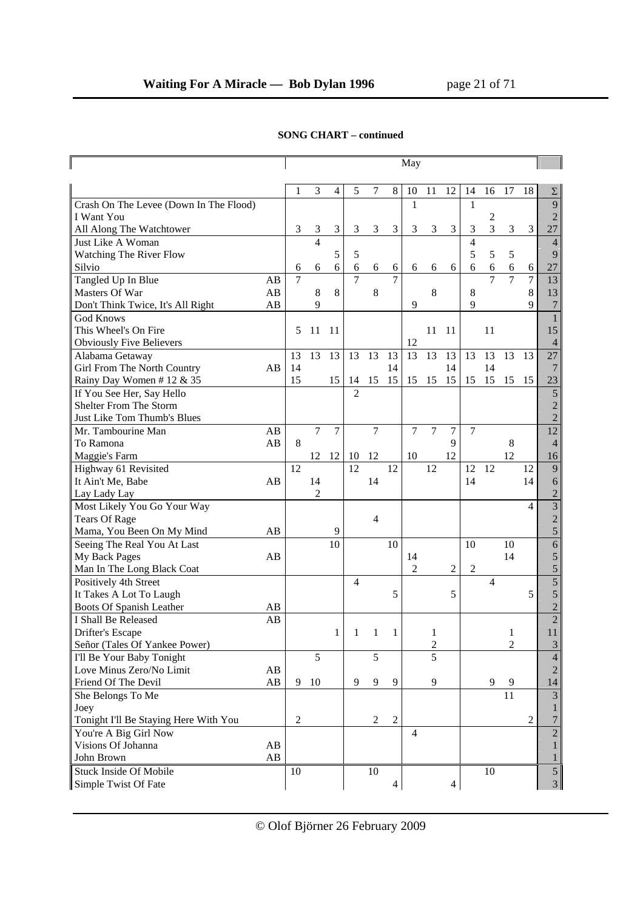**SONG CHART – continued**

| | | May | | | | | | | | | | | | | | |
|---|---|---|---|---|---|---|---|---|---|---|---|---|---|---|---|---|
| | | 1 | 3 | 4 | 5 | 7 | 8 | 10 | 11 | 12 | 14 | 16 | 17 | 18 | Σ |
| Crash On The Levee (Down In The Flood) | | | | | | | | 1 | | | 1 | | | | 9 |
| I Want You | | | | | | | | | | | | 2 | | | 2 |
| All Along The Watchtower | | 3 | 3 | 3 | 3 | 3 | 3 | 3 | 3 | 3 | 3 | 3 | 3 | 3 | 27 |
| Just Like A Woman | | | 4 | | | | | | | | 4 | | | | 4 |
| Watching The River Flow | | | | 5 | 5 | | | | | | 5 | 5 | 5 | | 9 |
| Silvio | | 6 | 6 | 6 | 6 | 6 | 6 | 6 | 6 | 6 | 6 | 6 | 6 | 6 | 27 |
| Tangled Up In Blue | AB | 7 | | | 7 | | 7 | | | | | 7 | 7 | 7 | 13 |
| Masters Of War | AB | | 8 | 8 | | 8 | | | 8 | | 8 | | | 8 | 13 |
| Don't Think Twice, It's All Right | AB | | 9 | | | | | 9 | | | 9 | | | 9 | 7 |
| God Knows | | | | | | | | | | | | | | | 1 |
| This Wheel's On Fire | | 5 | 11 | 11 | | | | | 11 | 11 | | 11 | | | 15 |
| Obviously Five Believers | | | | | | | | 12 | | | | | | | 4 |
| Alabama Getaway | | 13 | 13 | 13 | 13 | 13 | 13 | 13 | 13 | 13 | 13 | 13 | 13 | 13 | 27 |
| Girl From The North Country | AB | 14 | | | | | 14 | | | 14 | | 14 | | | 7 |
| Rainy Day Women # 12 & 35 | | 15 | | 15 | 14 | 15 | 15 | 15 | 15 | 15 | 15 | 15 | 15 | 15 | 23 |
| If You See Her, Say Hello | | | | | 2 | | | | | | | | | | 5 |
| Shelter From The Storm | | | | | | | | | | | | | | | 2 |
| Just Like Tom Thumb's Blues | | | | | | | | | | | | | | | 2 |
| Mr. Tambourine Man | AB | | 7 | 7 | | 7 | | 7 | 7 | 7 | 7 | | | | 12 |
| To Ramona | AB | 8 | | | | | | | | 9 | | | 8 | | 4 |
| Maggie's Farm | | | 12 | 12 | 10 | 12 | | 10 | | 12 | | | 12 | | 16 |
| Highway 61 Revisited | | 12 | | | 12 | | 12 | | 12 | | 12 | 12 | | 12 | 9 |
| It Ain't Me, Babe | AB | | 14 | | | 14 | | | | | 14 | | | 14 | 6 |
| Lay Lady Lay | | | 2 | | | | | | | | | | | | 2 |
| Most Likely You Go Your Way | | | | | | | | | | | | | | 4 | 3 |
| Tears Of Rage | | | | | | 4 | | | | | | | | | 2 |
| Mama, You Been On My Mind | AB | | | 9 | | | | | | | | | | | 5 |
| Seeing The Real You At Last | | | | 10 | | | 10 | | | | 10 | | 10 | | 6 |
| My Back Pages | AB | | | | | | | 14 | | | | | 14 | | 5 |
| Man In The Long Black Coat | | | | | | | | 2 | | 2 | 2 | | | | 5 |
| Positively 4th Street | | | | | 4 | | | | | | | 4 | | | 5 |
| It Takes A Lot To Laugh | | | | | | | 5 | | | 5 | | | | 5 | 5 |
| Boots Of Spanish Leather | AB | | | | | | | | | | | | | | 2 |
| I Shall Be Released | AB | | | | | | | | | | | | | | 2 |
| Drifter's Escape | | | | 1 | 1 | 1 | 1 | | 1 | | | | 1 | | 11 |
| Señor (Tales Of Yankee Power) | | | | | | | | | 2 | | | | 2 | | 3 |
| I'll Be Your Baby Tonight | | | 5 | | | 5 | | | 5 | | | | | | 4 |
| Love Minus Zero/No Limit | AB | | | | | | | | | | | | | | 2 |
| Friend Of The Devil | AB | 9 | 10 | | 9 | 9 | 9 | | 9 | | | 9 | 9 | | 14 |
| She Belongs To Me | | | | | | | | | | | | | 11 | | 3 |
| Joey | | | | | | | | | | | | | | | 1 |
| Tonight I'll Be Staying Here With You | | 2 | | | | 2 | 2 | | | | | | | 2 | 7 |
| You're A Big Girl Now | | | | | | | | 4 | | | | | | | 2 |
| Visions Of Johanna | AB | | | | | | | | | | | | | | 1 |
| John Brown | AB | | | | | | | | | | | | | | 1 |
| Stuck Inside Of Mobile | | 10 | | | | 10 | | | | | | 10 | | | 5 |
| Simple Twist Of Fate | | | | | | | 4 | | | 4 | | | | | 3 |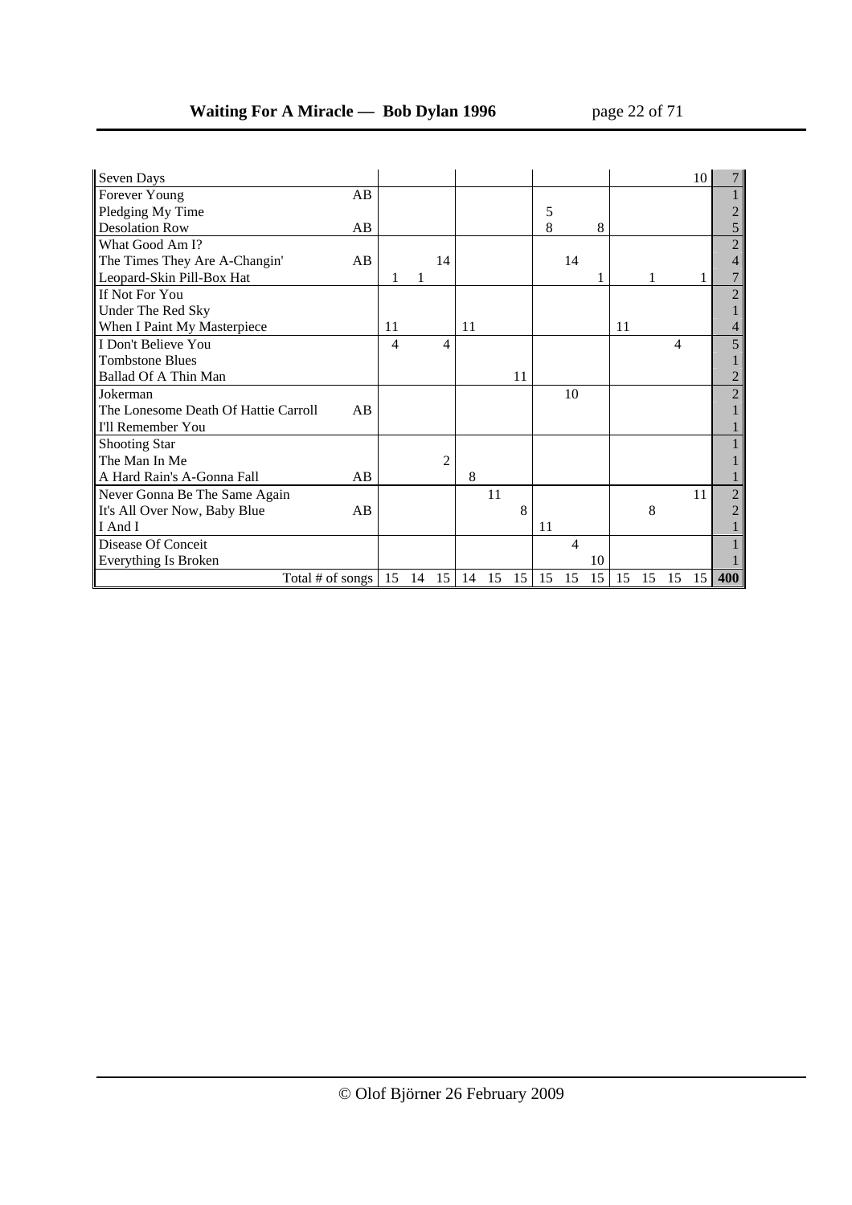| Song | | | | | | | | | | | | | | | Total |
|---|---|---|---|---|---|---|---|---|---|---|---|---|---|---|---|
| Seven Days | | | | | | | | | | | | | | 10 | 7 |
| Forever Young | AB | | | | | | | | | | | | | | 1 |
| Pledging My Time | | | | | | | | 5 | | | | | | | 2 |
| Desolation Row | AB | | | | | | | 8 | | 8 | | | | | 5 |
| What Good Am I? | | | | | | | | | | | | | | | 2 |
| The Times They Are A-Changin' | AB | | | 14 | | | | | 14 | | | | | | 4 |
| Leopard-Skin Pill-Box Hat | | 1 | 1 | | | | | | | 1 | | 1 | | 1 | 7 |
| If Not For You | | | | | | | | | | | | | | | 2 |
| Under The Red Sky | | | | | | | | | | | | | | | 1 |
| When I Paint My Masterpiece | | 11 | | | 11 | | | | | | 11 | | | | 4 |
| I Don't Believe You | | 4 | | 4 | | | | | | | | | 4 | | 5 |
| Tombstone Blues | | | | | | | | | | | | | | | 1 |
| Ballad Of A Thin Man | | | | | | | 11 | | | | | | | | 2 |
| Jokerman | | | | | | | | | 10 | | | | | | 2 |
| The Lonesome Death Of Hattie Carroll | AB | | | | | | | | | | | | | | 1 |
| I'll Remember You | | | | | | | | | | | | | | | 1 |
| Shooting Star | | | | | | | | | | | | | | | 1 |
| The Man In Me | | | | 2 | | | | | | | | | | | 1 |
| A Hard Rain's A-Gonna Fall | AB | | | | 8 | | | | | | | | | | 1 |
| Never Gonna Be The Same Again | | | | | | 11 | | | | | | | | 11 | 2 |
| It's All Over Now, Baby Blue | AB | | | | | | 8 | | | | | 8 | | | 2 |
| I And I | | | | | | | | 11 | | | | | | | 1 |
| Disease Of Conceit | | | | | | | | | 4 | | | | | | 1 |
| Everything Is Broken | | | | | | | | | | 10 | | | | | 1 |
| Total # of songs | | 15 | 14 | 15 | 14 | 15 | 15 | 15 | 15 | 15 | 15 | 15 | 15 | 15 | **400** |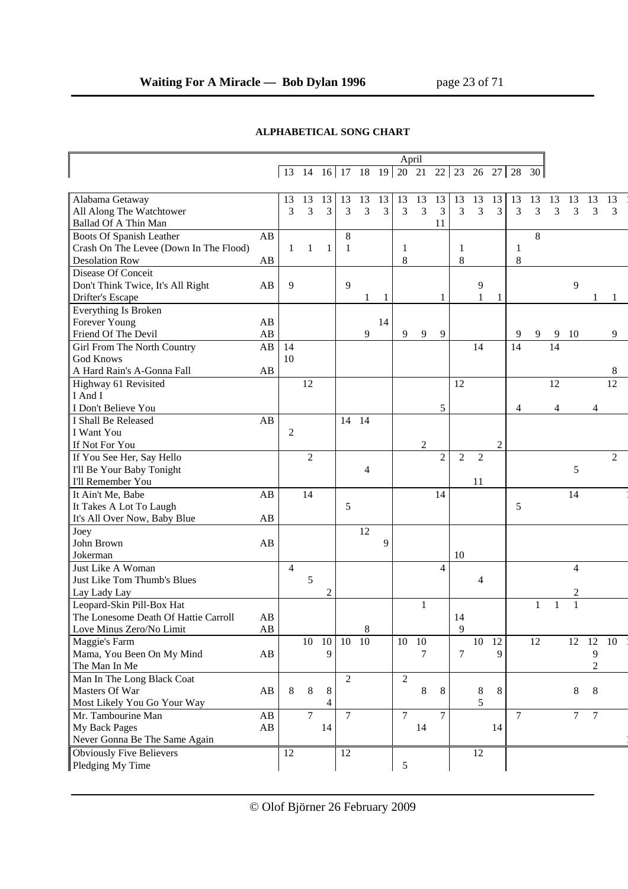## ALPHABETICAL SONG CHART

| | | April | | | | | | | | | | | | | | | | | | |
|---|---|---|---|---|---|---|---|---|---|---|---|---|---|---|---|---|---|---|---|---|
| | | 13 | 14 | 16 | 17 | 18 | 19 | 20 | 21 | 22 | 23 | 26 | 27 | 28 | 30 | | | | | |
| Alabama Getaway | | 13 | 13 | 13 | 13 | 13 | 13 | 13 | 13 | 13 | 13 | 13 | 13 | 13 | 13 | 13 | 13 | 13 | 13 | 1 |
| All Along The Watchtower | | 3 | 3 | 3 | 3 | 3 | 3 | 3 | 3 | 3 | 3 | 3 | 3 | 3 | 3 | 3 | 3 | 3 | 3 | |
| Ballad Of A Thin Man | | | | | | | | | | 11 | | | | | | | | | | |
| Boots Of Spanish Leather | AB | | | | 8 | | | | | | | | | | 8 | | | | | |
| Crash On The Levee (Down In The Flood) | | 1 | 1 | 1 | 1 | | | 1 | | | 1 | | | 1 | | | | | | |
| Desolation Row | AB | | | | | | | 8 | | | 8 | | | 8 | | | | | | |
| Disease Of Conceit | | | | | | | | | | | | | | | | | | | | |
| Don't Think Twice, It's All Right | AB | 9 | | | 9 | | | | | | | 9 | | | | | 9 | | | |
| Drifter's Escape | | | | | | 1 | 1 | | | 1 | | 1 | 1 | | | | | 1 | 1 | |
| Everything Is Broken | | | | | | | | | | | | | | | | | | | | |
| Forever Young | AB | | | | | | 14 | | | | | | | | | | | | | |
| Friend Of The Devil | AB | | | | | 9 | | 9 | 9 | 9 | | | | 9 | 9 | 9 | 10 | | 9 | |
| Girl From The North Country | AB | 14 | | | | | | | | | | 14 | | 14 | | 14 | | | | |
| God Knows | | 10 | | | | | | | | | | | | | | | | | | |
| A Hard Rain's A-Gonna Fall | AB | | | | | | | | | | | | | | | | | | 8 | |
| Highway 61 Revisited | | | 12 | | | | | | | | 12 | | | | | 12 | | | 12 | |
| I And I | | | | | | | | | | | | | | | | | | | | |
| I Don't Believe You | | | | | | | | | | 5 | | | | 4 | | 4 | | 4 | | |
| I Shall Be Released | AB | | | | 14 | 14 | | | | | | | | | | | | | | |
| I Want You | | 2 | | | | | | | | | | | | | | | | | | |
| If Not For You | | | | | | | | | 2 | | | | 2 | | | | | | | |
| If You See Her, Say Hello | | | 2 | | | | | | | 2 | 2 | 2 | | | | | | | 2 | |
| I'll Be Your Baby Tonight | | | | | | 4 | | | | | | | | | | | 5 | | | |
| I'll Remember You | | | | | | | | | | | | 11 | | | | | | | | |
| It Ain't Me, Babe | AB | | 14 | | | | | | | 14 | | | | | | | 14 | | | 1 |
| It Takes A Lot To Laugh | | | | | 5 | | | | | | | | | 5 | | | | | | |
| It's All Over Now, Baby Blue | AB | | | | | | | | | | | | | | | | | | | |
| Joey | | | | | | 12 | | | | | | | | | | | | | | |
| John Brown | AB | | | | | | 9 | | | | | | | | | | | | | |
| Jokerman | | | | | | | | | | | 10 | | | | | | | | | |
| Just Like A Woman | | 4 | | | | | | | | 4 | | | | | | | 4 | | | |
| Just Like Tom Thumb's Blues | | | 5 | | | | | | | | | 4 | | | | | | | | |
| Lay Lady Lay | | | | 2 | | | | | | | | | | | | | 2 | | | |
| Leopard-Skin Pill-Box Hat | | | | | | | | | 1 | | | | | | 1 | 1 | 1 | | | |
| The Lonesome Death Of Hattie Carroll | AB | | | | | | | | | | 14 | | | | | | | | | |
| Love Minus Zero/No Limit | AB | | | | | 8 | | | | | 9 | | | | | | | | | |
| Maggie's Farm | | | 10 | 10 | 10 | 10 | | 10 | 10 | | | 10 | 12 | | 12 | | 12 | 12 | 10 | 1 |
| Mama, You Been On My Mind | AB | | | 9 | | | | | 7 | | 7 | | 9 | | | | | 9 | | |
| The Man In Me | | | | | | | | | | | | | | | | | | 2 | | |
| Man In The Long Black Coat | | | | | 2 | | | 2 | | | | | | | | | | | | |
| Masters Of War | AB | 8 | 8 | 8 | | | | | 8 | 8 | | 8 | 8 | | | | 8 | 8 | | |
| Most Likely You Go Your Way | | | | 4 | | | | | | | | 5 | | | | | | | | |
| Mr. Tambourine Man | AB | | 7 | | 7 | | | 7 | | 7 | | | | 7 | | | 7 | 7 | | |
| My Back Pages | AB | | | 14 | | | | | 14 | | | | 14 | | | | | | | |
| Never Gonna Be The Same Again | | | | | | | | | | | | | | | | | | | | 1 |
| Obviously Five Believers | | 12 | | | 12 | | | | | | | 12 | | | | | | | | |
| Pledging My Time | | | | | | | | 5 | | | | | | | | | | | | |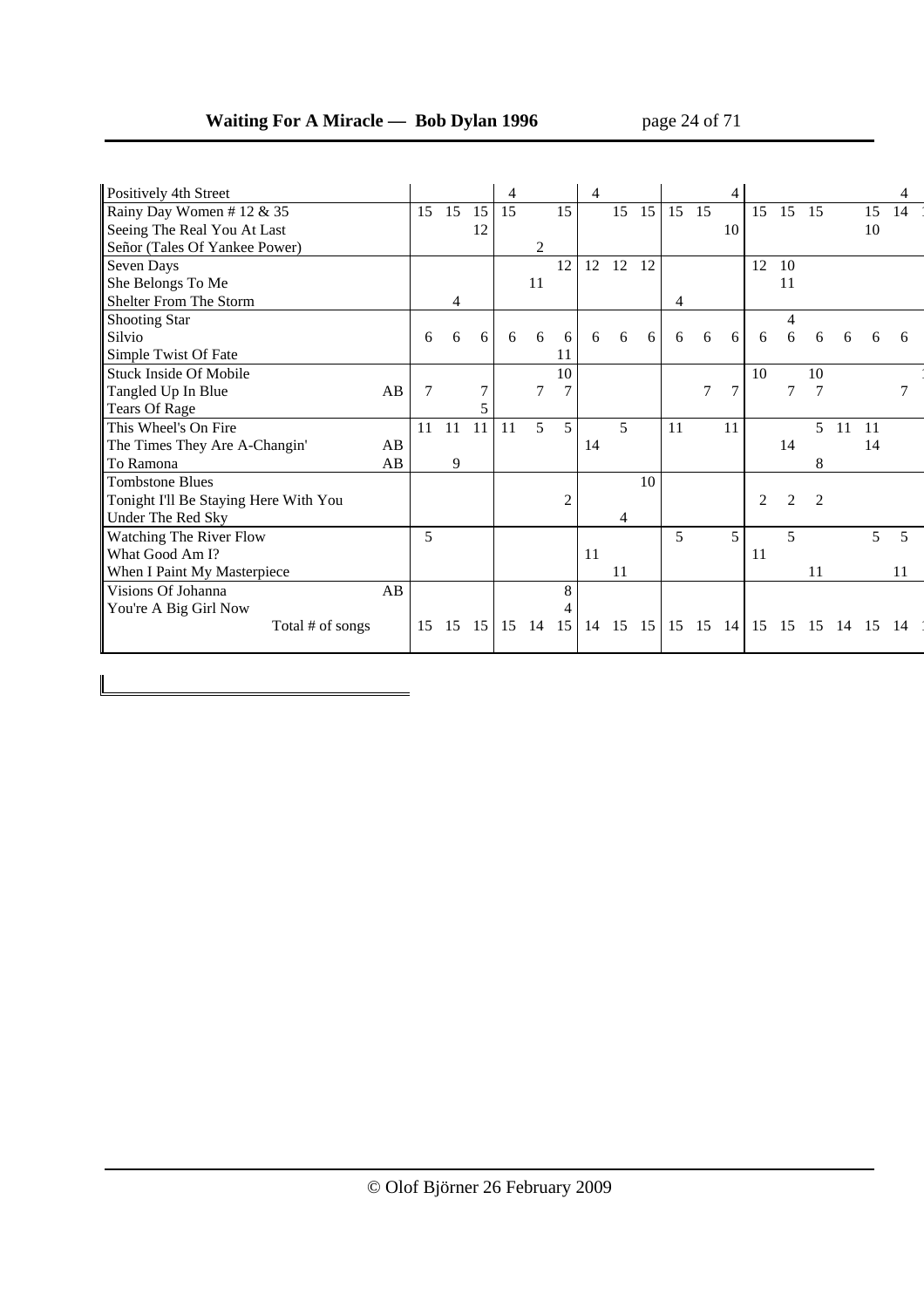| Song | | | | | | | | | | | | | | | | | | | |
|---|---|---|---|---|---|---|---|---|---|---|---|---|---|---|---|---|---|---|---|
| Positively 4th Street | | | | | 4 | | | 4 | | | | | 4 | | | | | | 4 |
| Rainy Day Women # 12 & 35 | | 15 | 15 | 15 | 15 | | 15 | | 15 | 15 | 15 | 15 | | 15 | 15 | 15 | | 15 | 14 |
| Seeing The Real You At Last | | | | 12 | | | | | | | | | 10 | | | | | 10 | |
| Señor (Tales Of Yankee Power) | | | | | | 2 | | | | | | | | | | | | | |
| Seven Days | | | | | | | 12 | 12 | 12 | 12 | | | | 12 | 10 | | | | |
| She Belongs To Me | | | | | | 11 | | | | | | | | | 11 | | | | |
| Shelter From The Storm | | | 4 | | | | | | | | 4 | | | | | | | | |
| Shooting Star | | | | | | | | | | | | | | | 4 | | | | |
| Silvio | | 6 | 6 | 6 | 6 | 6 | 6 | 6 | 6 | 6 | 6 | 6 | 6 | 6 | 6 | 6 | 6 | 6 | 6 |
| Simple Twist Of Fate | | | | | | | 11 | | | | | | | | | | | | |
| Stuck Inside Of Mobile | | | | | | | 10 | | | | | | | 10 | | 10 | | | |
| Tangled Up In Blue | AB | 7 | | 7 | | 7 | 7 | | | | | 7 | 7 | | 7 | 7 | | | 7 |
| Tears Of Rage | | | | 5 | | | | | | | | | | | | | | | |
| This Wheel's On Fire | | 11 | 11 | 11 | 11 | 5 | 5 | | 5 | | 11 | | 11 | | | 5 | 11 | 11 | |
| The Times They Are A-Changin' | AB | | | | | | | 14 | | | | | | | 14 | | | 14 | |
| To Ramona | AB | | 9 | | | | | | | | | | | | | 8 | | | |
| Tombstone Blues | | | | | | | | | | 10 | | | | | | | | | |
| Tonight I'll Be Staying Here With You | | | | | | | 2 | | | | | | | 2 | 2 | 2 | | | |
| Under The Red Sky | | | | | | | | | 4 | | | | | | | | | | |
| Watching The River Flow | | 5 | | | | | | | | | 5 | | 5 | | 5 | | | 5 | 5 |
| What Good Am I? | | | | | | | | 11 | | | | | | 11 | | | | | |
| When I Paint My Masterpiece | | | | | | | | | 11 | | | | | | | 11 | | | 11 |
| Visions Of Johanna | AB | | | | | | 8 | | | | | | | | | | | | |
| You're A Big Girl Now | | | | | | | 4 | | | | | | | | | | | | |
| Total # of songs | | 15 | 15 | 15 | 15 | 14 | 15 | 14 | 15 | 15 | 15 | 15 | 14 | 15 | 15 | 15 | 14 | 15 | 14 |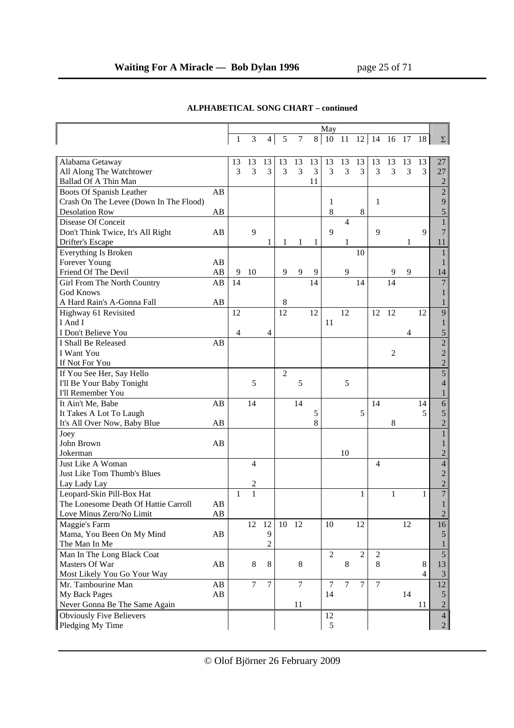## ALPHABETICAL SONG CHART – continued

| | | May | | | | | | | | | | | | | |
|---|---|---|---|---|---|---|---|---|---|---|---|---|---|---|---|
| | | 1 | 3 | 4 | 5 | 7 | 8 | 10 | 11 | 12 | 14 | 16 | 17 | 18 | Σ |
| Alabama Getaway | | 13 | 13 | 13 | 13 | 13 | 13 | 13 | 13 | 13 | 13 | 13 | 13 | 13 | 27 |
| All Along The Watchtower | | 3 | 3 | 3 | 3 | 3 | 3 | 3 | 3 | 3 | 3 | 3 | 3 | 3 | 27 |
| Ballad Of A Thin Man | | | | | | | 11 | | | | | | | | 2 |
| Boots Of Spanish Leather | AB | | | | | | | | | | | | | | 2 |
| Crash On The Levee (Down In The Flood) | | | | | | | | 1 | | | 1 | | | | 9 |
| Desolation Row | AB | | | | | | | 8 | | 8 | | | | | 5 |
| Disease Of Conceit | | | | | | | | | 4 | | | | | | 1 |
| Don't Think Twice, It's All Right | AB | | 9 | | | | | 9 | | | 9 | | | 9 | 7 |
| Drifter's Escape | | | | 1 | 1 | 1 | 1 | | 1 | | | | 1 | | 11 |
| Everything Is Broken | | | | | | | | | | 10 | | | | | 1 |
| Forever Young | AB | | | | | | | | | | | | | | 1 |
| Friend Of The Devil | AB | 9 | 10 | | 9 | 9 | 9 | | 9 | | | 9 | 9 | | 14 |
| Girl From The North Country | AB | 14 | | | | | 14 | | | 14 | | 14 | | | 7 |
| God Knows | | | | | | | | | | | | | | | 1 |
| A Hard Rain's A-Gonna Fall | AB | | | | 8 | | | | | | | | | | 1 |
| Highway 61 Revisited | | 12 | | | 12 | | 12 | | 12 | | 12 | 12 | | 12 | 9 |
| I And I | | | | | | | | 11 | | | | | | | 1 |
| I Don't Believe You | | 4 | | 4 | | | | | | | | | 4 | | 5 |
| I Shall Be Released | AB | | | | | | | | | | | | | | 2 |
| I Want You | | | | | | | | | | | | 2 | | | 2 |
| If Not For You | | | | | | | | | | | | | | | 2 |
| If You See Her, Say Hello | | | | | 2 | | | | | | | | | | 5 |
| I'll Be Your Baby Tonight | | | 5 | | | 5 | | | 5 | | | | | | 4 |
| I'll Remember You | | | | | | | | | | | | | | | 1 |
| It Ain't Me, Babe | AB | | 14 | | | 14 | | | | | 14 | | | 14 | 6 |
| It Takes A Lot To Laugh | | | | | | | 5 | | | 5 | | | | 5 | 5 |
| It's All Over Now, Baby Blue | AB | | | | | | 8 | | | | | 8 | | | 2 |
| Joey | | | | | | | | | | | | | | | 1 |
| John Brown | AB | | | | | | | | | | | | | | 1 |
| Jokerman | | | | | | | | | 10 | | | | | | 2 |
| Just Like A Woman | | | 4 | | | | | | | | 4 | | | | 4 |
| Just Like Tom Thumb's Blues | | | | | | | | | | | | | | | 2 |
| Lay Lady Lay | | | 2 | | | | | | | | | | | | 2 |
| Leopard-Skin Pill-Box Hat | | 1 | 1 | | | | | | | 1 | | 1 | | 1 | 7 |
| The Lonesome Death Of Hattie Carroll | AB | | | | | | | | | | | | | | 1 |
| Love Minus Zero/No Limit | AB | | | | | | | | | | | | | | 2 |
| Maggie's Farm | | | 12 | 12 | 10 | 12 | | 10 | | 12 | | | 12 | | 16 |
| Mama, You Been On My Mind | AB | | | 9 | | | | | | | | | | | 5 |
| The Man In Me | | | | 2 | | | | | | | | | | | 1 |
| Man In The Long Black Coat | | | | | | | | 2 | | 2 | 2 | | | | 5 |
| Masters Of War | AB | | 8 | 8 | | 8 | | | 8 | | 8 | | | 8 | 13 |
| Most Likely You Go Your Way | | | | | | | | | | | | | | 4 | 3 |
| Mr. Tambourine Man | AB | | 7 | 7 | | 7 | | 7 | 7 | 7 | 7 | | | | 12 |
| My Back Pages | AB | | | | | | | 14 | | | | | 14 | | 5 |
| Never Gonna Be The Same Again | | | | | | 11 | | | | | | | | 11 | 2 |
| Obviously Five Believers | | | | | | | | 12 | | | | | | | 4 |
| Pledging My Time | | | | | | | | 5 | | | | | | | 2 |

© Olof Björner 26 February 2009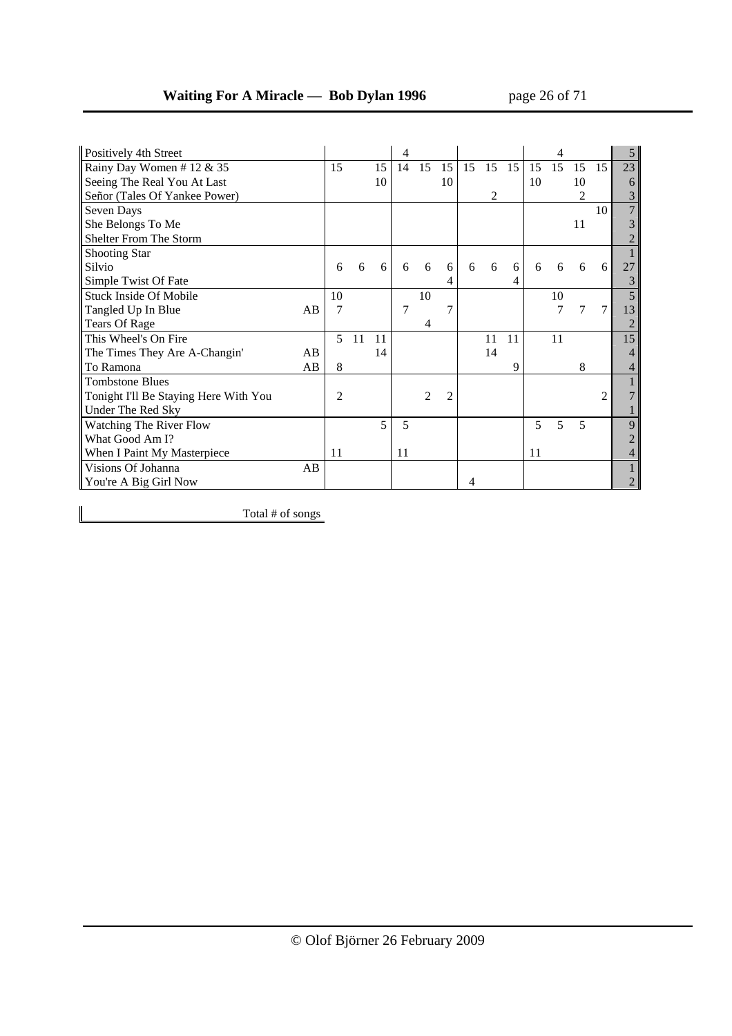| Song | | | | | | | | | | | | | | | Total |
|---|---|---|---|---|---|---|---|---|---|---|---|---|---|---|---|
| Positively 4th Street | | | | | 4 | | | | | | | 4 | | | 5 |
| Rainy Day Women # 12 & 35 | | 15 | | 15 | 14 | 15 | 15 | 15 | 15 | 15 | 15 | 15 | 15 | 15 | 23 |
| Seeing The Real You At Last | | | | 10 | | | 10 | | | | 10 | | 10 | | 6 |
| Señor (Tales Of Yankee Power) | | | | | | | | | 2 | | | | 2 | | 3 |
| Seven Days | | | | | | | | | | | | | | 10 | 7 |
| She Belongs To Me | | | | | | | | | | | | | 11 | | 3 |
| Shelter From The Storm | | | | | | | | | | | | | | | 2 |
| Shooting Star | | | | | | | | | | | | | | | 1 |
| Silvio | | 6 | 6 | 6 | 6 | 6 | 6 | 6 | 6 | 6 | 6 | 6 | 6 | 6 | 27 |
| Simple Twist Of Fate | | | | | | | 4 | | | 4 | | | | | 3 |
| Stuck Inside Of Mobile | | 10 | | | | 10 | | | | | | 10 | | | 5 |
| Tangled Up In Blue | AB | 7 | | | 7 | | 7 | | | | | 7 | 7 | 7 | 13 |
| Tears Of Rage | | | | | | 4 | | | | | | | | | 2 |
| This Wheel's On Fire | | 5 | 11 | 11 | | | | | 11 | 11 | | 11 | | | 15 |
| The Times They Are A-Changin' | AB | | | 14 | | | | | 14 | | | | | | 4 |
| To Ramona | AB | 8 | | | | | | | | 9 | | | 8 | | 4 |
| Tombstone Blues | | | | | | | | | | | | | | | 1 |
| Tonight I'll Be Staying Here With You | | 2 | | | | 2 | 2 | | | | | | | 2 | 7 |
| Under The Red Sky | | | | | | | | | | | | | | | 1 |
| Watching The River Flow | | | | 5 | 5 | | | | | | 5 | 5 | 5 | | 9 |
| What Good Am I? | | | | | | | | | | | | | | | 2 |
| When I Paint My Masterpiece | | 11 | | | 11 | | | | | | 11 | | | | 4 |
| Visions Of Johanna | AB | | | | | | | | | | | | | | 1 |
| You're A Big Girl Now | | | | | | | | 4 | | | | | | | 2 |

Total # of songs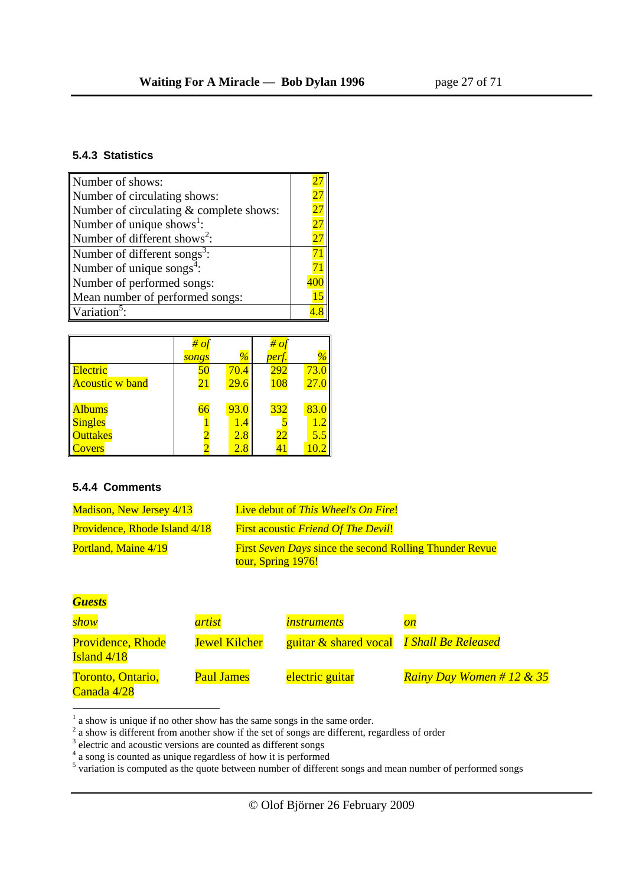### 5.4.3 Statistics

| | |
|---|---|
| Number of shows: | 27 |
| Number of circulating shows: | 27 |
| Number of circulating & complete shows: | 27 |
| Number of unique shows[1]: | 27 |
| Number of different shows[2]: | 27 |
| Number of different songs[3]: | 71 |
| Number of unique songs[4]: | 71 |
| Number of performed songs: | 400 |
| Mean number of performed songs: | 15 |
| Variation[5]: | 4.8 |

| | *# of songs* | *%* | *# of perf.* | *%* |
|---|---|---|---|---|
| Electric | 50 | 70.4 | 292 | 73.0 |
| Acoustic w band | 21 | 29.6 | 108 | 27.0 |
| | | | | |
| Albums | 66 | 93.0 | 332 | 83.0 |
| Singles | 1 | 1.4 | 5 | 1.2 |
| Outtakes | 2 | 2.8 | 22 | 5.5 |
| Covers | 2 | 2.8 | 41 | 10.2 |

### 5.4.4 Comments

| | |
|---|---|
| Madison, New Jersey 4/13 | Live debut of *This Wheel's On Fire*! |
| Providence, Rhode Island 4/18 | First acoustic *Friend Of The Devil*! |
| Portland, Maine 4/19 | First *Seven Days* since the second Rolling Thunder Revue tour, Spring 1976! |

***Guests***

| *show* | *artist* | *instruments* | *on* |
|---|---|---|---|
| Providence, Rhode Island 4/18 | Jewel Kilcher | guitar & shared vocal | *I Shall Be Released* |
| Toronto, Ontario, Canada 4/28 | Paul James | electric guitar | *Rainy Day Women # 12 & 35* |

[1] a show is unique if no other show has the same songs in the same order.
[2] a show is different from another show if the set of songs are different, regardless of order
[3] electric and acoustic versions are counted as different songs
[4] a song is counted as unique regardless of how it is performed
[5] variation is computed as the quote between number of different songs and mean number of performed songs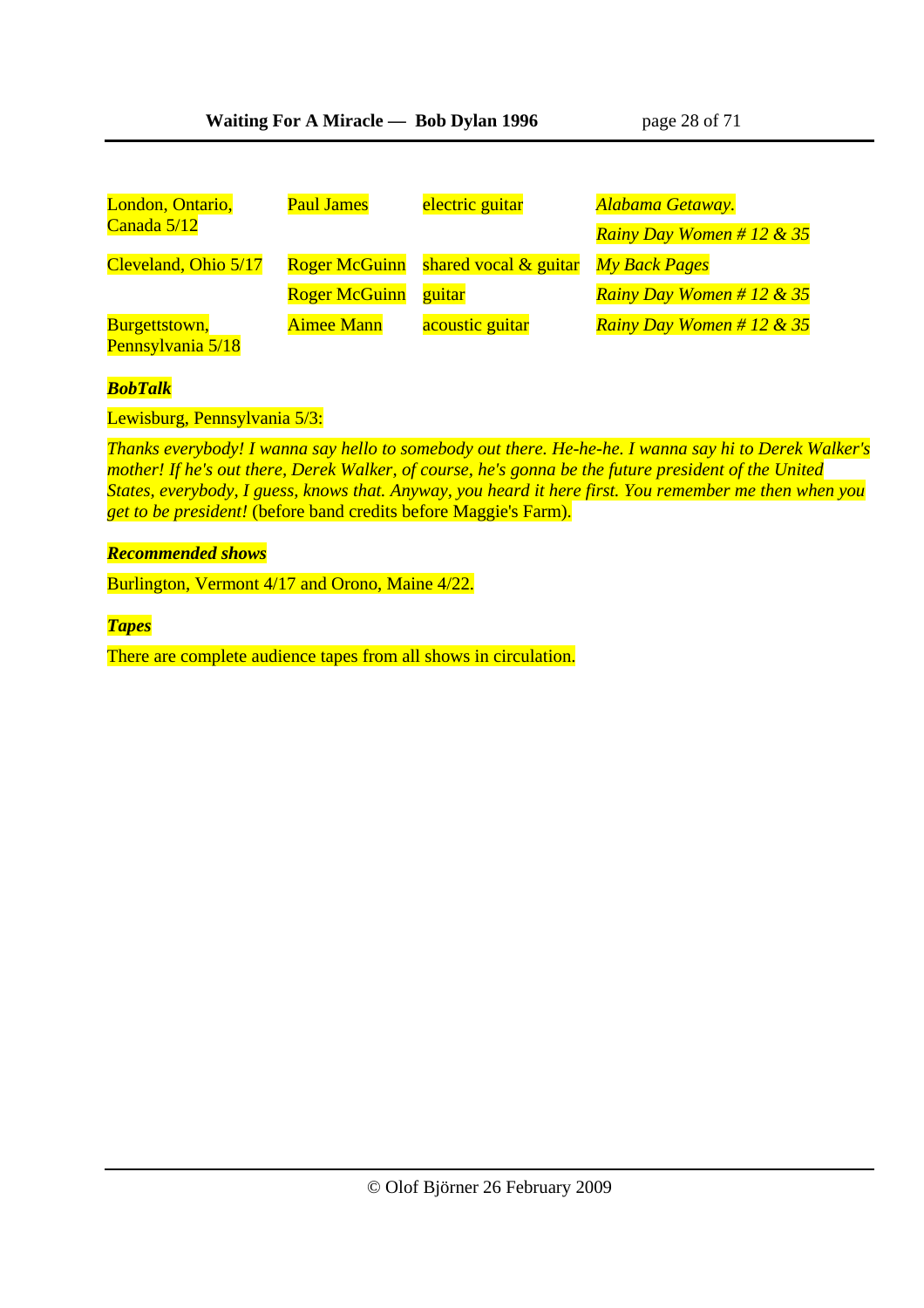| | | | |
|---|---|---|---|
| London, Ontario, Canada 5/12 | Paul James | electric guitar | *Alabama Getaway.* |
| | | | *Rainy Day Women # 12 & 35* |
| Cleveland, Ohio 5/17 | Roger McGuinn | shared vocal & guitar | *My Back Pages* |
| | Roger McGuinn | guitar | *Rainy Day Women # 12 & 35* |
| Burgettstown, Pennsylvania 5/18 | Aimee Mann | acoustic guitar | *Rainy Day Women # 12 & 35* |

***BobTalk***

Lewisburg, Pennsylvania 5/3:

*Thanks everybody! I wanna say hello to somebody out there. He-he-he. I wanna say hi to Derek Walker's mother! If he's out there, Derek Walker, of course, he's gonna be the future president of the United States, everybody, I guess, knows that. Anyway, you heard it here first. You remember me then when you get to be president!* (before band credits before Maggie's Farm).

***Recommended shows***

Burlington, Vermont 4/17 and Orono, Maine 4/22.

***Tapes***

There are complete audience tapes from all shows in circulation.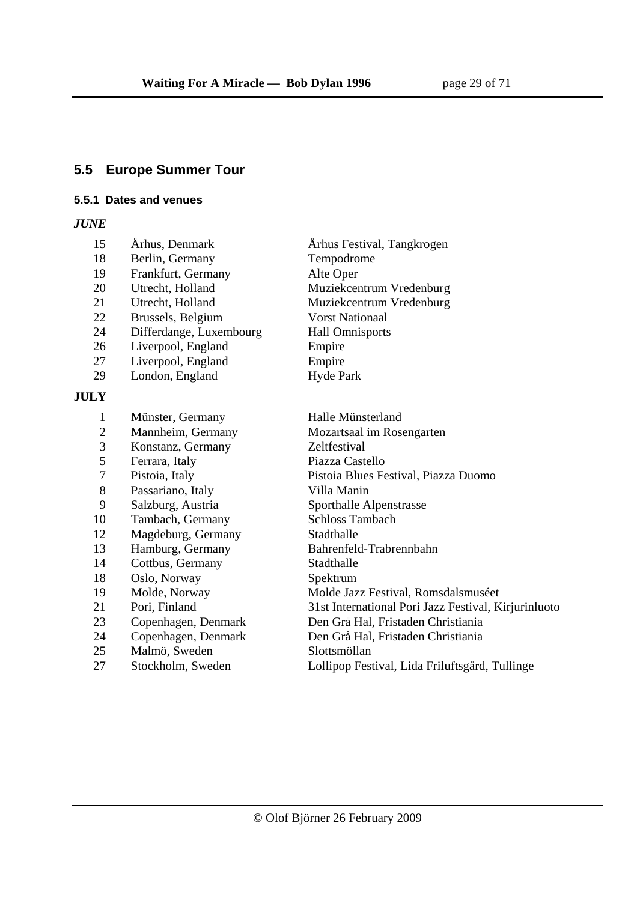## 5.5 Europe Summer Tour

### 5.5.1 Dates and venues

***JUNE***

| | | |
|---|---|---|
| 15 | Århus, Denmark | Århus Festival, Tangkrogen |
| 18 | Berlin, Germany | Tempodrome |
| 19 | Frankfurt, Germany | Alte Oper |
| 20 | Utrecht, Holland | Muziekcentrum Vredenburg |
| 21 | Utrecht, Holland | Muziekcentrum Vredenburg |
| 22 | Brussels, Belgium | Vorst Nationaal |
| 24 | Differdange, Luxembourg | Hall Omnisports |
| 26 | Liverpool, England | Empire |
| 27 | Liverpool, England | Empire |
| 29 | London, England | Hyde Park |

**JULY**

| | | |
|---|---|---|
| 1 | Münster, Germany | Halle Münsterland |
| 2 | Mannheim, Germany | Mozartsaal im Rosengarten |
| 3 | Konstanz, Germany | Zeltfestival |
| 5 | Ferrara, Italy | Piazza Castello |
| 7 | Pistoia, Italy | Pistoia Blues Festival, Piazza Duomo |
| 8 | Passariano, Italy | Villa Manin |
| 9 | Salzburg, Austria | Sporthalle Alpenstrasse |
| 10 | Tambach, Germany | Schloss Tambach |
| 12 | Magdeburg, Germany | Stadthalle |
| 13 | Hamburg, Germany | Bahrenfeld-Trabrennbahn |
| 14 | Cottbus, Germany | Stadthalle |
| 18 | Oslo, Norway | Spektrum |
| 19 | Molde, Norway | Molde Jazz Festival, Romsdalsmuséet |
| 21 | Pori, Finland | 31st International Pori Jazz Festival, Kirjurinluoto |
| 23 | Copenhagen, Denmark | Den Grå Hal, Fristaden Christiania |
| 24 | Copenhagen, Denmark | Den Grå Hal, Fristaden Christiania |
| 25 | Malmö, Sweden | Slottsmöllan |
| 27 | Stockholm, Sweden | Lollipop Festival, Lida Friluftsgård, Tullinge |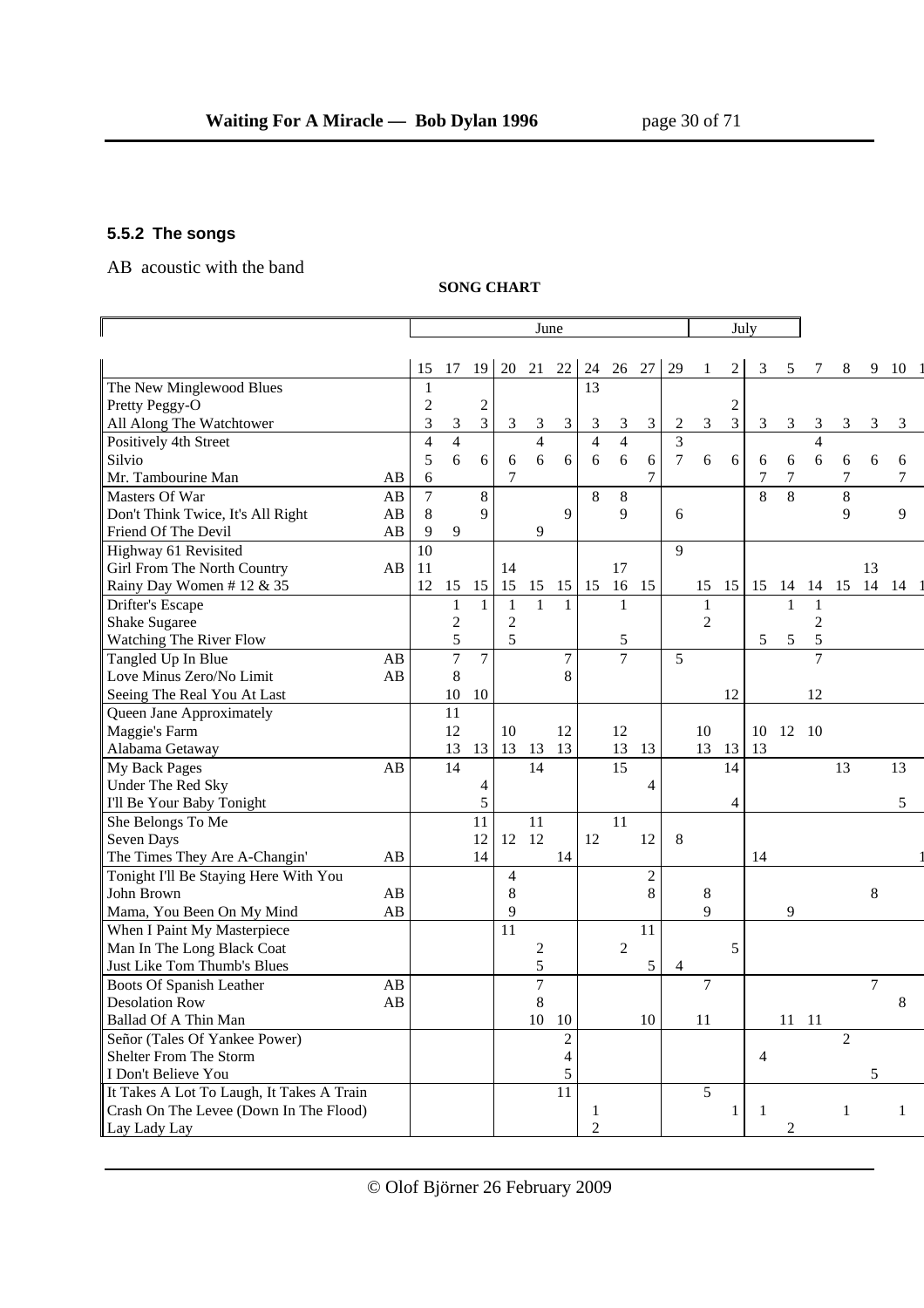### 5.5.2 The songs

AB acoustic with the band

**SONG CHART**

| | | June | | | | | | | | | | July | | | | | | | | |
|---|---|---|---|---|---|---|---|---|---|---|---|---|---|---|---|---|---|---|---|---|
| | | 15 | 17 | 19 | 20 | 21 | 22 | 24 | 26 | 27 | 29 | 1 | 2 | 3 | 5 | 7 | 8 | 9 | 10 | 1 |
| The New Minglewood Blues | | 1 | | | | | | 13 | | | | | | | | | | | | |
| Pretty Peggy-O | | 2 | | 2 | | | | | | | | | 2 | | | | | | | |
| All Along The Watchtower | | 3 | 3 | 3 | 3 | 3 | 3 | 3 | 3 | 3 | 2 | 3 | 3 | 3 | 3 | 3 | 3 | 3 | 3 | |
| Positively 4th Street | | 4 | 4 | | | 4 | | 4 | 4 | | 3 | | | | | 4 | | | | |
| Silvio | | 5 | 6 | 6 | 6 | 6 | 6 | 6 | 6 | 6 | 7 | 6 | 6 | 6 | 6 | 6 | 6 | 6 | 6 | |
| Mr. Tambourine Man | AB | 6 | | | 7 | | | | | 7 | | | | 7 | 7 | | 7 | | 7 | |
| Masters Of War | AB | 7 | | 8 | | | | 8 | 8 | | | | | 8 | 8 | | 8 | | | |
| Don't Think Twice, It's All Right | AB | 8 | | 9 | | | 9 | | 9 | | 6 | | | | | | 9 | | 9 | |
| Friend Of The Devil | AB | 9 | 9 | | | 9 | | | | | | | | | | | | | | |
| Highway 61 Revisited | | 10 | | | | | | | | | 9 | | | | | | | | | |
| Girl From The North Country | AB | 11 | | | 14 | | | | 17 | | | | | | | | | 13 | | |
| Rainy Day Women # 12 & 35 | | 12 | 15 | 15 | 15 | 15 | 15 | 15 | 16 | 15 | | 15 | 15 | 15 | 14 | 14 | 15 | 14 | 14 | 1 |
| Drifter's Escape | | | 1 | 1 | 1 | 1 | 1 | | 1 | | | 1 | | | 1 | 1 | | | | |
| Shake Sugaree | | | 2 | | 2 | | | | | | | 2 | | | | 2 | | | | |
| Watching The River Flow | | | 5 | | 5 | | | | 5 | | | | | 5 | 5 | 5 | | | | |
| Tangled Up In Blue | AB | | 7 | 7 | | | 7 | | 7 | | 5 | | | | | 7 | | | | |
| Love Minus Zero/No Limit | AB | | 8 | | | | 8 | | | | | | | | | | | | | |
| Seeing The Real You At Last | | | 10 | 10 | | | | | | | | | 12 | | | 12 | | | | |
| Queen Jane Approximately | | | 11 | | | | | | | | | | | | | | | | | |
| Maggie's Farm | | | 12 | | 10 | | 12 | | 12 | | | 10 | | 10 | 12 | 10 | | | | |
| Alabama Getaway | | | 13 | 13 | 13 | 13 | 13 | | 13 | 13 | | 13 | 13 | 13 | | | | | | |
| My Back Pages | AB | | 14 | | | 14 | | | 15 | | | | 14 | | | | 13 | | 13 | |
| Under The Red Sky | | | | 4 | | | | | | 4 | | | | | | | | | | |
| I'll Be Your Baby Tonight | | | | 5 | | | | | | | | | 4 | | | | | | 5 | |
| She Belongs To Me | | | | 11 | | 11 | | | 11 | | | | | | | | | | | |
| Seven Days | | | | 12 | 12 | 12 | | 12 | | 12 | 8 | | | | | | | | | |
| The Times They Are A-Changin' | AB | | | 14 | | | 14 | | | | | | | 14 | | | | | | 1 |
| Tonight I'll Be Staying Here With You | | | | | 4 | | | | | 2 | | | | | | | | | | |
| John Brown | AB | | | | 8 | | | | | 8 | | 8 | | | | | | 8 | | |
| Mama, You Been On My Mind | AB | | | | 9 | | | | | | | 9 | | | 9 | | | | | |
| When I Paint My Masterpiece | | | | | 11 | | | | | 11 | | | | | | | | | | |
| Man In The Long Black Coat | | | | | | 2 | | | 2 | | | | 5 | | | | | | | |
| Just Like Tom Thumb's Blues | | | | | | 5 | | | | 5 | 4 | | | | | | | | | |
| Boots Of Spanish Leather | AB | | | | | 7 | | | | | | 7 | | | | | | 7 | | |
| Desolation Row | AB | | | | | 8 | | | | | | | | | | | | | 8 | |
| Ballad Of A Thin Man | | | | | | 10 | 10 | | | 10 | | 11 | | | 11 | 11 | | | | |
| Señor (Tales Of Yankee Power) | | | | | | | 2 | | | | | | | | | | 2 | | | |
| Shelter From The Storm | | | | | | | 4 | | | | | | | 4 | | | | | | |
| I Don't Believe You | | | | | | | 5 | | | | | | | | | | | 5 | | |
| It Takes A Lot To Laugh, It Takes A Train | | | | | | | 11 | | | | | 5 | | | | | | | | |
| Crash On The Levee (Down In The Flood) | | | | | | | | 1 | | | | | 1 | 1 | | | 1 | | 1 | |
| Lay Lady Lay | | | | | | | | 2 | | | | | | | 2 | | | | | |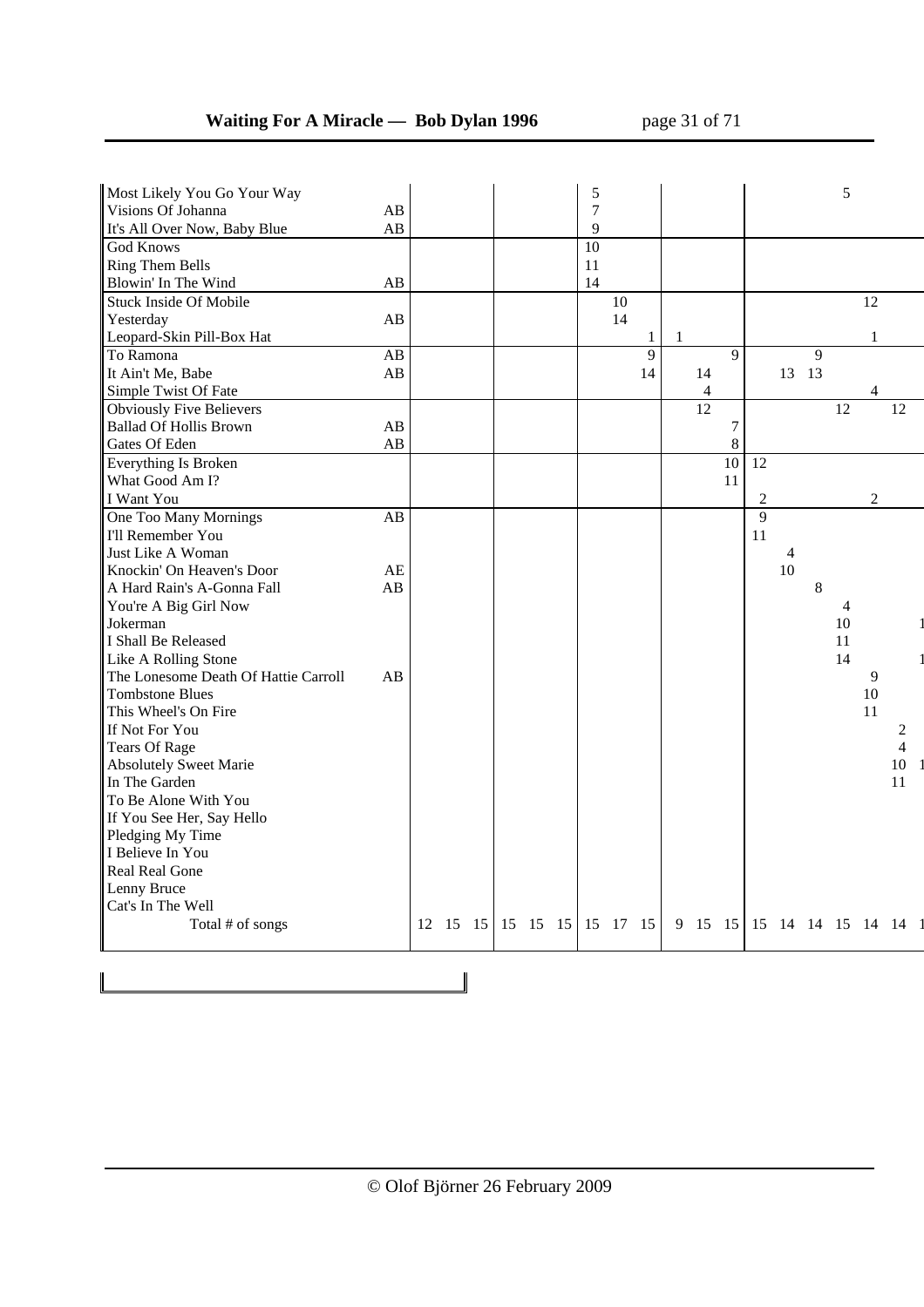| Song | | | | | | | | | | | | | | | | | | | | |
|---|---|---|---|---|---|---|---|---|---|---|---|---|---|---|---|---|---|---|---|---|
| Most Likely You Go Your Way | | | | | | | | 5 | | | | | | | | | 5 | | | |
| Visions Of Johanna | AB | | | | | | | 7 | | | | | | | | | | | | |
| It's All Over Now, Baby Blue | AB | | | | | | | 9 | | | | | | | | | | | | |
| God Knows | | | | | | | | 10 | | | | | | | | | | | | |
| Ring Them Bells | | | | | | | | 11 | | | | | | | | | | | | |
| Blowin' In The Wind | AB | | | | | | | 14 | | | | | | | | | | | | |
| Stuck Inside Of Mobile | | | | | | | | | 10 | | | | | | | | | 12 | | |
| Yesterday | AB | | | | | | | | 14 | | | | | | | | | | | |
| Leopard-Skin Pill-Box Hat | | | | | | | | | | 1 | 1 | | | | | | | 1 | | |
| To Ramona | AB | | | | | | | | | 9 | | | 9 | | | 9 | | | | |
| It Ain't Me, Babe | AB | | | | | | | | | 14 | | 14 | | | 13 | 13 | | | | |
| Simple Twist Of Fate | | | | | | | | | | | | 4 | | | | | | 4 | | |
| Obviously Five Believers | | | | | | | | | | | | 12 | | | | | 12 | | 12 | |
| Ballad Of Hollis Brown | AB | | | | | | | | | | | | 7 | | | | | | | |
| Gates Of Eden | AB | | | | | | | | | | | | 8 | | | | | | | |
| Everything Is Broken | | | | | | | | | | | | | 10 | 12 | | | | | | |
| What Good Am I? | | | | | | | | | | | | | 11 | | | | | | | |
| I Want You | | | | | | | | | | | | | | 2 | | | | 2 | | |
| One Too Many Mornings | AB | | | | | | | | | | | | | 9 | | | | | | |
| I'll Remember You | | | | | | | | | | | | | | 11 | | | | | | |
| Just Like A Woman | | | | | | | | | | | | | | | 4 | | | | | |
| Knockin' On Heaven's Door | AE | | | | | | | | | | | | | | 10 | | | | | |
| A Hard Rain's A-Gonna Fall | AB | | | | | | | | | | | | | | | 8 | | | | |
| You're A Big Girl Now | | | | | | | | | | | | | | | | | 4 | | | |
| Jokerman | | | | | | | | | | | | | | | | | 10 | | | 1 |
| I Shall Be Released | | | | | | | | | | | | | | | | | 11 | | | |
| Like A Rolling Stone | | | | | | | | | | | | | | | | | 14 | | | 1 |
| The Lonesome Death Of Hattie Carroll | AB | | | | | | | | | | | | | | | | | 9 | | |
| Tombstone Blues | | | | | | | | | | | | | | | | | | 10 | | |
| This Wheel's On Fire | | | | | | | | | | | | | | | | | | 11 | | |
| If Not For You | | | | | | | | | | | | | | | | | | | 2 | |
| Tears Of Rage | | | | | | | | | | | | | | | | | | | 4 | |
| Absolutely Sweet Marie | | | | | | | | | | | | | | | | | | | 10 | 1 |
| In The Garden | | | | | | | | | | | | | | | | | | | 11 | |
| To Be Alone With You | | | | | | | | | | | | | | | | | | | | |
| If You See Her, Say Hello | | | | | | | | | | | | | | | | | | | | |
| Pledging My Time | | | | | | | | | | | | | | | | | | | | |
| I Believe In You | | | | | | | | | | | | | | | | | | | | |
| Real Real Gone | | | | | | | | | | | | | | | | | | | | |
| Lenny Bruce | | | | | | | | | | | | | | | | | | | | |
| Cat's In The Well | | | | | | | | | | | | | | | | | | | | |
| Total # of songs | | 12 | 15 | 15 | 15 | 15 | 15 | 15 | 17 | 15 | 9 | 15 | 15 | 15 | 14 | 14 | 15 | 14 | 14 | 1 |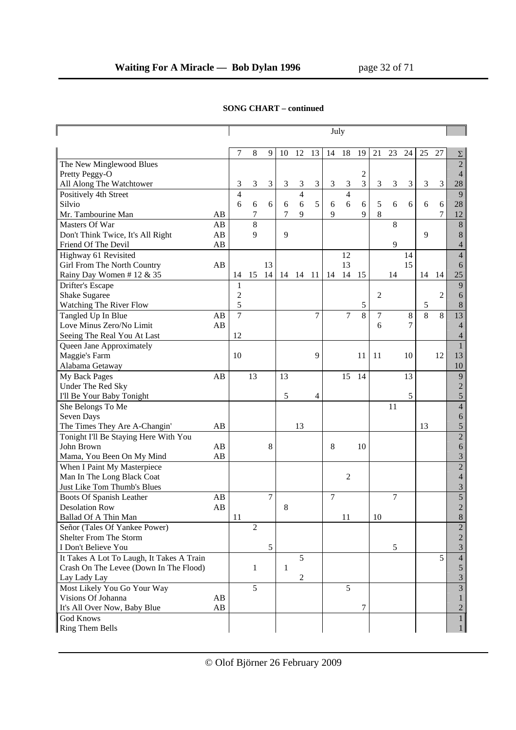**SONG CHART – continued**

| | | July | | | | | | | | | | | | | | |
|---|---|---|---|---|---|---|---|---|---|---|---|---|---|---|---|---|
| | | 7 | 8 | 9 | 10 | 12 | 13 | 14 | 18 | 19 | 21 | 23 | 24 | 25 | 27 | Σ |
| The New Minglewood Blues | | | | | | | | | | | | | | | | 2 |
| Pretty Peggy-O | | | | | | | | | | 2 | | | | | | 4 |
| All Along The Watchtower | | 3 | 3 | 3 | 3 | 3 | 3 | 3 | 3 | 3 | 3 | 3 | 3 | 3 | 3 | 28 |
| Positively 4th Street | | 4 | | | | 4 | | | 4 | | | | | | | 9 |
| Silvio | | 6 | 6 | 6 | 6 | 6 | 5 | 6 | 6 | 6 | 5 | 6 | 6 | 6 | 6 | 28 |
| Mr. Tambourine Man | AB | | 7 | | 7 | 9 | | 9 | | 9 | 8 | | | | 7 | 12 |
| Masters Of War | AB | | 8 | | | | | | | | | 8 | | | | 8 |
| Don't Think Twice, It's All Right | AB | | 9 | | 9 | | | | | | | | | 9 | | 8 |
| Friend Of The Devil | AB | | | | | | | | | | | 9 | | | | 4 |
| Highway 61 Revisited | | | | | | | | | 12 | | | | 14 | | | 4 |
| Girl From The North Country | AB | | | 13 | | | | | 13 | | | | 15 | | | 6 |
| Rainy Day Women # 12 & 35 | | 14 | 15 | 14 | 14 | 14 | 11 | 14 | 14 | 15 | | 14 | | 14 | 14 | 25 |
| Drifter's Escape | | 1 | | | | | | | | | | | | | | 9 |
| Shake Sugaree | | 2 | | | | | | | | | 2 | | | | 2 | 6 |
| Watching The River Flow | | 5 | | | | | | | | 5 | | | | 5 | | 8 |
| Tangled Up In Blue | AB | 7 | | | | | 7 | | 7 | 8 | 7 | | 8 | 8 | 8 | 13 |
| Love Minus Zero/No Limit | AB | | | | | | | | | | 6 | | 7 | | | 4 |
| Seeing The Real You At Last | | 12 | | | | | | | | | | | | | | 4 |
| Queen Jane Approximately | | | | | | | | | | | | | | | | 1 |
| Maggie's Farm | | 10 | | | | | 9 | | | 11 | 11 | | 10 | | 12 | 13 |
| Alabama Getaway | | | | | | | | | | | | | | | | 10 |
| My Back Pages | AB | | 13 | | 13 | | | | 15 | 14 | | | 13 | | | 9 |
| Under The Red Sky | | | | | | | | | | | | | | | | 2 |
| I'll Be Your Baby Tonight | | | | | 5 | | 4 | | | | | | 5 | | | 5 |
| She Belongs To Me | | | | | | | | | | | | 11 | | | | 4 |
| Seven Days | | | | | | | | | | | | | | | | 6 |
| The Times They Are A-Changin' | AB | | | | | 13 | | | | | | | | 13 | | 5 |
| Tonight I'll Be Staying Here With You | | | | | | | | | | | | | | | | 2 |
| John Brown | AB | | | 8 | | | | 8 | | 10 | | | | | | 6 |
| Mama, You Been On My Mind | AB | | | | | | | | | | | | | | | 3 |
| When I Paint My Masterpiece | | | | | | | | | | | | | | | | 2 |
| Man In The Long Black Coat | | | | | | | | | 2 | | | | | | | 4 |
| Just Like Tom Thumb's Blues | | | | | | | | | | | | | | | | 3 |
| Boots Of Spanish Leather | AB | | | 7 | | | | 7 | | | | 7 | | | | 5 |
| Desolation Row | AB | | | | 8 | | | | | | | | | | | 2 |
| Ballad Of A Thin Man | | 11 | | | | | | | 11 | | 10 | | | | | 8 |
| Señor (Tales Of Yankee Power) | | | 2 | | | | | | | | | | | | | 2 |
| Shelter From The Storm | | | | | | | | | | | | | | | | 2 |
| I Don't Believe You | | | | 5 | | | | | | | | 5 | | | | 3 |
| It Takes A Lot To Laugh, It Takes A Train | | | | | | 5 | | | | | | | | | 5 | 4 |
| Crash On The Levee (Down In The Flood) | | | 1 | | 1 | | | | | | | | | | | 5 |
| Lay Lady Lay | | | | | | 2 | | | | | | | | | | 3 |
| Most Likely You Go Your Way | | | 5 | | | | | | 5 | | | | | | | 3 |
| Visions Of Johanna | AB | | | | | | | | | | | | | | | 1 |
| It's All Over Now, Baby Blue | AB | | | | | | | | | 7 | | | | | | 2 |
| God Knows | | | | | | | | | | | | | | | | 1 |
| Ring Them Bells | | | | | | | | | | | | | | | | 1 |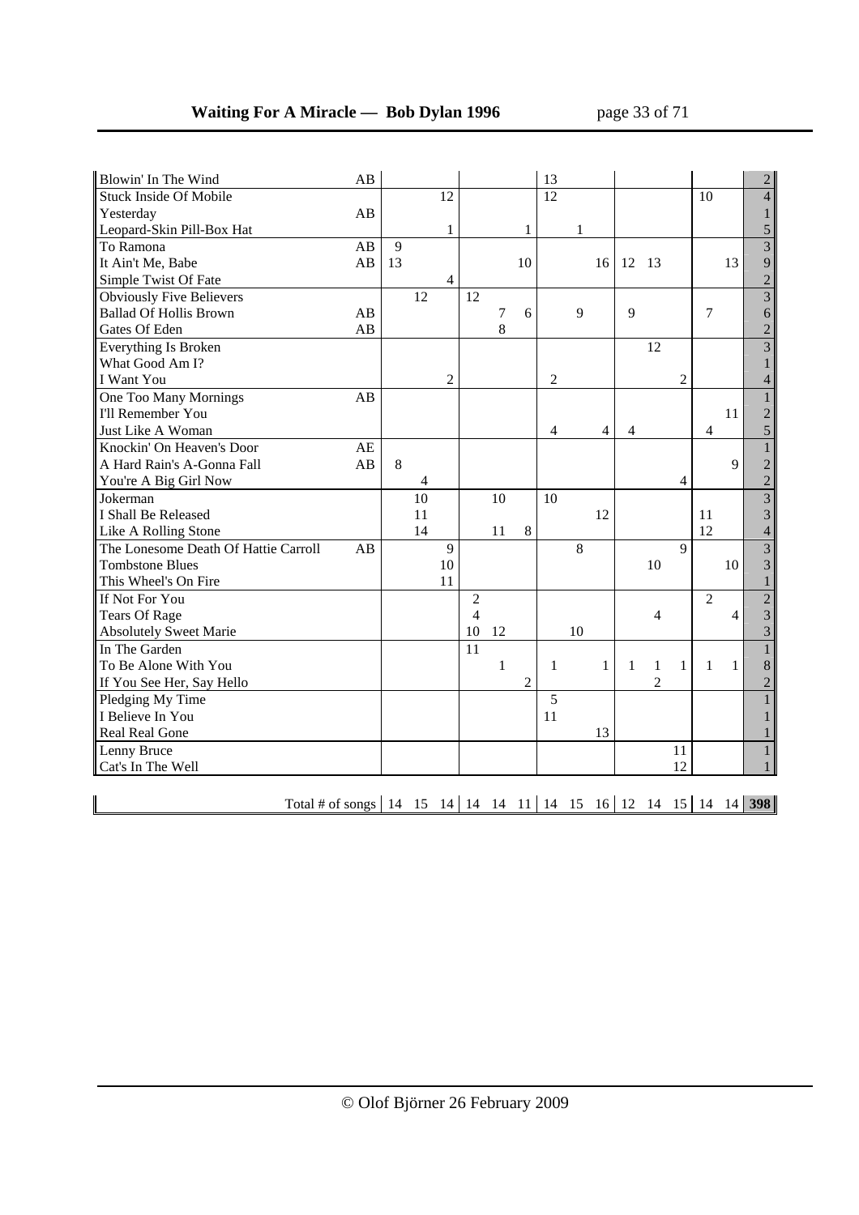| Song | | | | | | | | | | | | | | | | Total |
|---|---|---|---|---|---|---|---|---|---|---|---|---|---|---|---|---|
| Blowin' In The Wind | AB | | | | | | | 13 | | | | | | | | 2 |
| Stuck Inside Of Mobile | | | | 12 | | | | 12 | | | | | | 10 | | 4 |
| Yesterday | AB | | | | | | | | | | | | | | | 1 |
| Leopard-Skin Pill-Box Hat | | | | 1 | | | 1 | | 1 | | | | | | | 5 |
| To Ramona | AB | 9 | | | | | | | | | | | | | | 3 |
| It Ain't Me, Babe | AB | 13 | | | | | 10 | | | 16 | 12 | 13 | | | 13 | 9 |
| Simple Twist Of Fate | | | | 4 | | | | | | | | | | | | 2 |
| Obviously Five Believers | | | 12 | | 12 | | | | | | | | | | | 3 |
| Ballad Of Hollis Brown | AB | | | | | 7 | 6 | | 9 | | 9 | | | 7 | | 6 |
| Gates Of Eden | AB | | | | | 8 | | | | | | | | | | 2 |
| Everything Is Broken | | | | | | | | | | | | 12 | | | | 3 |
| What Good Am I? | | | | | | | | | | | | | | | | 1 |
| I Want You | | | | 2 | | | | 2 | | | | | 2 | | | 4 |
| One Too Many Mornings | AB | | | | | | | | | | | | | | | 1 |
| I'll Remember You | | | | | | | | | | | | | | | 11 | 2 |
| Just Like A Woman | | | | | | | | 4 | | 4 | 4 | | | 4 | | 5 |
| Knockin' On Heaven's Door | AE | | | | | | | | | | | | | | | 1 |
| A Hard Rain's A-Gonna Fall | AB | 8 | | | | | | | | | | | | | 9 | 2 |
| You're A Big Girl Now | | | 4 | | | | | | | | | | 4 | | | 2 |
| Jokerman | | | 10 | | | 10 | | 10 | | | | | | | | 3 |
| I Shall Be Released | | | 11 | | | | | | | 12 | | | | 11 | | 3 |
| Like A Rolling Stone | | | 14 | | | 11 | 8 | | | | | | | 12 | | 4 |
| The Lonesome Death Of Hattie Carroll | AB | | | 9 | | | | | 8 | | | | 9 | | | 3 |
| Tombstone Blues | | | | 10 | | | | | | | | 10 | | | 10 | 3 |
| This Wheel's On Fire | | | | 11 | | | | | | | | | | | | 1 |
| If Not For You | | | | | 2 | | | | | | | | | 2 | | 2 |
| Tears Of Rage | | | | | 4 | | | | | | | 4 | | | 4 | 3 |
| Absolutely Sweet Marie | | | | | 10 | 12 | | | 10 | | | | | | | 3 |
| In The Garden | | | | | 11 | | | | | | | | | | | 1 |
| To Be Alone With You | | | | | | 1 | | 1 | | 1 | 1 | 1 | 1 | 1 | 1 | 8 |
| If You See Her, Say Hello | | | | | | | 2 | | | | | 2 | | | | 2 |
| Pledging My Time | | | | | | | | 5 | | | | | | | | 1 |
| I Believe In You | | | | | | | | 11 | | | | | | | | 1 |
| Real Real Gone | | | | | | | | | | 13 | | | | | | 1 |
| Lenny Bruce | | | | | | | | | | | | | 11 | | | 1 |
| Cat's In The Well | | | | | | | | | | | | | 12 | | | 1 |
| Total # of songs | | 14 | 15 | 14 | 14 | 14 | 11 | 14 | 15 | 16 | 12 | 14 | 15 | 14 | 14 | **398** |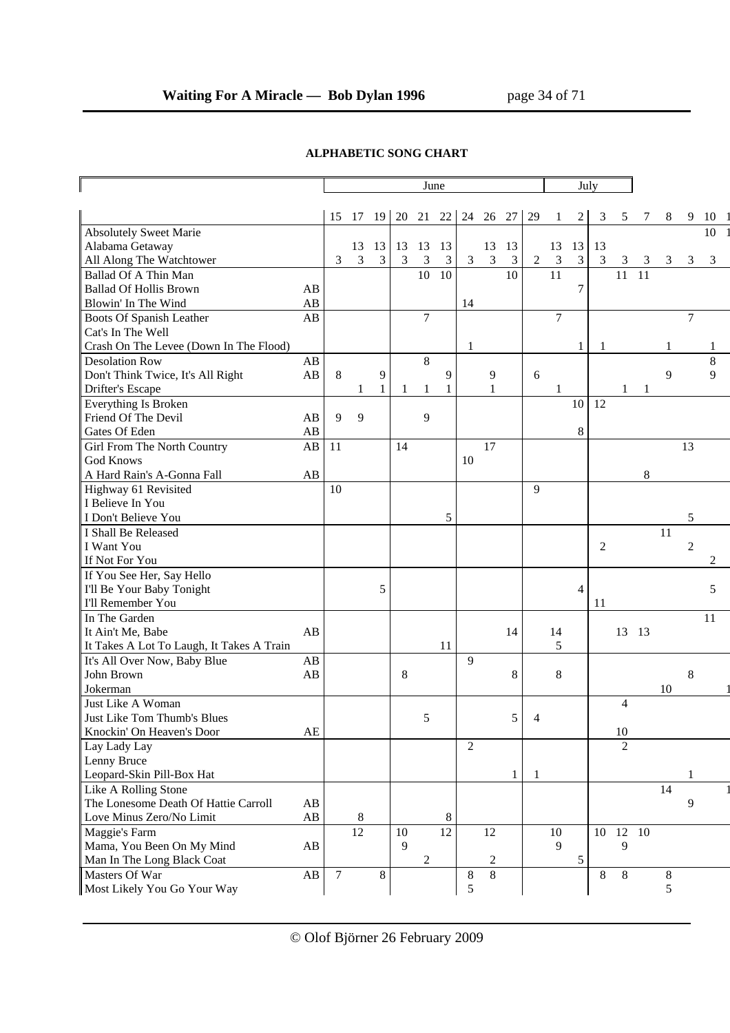**ALPHABETIC SONG CHART**

| | | June | | | | | | | | | | July | | | | | | | | |
|---|---|---|---|---|---|---|---|---|---|---|---|---|---|---|---|---|---|---|---|---|
| | | 15 | 17 | 19 | 20 | 21 | 22 | 24 | 26 | 27 | 29 | 1 | 2 | 3 | 5 | 7 | 8 | 9 | 10 | 1 |
| Absolutely Sweet Marie | | | | | | | | | | | | | | | | | | | 10 | 1 |
| Alabama Getaway | | | 13 | 13 | 13 | 13 | 13 | | 13 | 13 | | 13 | 13 | 13 | | | | | | |
| All Along The Watchtower | | 3 | 3 | 3 | 3 | 3 | 3 | 3 | 3 | 3 | 2 | 3 | 3 | 3 | 3 | 3 | 3 | 3 | 3 | |
| Ballad Of A Thin Man | | | | | | 10 | 10 | | | 10 | | 11 | | | 11 | 11 | | | | |
| Ballad Of Hollis Brown | AB | | | | | | | | | | | | 7 | | | | | | | |
| Blowin' In The Wind | AB | | | | | | | 14 | | | | | | | | | | | | |
| Boots Of Spanish Leather | AB | | | | | 7 | | | | | | 7 | | | | | | 7 | | |
| Cat's In The Well | | | | | | | | | | | | | | | | | | | | |
| Crash On The Levee (Down In The Flood) | | | | | | | | 1 | | | | | 1 | 1 | | | 1 | | 1 | |
| Desolation Row | AB | | | | | 8 | | | | | | | | | | | | | 8 | |
| Don't Think Twice, It's All Right | AB | 8 | | 9 | | | 9 | | 9 | | 6 | | | | | | 9 | | 9 | |
| Drifter's Escape | | | 1 | 1 | 1 | 1 | 1 | | 1 | | | 1 | | | 1 | 1 | | | | |
| Everything Is Broken | | | | | | | | | | | | | 10 | 12 | | | | | | |
| Friend Of The Devil | AB | 9 | 9 | | | 9 | | | | | | | | | | | | | | |
| Gates Of Eden | AB | | | | | | | | | | | | 8 | | | | | | | |
| Girl From The North Country | AB | 11 | | | 14 | | | | 17 | | | | | | | | | 13 | | |
| God Knows | | | | | | | | 10 | | | | | | | | | | | | |
| A Hard Rain's A-Gonna Fall | AB | | | | | | | | | | | | | | | 8 | | | | |
| Highway 61 Revisited | | 10 | | | | | | | | | 9 | | | | | | | | | |
| I Believe In You | | | | | | | | | | | | | | | | | | | | |
| I Don't Believe You | | | | | | | 5 | | | | | | | | | | | 5 | | |
| I Shall Be Released | | | | | | | | | | | | | | | | | 11 | | | |
| I Want You | | | | | | | | | | | | | | 2 | | | | 2 | | |
| If Not For You | | | | | | | | | | | | | | | | | | | 2 | |
| If You See Her, Say Hello | | | | | | | | | | | | | | | | | | | | |
| I'll Be Your Baby Tonight | | | | 5 | | | | | | | | | 4 | | | | | | 5 | |
| I'll Remember You | | | | | | | | | | | | | | 11 | | | | | | |
| In The Garden | | | | | | | | | | | | | | | | | | | 11 | |
| It Ain't Me, Babe | AB | | | | | | | | | 14 | | 14 | | | 13 | 13 | | | | |
| It Takes A Lot To Laugh, It Takes A Train | | | | | | | 11 | | | | | 5 | | | | | | | | |
| It's All Over Now, Baby Blue | AB | | | | | | | 9 | | | | | | | | | | | | |
| John Brown | AB | | | | 8 | | | | | 8 | | 8 | | | | | | 8 | | |
| Jokerman | | | | | | | | | | | | | | | | | 10 | | | 1 |
| Just Like A Woman | | | | | | | | | | | | | | | 4 | | | | | |
| Just Like Tom Thumb's Blues | | | | | | 5 | | | | 5 | 4 | | | | | | | | | |
| Knockin' On Heaven's Door | AE | | | | | | | | | | | | | | 10 | | | | | |
| Lay Lady Lay | | | | | | | | 2 | | | | | | | 2 | | | | | |
| Lenny Bruce | | | | | | | | | | | | | | | | | | | | |
| Leopard-Skin Pill-Box Hat | | | | | | | | | | 1 | 1 | | | | | | | 1 | | |
| Like A Rolling Stone | | | | | | | | | | | | | | | | | 14 | | | 1 |
| The Lonesome Death Of Hattie Carroll | AB | | | | | | | | | | | | | | | | | 9 | | |
| Love Minus Zero/No Limit | AB | | 8 | | | | 8 | | | | | | | | | | | | | |
| Maggie's Farm | | | 12 | | 10 | | 12 | | 12 | | | 10 | | 10 | 12 | 10 | | | | |
| Mama, You Been On My Mind | AB | | | | 9 | | | | | | | 9 | | | 9 | | | | | |
| Man In The Long Black Coat | | | | | | 2 | | | 2 | | | | 5 | | | | | | | |
| Masters Of War | AB | 7 | | 8 | | | | 8 | 8 | | | | | 8 | 8 | | 8 | | | |
| Most Likely You Go Your Way | | | | | | | | 5 | | | | | | | | | 5 | | | |

© Olof Björner 26 February 2009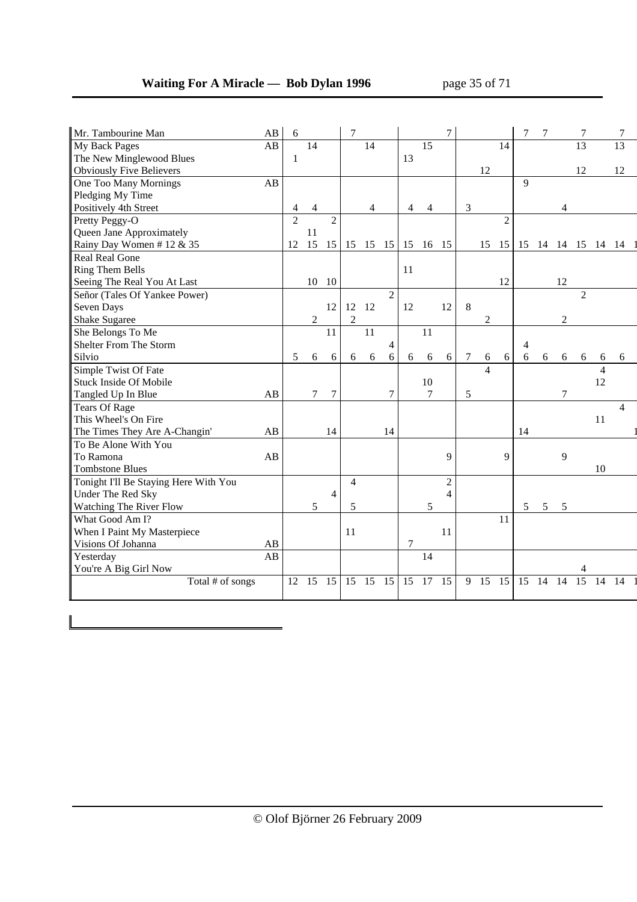| | | | | | | | | | | | | | | | | | | | | |
|---|---|---|---|---|---|---|---|---|---|---|---|---|---|---|---|---|---|---|---|---|
| Mr. Tambourine Man | AB | 6 | | | 7 | | | | | 7 | | | | 7 | 7 | | 7 | | 7 | |
| My Back Pages | AB | | 14 | | | 14 | | | 15 | | | | 14 | | | | 13 | | 13 | |
| The New Minglewood Blues | | 1 | | | | | | 13 | | | | | | | | | | | | |
| Obviously Five Believers | | | | | | | | | | | | 12 | | | | | 12 | | 12 | |
| One Too Many Mornings | AB | | | | | | | | | | | | | 9 | | | | | | |
| Pledging My Time | | | | | | | | | | | | | | | | | | | | |
| Positively 4th Street | | 4 | 4 | | | 4 | | 4 | 4 | | 3 | | | | | 4 | | | | |
| Pretty Peggy-O | | 2 | | 2 | | | | | | | | | 2 | | | | | | | |
| Queen Jane Approximately | | | 11 | | | | | | | | | | | | | | | | | |
| Rainy Day Women # 12 & 35 | | 12 | 15 | 15 | 15 | 15 | 15 | 15 | 16 | 15 | | 15 | 15 | 15 | 14 | 14 | 15 | 14 | 14 | 1 |
| Real Real Gone | | | | | | | | | | | | | | | | | | | | |
| Ring Them Bells | | | | | | | | 11 | | | | | | | | | | | | |
| Seeing The Real You At Last | | | 10 | 10 | | | | | | | | | 12 | | | 12 | | | | |
| Señor (Tales Of Yankee Power) | | | | | | | 2 | | | | | | | | | | 2 | | | |
| Seven Days | | | | 12 | 12 | 12 | | 12 | | 12 | 8 | | | | | | | | | |
| Shake Sugaree | | | 2 | | 2 | | | | | | | 2 | | | | 2 | | | | |
| She Belongs To Me | | | | 11 | | 11 | | | 11 | | | | | | | | | | | |
| Shelter From The Storm | | | | | | | 4 | | | | | | | 4 | | | | | | |
| Silvio | | 5 | 6 | 6 | 6 | 6 | 6 | 6 | 6 | 6 | 7 | 6 | 6 | 6 | 6 | 6 | 6 | 6 | 6 | |
| Simple Twist Of Fate | | | | | | | | | | | | 4 | | | | | | 4 | | |
| Stuck Inside Of Mobile | | | | | | | | | 10 | | | | | | | | | 12 | | |
| Tangled Up In Blue | AB | | 7 | 7 | | | 7 | | 7 | | 5 | | | | | 7 | | | | |
| Tears Of Rage | | | | | | | | | | | | | | | | | | | 4 | |
| This Wheel's On Fire | | | | | | | | | | | | | | | | | | 11 | | |
| The Times They Are A-Changin' | AB | | | 14 | | | 14 | | | | | | | 14 | | | | | | 1 |
| To Be Alone With You | | | | | | | | | | | | | | | | | | | | |
| To Ramona | AB | | | | | | | | | 9 | | | 9 | | | 9 | | | | |
| Tombstone Blues | | | | | | | | | | | | | | | | | | 10 | | |
| Tonight I'll Be Staying Here With You | | | | | 4 | | | | | 2 | | | | | | | | | | |
| Under The Red Sky | | | | 4 | | | | | | 4 | | | | | | | | | | |
| Watching The River Flow | | | 5 | | 5 | | | | 5 | | | | | 5 | 5 | 5 | | | | |
| What Good Am I? | | | | | | | | | | | | | 11 | | | | | | | |
| When I Paint My Masterpiece | | | | | 11 | | | | | 11 | | | | | | | | | | |
| Visions Of Johanna | AB | | | | | | | 7 | | | | | | | | | | | | |
| Yesterday | AB | | | | | | | | 14 | | | | | | | | | | | |
| You're A Big Girl Now | | | | | | | | | | | | | | | | | 4 | | | |
| Total # of songs | | 12 | 15 | 15 | 15 | 15 | 15 | 15 | 17 | 15 | 9 | 15 | 15 | 15 | 14 | 14 | 15 | 14 | 14 | 1 |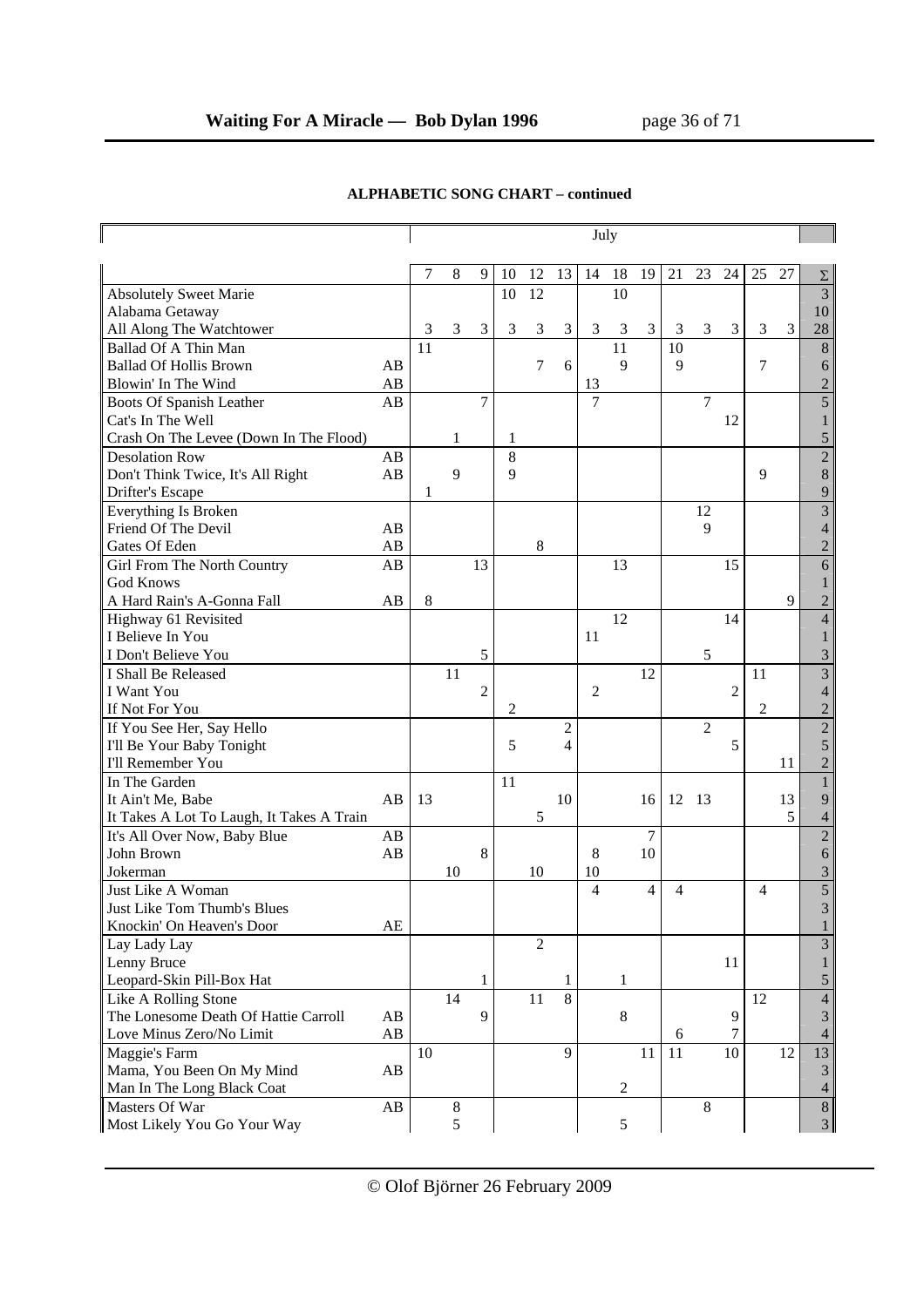**ALPHABETIC SONG CHART – continued**

| | | July | | | | | | | | | | | | | | |
|---|---|---|---|---|---|---|---|---|---|---|---|---|---|---|---|---|
| | | 7 | 8 | 9 | 10 | 12 | 13 | 14 | 18 | 19 | 21 | 23 | 24 | 25 | 27 | Σ |
| Absolutely Sweet Marie | | | | | 10 | 12 | | | 10 | | | | | | | 3 |
| Alabama Getaway | | | | | | | | | | | | | | | | 10 |
| All Along The Watchtower | | 3 | 3 | 3 | 3 | 3 | 3 | 3 | 3 | 3 | 3 | 3 | 3 | 3 | 3 | 28 |
| Ballad Of A Thin Man | | 11 | | | | | | | 11 | | 10 | | | | | 8 |
| Ballad Of Hollis Brown | AB | | | | | 7 | 6 | | 9 | | 9 | | | 7 | | 6 |
| Blowin' In The Wind | AB | | | | | | | 13 | | | | | | | | 2 |
| Boots Of Spanish Leather | AB | | | 7 | | | | 7 | | | | 7 | | | | 5 |
| Cat's In The Well | | | | | | | | | | | | | 12 | | | 1 |
| Crash On The Levee (Down In The Flood) | | | 1 | | 1 | | | | | | | | | | | 5 |
| Desolation Row | AB | | | | 8 | | | | | | | | | | | 2 |
| Don't Think Twice, It's All Right | AB | | 9 | | 9 | | | | | | | | | 9 | | 8 |
| Drifter's Escape | | 1 | | | | | | | | | | | | | | 9 |
| Everything Is Broken | | | | | | | | | | | | 12 | | | | 3 |
| Friend Of The Devil | AB | | | | | | | | | | | 9 | | | | 4 |
| Gates Of Eden | AB | | | | | 8 | | | | | | | | | | 2 |
| Girl From The North Country | AB | | | 13 | | | | | 13 | | | | 15 | | | 6 |
| God Knows | | | | | | | | | | | | | | | | 1 |
| A Hard Rain's A-Gonna Fall | AB | 8 | | | | | | | | | | | | | 9 | 2 |
| Highway 61 Revisited | | | | | | | | | 12 | | | | 14 | | | 4 |
| I Believe In You | | | | | | | | 11 | | | | | | | | 1 |
| I Don't Believe You | | | | 5 | | | | | | | | 5 | | | | 3 |
| I Shall Be Released | | | 11 | | | | | | | 12 | | | | 11 | | 3 |
| I Want You | | | | 2 | | | | 2 | | | | | 2 | | | 4 |
| If Not For You | | | | | 2 | | | | | | | | | 2 | | 2 |
| If You See Her, Say Hello | | | | | | | 2 | | | | | 2 | | | | 2 |
| I'll Be Your Baby Tonight | | | | | 5 | | 4 | | | | | | 5 | | | 5 |
| I'll Remember You | | | | | | | | | | | | | | | 11 | 2 |
| In The Garden | | | | | 11 | | | | | | | | | | | 1 |
| It Ain't Me, Babe | AB | 13 | | | | | 10 | | | 16 | 12 | 13 | | | 13 | 9 |
| It Takes A Lot To Laugh, It Takes A Train | | | | | | 5 | | | | | | | | | 5 | 4 |
| It's All Over Now, Baby Blue | AB | | | | | | | | | 7 | | | | | | 2 |
| John Brown | AB | | | 8 | | | | 8 | | 10 | | | | | | 6 |
| Jokerman | | | 10 | | | 10 | | 10 | | | | | | | | 3 |
| Just Like A Woman | | | | | | | | 4 | | 4 | 4 | | | 4 | | 5 |
| Just Like Tom Thumb's Blues | | | | | | | | | | | | | | | | 3 |
| Knockin' On Heaven's Door | AE | | | | | | | | | | | | | | | 1 |
| Lay Lady Lay | | | | | | 2 | | | | | | | | | | 3 |
| Lenny Bruce | | | | | | | | | | | | | 11 | | | 1 |
| Leopard-Skin Pill-Box Hat | | | | 1 | | | 1 | | 1 | | | | | | | 5 |
| Like A Rolling Stone | | | 14 | | | 11 | 8 | | | | | | | 12 | | 4 |
| The Lonesome Death Of Hattie Carroll | AB | | | 9 | | | | | 8 | | | | 9 | | | 3 |
| Love Minus Zero/No Limit | AB | | | | | | | | | | 6 | | 7 | | | 4 |
| Maggie's Farm | | 10 | | | | | 9 | | | 11 | 11 | | 10 | | 12 | 13 |
| Mama, You Been On My Mind | AB | | | | | | | | | | | | | | | 3 |
| Man In The Long Black Coat | | | | | | | | | 2 | | | | | | | 4 |
| Masters Of War | AB | | 8 | | | | | | | | | 8 | | | | 8 |
| Most Likely You Go Your Way | | | 5 | | | | | | 5 | | | | | | | 3 |

© Olof Björner 26 February 2009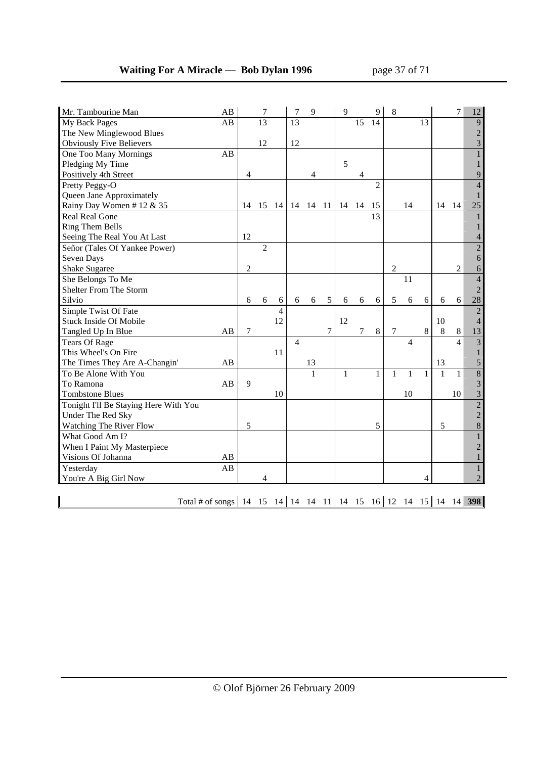| Song | | | | | | | | | | | | | | | | |
|---|---|---|---|---|---|---|---|---|---|---|---|---|---|---|---|---|
| Mr. Tambourine Man | AB | | 7 | | 7 | 9 | | 9 | | 9 | 8 | | | | 7 | 12 |
| My Back Pages | AB | | 13 | | 13 | | | | 15 | 14 | | | 13 | | | 9 |
| The New Minglewood Blues | | | | | | | | | | | | | | | | 2 |
| Obviously Five Believers | | | 12 | | 12 | | | | | | | | | | | 3 |
| One Too Many Mornings | AB | | | | | | | | | | | | | | | 1 |
| Pledging My Time | | | | | | | | 5 | | | | | | | | 1 |
| Positively 4th Street | | 4 | | | | 4 | | | 4 | | | | | | | 9 |
| Pretty Peggy-O | | | | | | | | | | 2 | | | | | | 4 |
| Queen Jane Approximately | | | | | | | | | | | | | | | | 1 |
| Rainy Day Women # 12 & 35 | | 14 | 15 | 14 | 14 | 14 | 11 | 14 | 14 | 15 | | 14 | | 14 | 14 | 25 |
| Real Real Gone | | | | | | | | | | 13 | | | | | | 1 |
| Ring Them Bells | | | | | | | | | | | | | | | | 1 |
| Seeing The Real You At Last | | 12 | | | | | | | | | | | | | | 4 |
| Señor (Tales Of Yankee Power) | | | 2 | | | | | | | | | | | | | 2 |
| Seven Days | | | | | | | | | | | | | | | | 6 |
| Shake Sugaree | | 2 | | | | | | | | | 2 | | | | 2 | 6 |
| She Belongs To Me | | | | | | | | | | | | 11 | | | | 4 |
| Shelter From The Storm | | | | | | | | | | | | | | | | 2 |
| Silvio | | 6 | 6 | 6 | 6 | 6 | 5 | 6 | 6 | 6 | 5 | 6 | 6 | 6 | 6 | 28 |
| Simple Twist Of Fate | | | | 4 | | | | | | | | | | | | 2 |
| Stuck Inside Of Mobile | | | | 12 | | | | 12 | | | | | | 10 | | 4 |
| Tangled Up In Blue | AB | 7 | | | | | 7 | | 7 | 8 | 7 | | 8 | 8 | 8 | 13 |
| Tears Of Rage | | | | | 4 | | | | | | | 4 | | | 4 | 3 |
| This Wheel's On Fire | | | | 11 | | | | | | | | | | | | 1 |
| The Times They Are A-Changin' | AB | | | | | 13 | | | | | | | | 13 | | 5 |
| To Be Alone With You | | | | | | 1 | | 1 | | 1 | 1 | 1 | 1 | 1 | 1 | 8 |
| To Ramona | AB | 9 | | | | | | | | | | | | | | 3 |
| Tombstone Blues | | | | 10 | | | | | | | | 10 | | | 10 | 3 |
| Tonight I'll Be Staying Here With You | | | | | | | | | | | | | | | | 2 |
| Under The Red Sky | | | | | | | | | | | | | | | | 2 |
| Watching The River Flow | | 5 | | | | | | | | 5 | | | | 5 | | 8 |
| What Good Am I? | | | | | | | | | | | | | | | | 1 |
| When I Paint My Masterpiece | | | | | | | | | | | | | | | | 2 |
| Visions Of Johanna | AB | | | | | | | | | | | | | | | 1 |
| Yesterday | AB | | | | | | | | | | | | | | | 1 |
| You're A Big Girl Now | | | 4 | | | | | | | | | | 4 | | | 2 |
| Total # of songs | | 14 | 15 | 14 | 14 | 14 | 11 | 14 | 15 | 16 | 12 | 14 | 15 | 14 | 14 | **398** |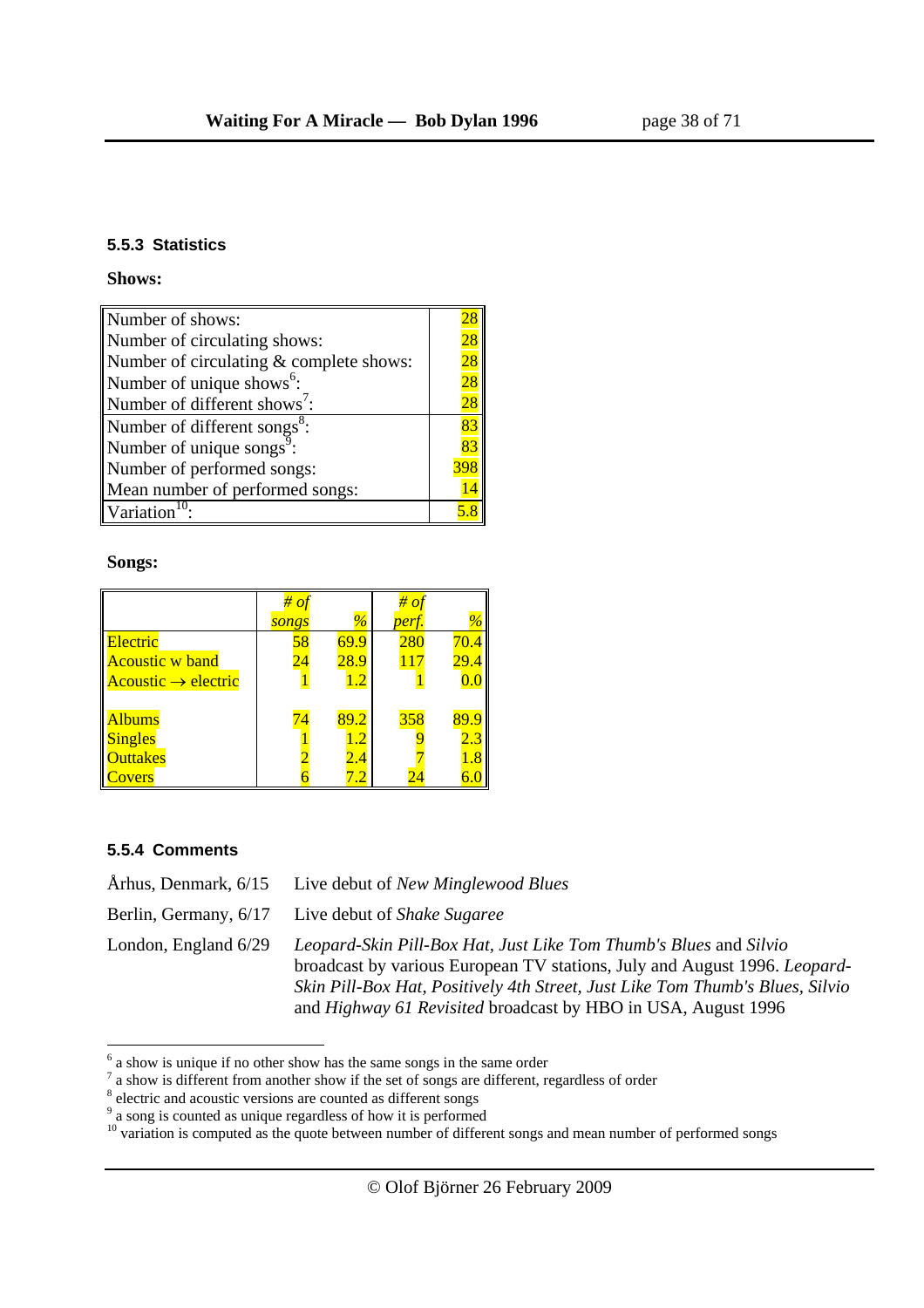### 5.5.3 Statistics

**Shows:**

| | |
|---|---|
| Number of shows: | 28 |
| Number of circulating shows: | 28 |
| Number of circulating & complete shows: | 28 |
| Number of unique shows[6]: | 28 |
| Number of different shows[7]: | 28 |
| Number of different songs[8]: | 83 |
| Number of unique songs[9]: | 83 |
| Number of performed songs: | 398 |
| Mean number of performed songs: | 14 |
| Variation[10]: | 5.8 |

**Songs:**

| | *# of songs* | *%* | *# of perf.* | *%* |
|---|---|---|---|---|
| Electric | 58 | 69.9 | 280 | 70.4 |
| Acoustic w band | 24 | 28.9 | 117 | 29.4 |
| Acoustic → electric | 1 | 1.2 | 1 | 0.0 |
| | | | | |
| Albums | 74 | 89.2 | 358 | 89.9 |
| Singles | 1 | 1.2 | 9 | 2.3 |
| Outtakes | 2 | 2.4 | 7 | 1.8 |
| Covers | 6 | 7.2 | 24 | 6.0 |

### 5.5.4 Comments

Århus, Denmark, 6/15 — Live debut of *New Minglewood Blues*

Berlin, Germany, 6/17 — Live debut of *Shake Sugaree*

London, England 6/29 — *Leopard-Skin Pill-Box Hat, Just Like Tom Thumb's Blues* and *Silvio* broadcast by various European TV stations, July and August 1996. *Leopard-Skin Pill-Box Hat, Positively 4th Street, Just Like Tom Thumb's Blues, Silvio* and *Highway 61 Revisited* broadcast by HBO in USA, August 1996

---

[6] a show is unique if no other show has the same songs in the same order

[7] a show is different from another show if the set of songs are different, regardless of order

[8] electric and acoustic versions are counted as different songs

[9] a song is counted as unique regardless of how it is performed

[10] variation is computed as the quote between number of different songs and mean number of performed songs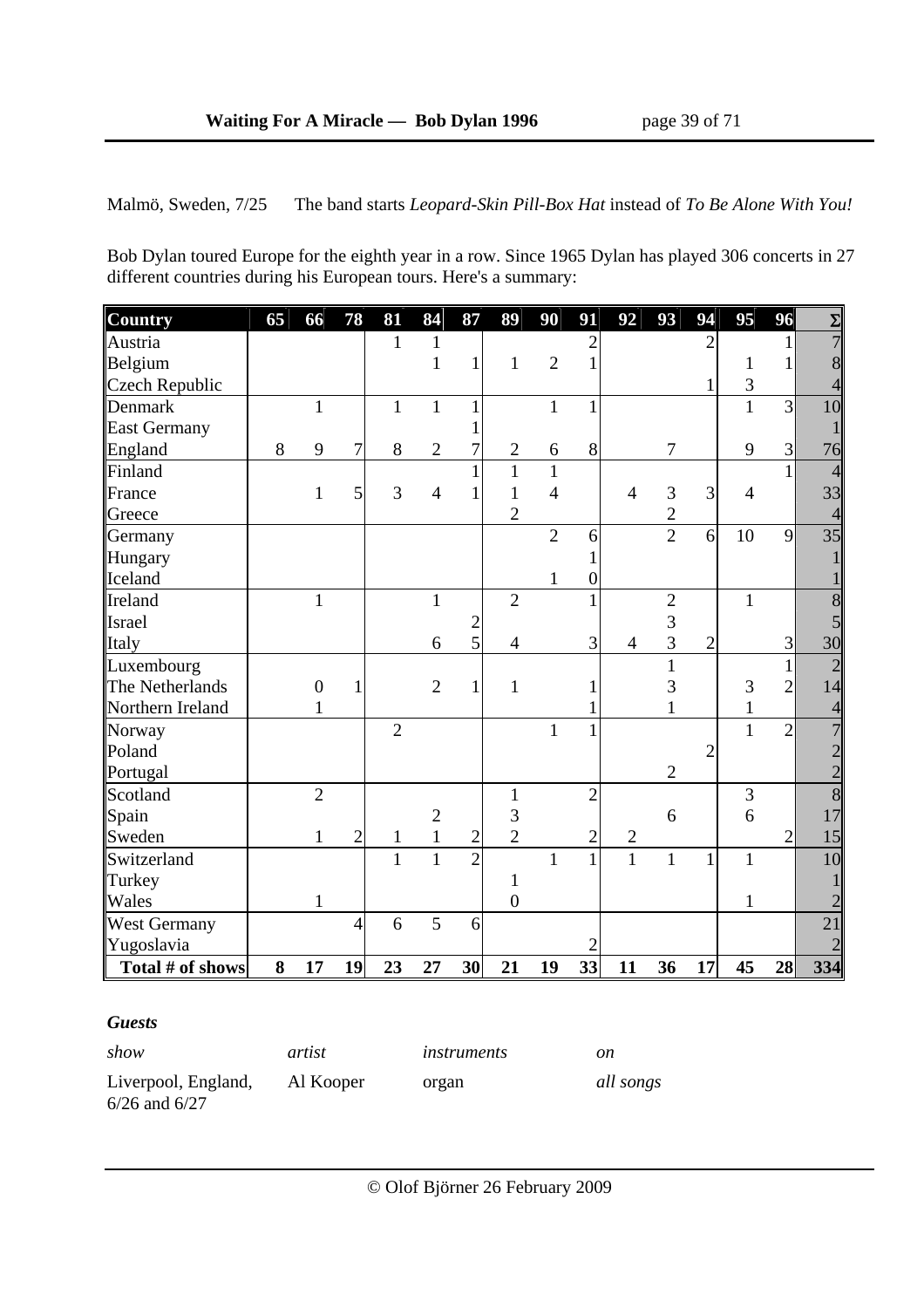Malmö, Sweden, 7/25 The band starts *Leopard-Skin Pill-Box Hat* instead of *To Be Alone With You!*

Bob Dylan toured Europe for the eighth year in a row. Since 1965 Dylan has played 306 concerts in 27 different countries during his European tours. Here's a summary:

| Country | 65 | 66 | 78 | 81 | 84 | 87 | 89 | 90 | 91 | 92 | 93 | 94 | 95 | 96 | Σ |
|---|---|---|---|---|---|---|---|---|---|---|---|---|---|---|---|
| Austria | | | | 1 | 1 | | | | 2 | | | 2 | | 1 | 7 |
| Belgium | | | | | 1 | 1 | 1 | 2 | 1 | | | | 1 | 1 | 8 |
| Czech Republic | | | | | | | | | | | | 1 | 3 | | 4 |
| Denmark | | 1 | | 1 | 1 | 1 | | 1 | 1 | | | | 1 | 3 | 10 |
| East Germany | | | | | | 1 | | | | | | | | | 1 |
| England | 8 | 9 | 7 | 8 | 2 | 7 | 2 | 6 | 8 | | 7 | | 9 | 3 | 76 |
| Finland | | | | | | 1 | 1 | 1 | | | | | | 1 | 4 |
| France | | 1 | 5 | 3 | 4 | 1 | 1 | 4 | | 4 | 3 | 3 | 4 | | 33 |
| Greece | | | | | | | 2 | | | | 2 | | | | 4 |
| Germany | | | | | | | | 2 | 6 | | 2 | 6 | 10 | 9 | 35 |
| Hungary | | | | | | | | | 1 | | | | | | 1 |
| Iceland | | | | | | | | 1 | 0 | | | | | | 1 |
| Ireland | | 1 | | | 1 | | 2 | | 1 | | 2 | | 1 | | 8 |
| Israel | | | | | | 2 | | | | | 3 | | | | 5 |
| Italy | | | | | 6 | 5 | 4 | | 3 | 4 | 3 | 2 | | 3 | 30 |
| Luxembourg | | | | | | | | | | | 1 | | | 1 | 2 |
| The Netherlands | | 0 | 1 | | 2 | 1 | 1 | | 1 | | 3 | | 3 | 2 | 14 |
| Northern Ireland | | 1 | | | | | | | 1 | | 1 | | 1 | | 4 |
| Norway | | | | 2 | | | | 1 | 1 | | | | 1 | 2 | 7 |
| Poland | | | | | | | | | | | | 2 | | | 2 |
| Portugal | | | | | | | | | | | 2 | | | | 2 |
| Scotland | | 2 | | | | | 1 | | 2 | | | | 3 | | 8 |
| Spain | | | | | 2 | | 3 | | | | 6 | | 6 | | 17 |
| Sweden | | 1 | 2 | 1 | 1 | 2 | 2 | | 2 | 2 | | | | 2 | 15 |
| Switzerland | | | | 1 | 1 | 2 | | 1 | 1 | 1 | 1 | 1 | 1 | | 10 |
| Turkey | | | | | | | 1 | | | | | | | | 1 |
| Wales | | 1 | | | | | 0 | | | | | | 1 | | 2 |
| West Germany | | | 4 | 6 | 5 | 6 | | | | | | | | | 21 |
| Yugoslavia | | | | | | | | | 2 | | | | | | 2 |
| **Total # of shows** | **8** | **17** | **19** | **23** | **27** | **30** | **21** | **19** | **33** | **11** | **36** | **17** | **45** | **28** | **334** |

### *Guests*

| *show* | *artist* | *instruments* | *on* |
|---|---|---|---|
| Liverpool, England, 6/26 and 6/27 | Al Kooper | organ | *all songs* |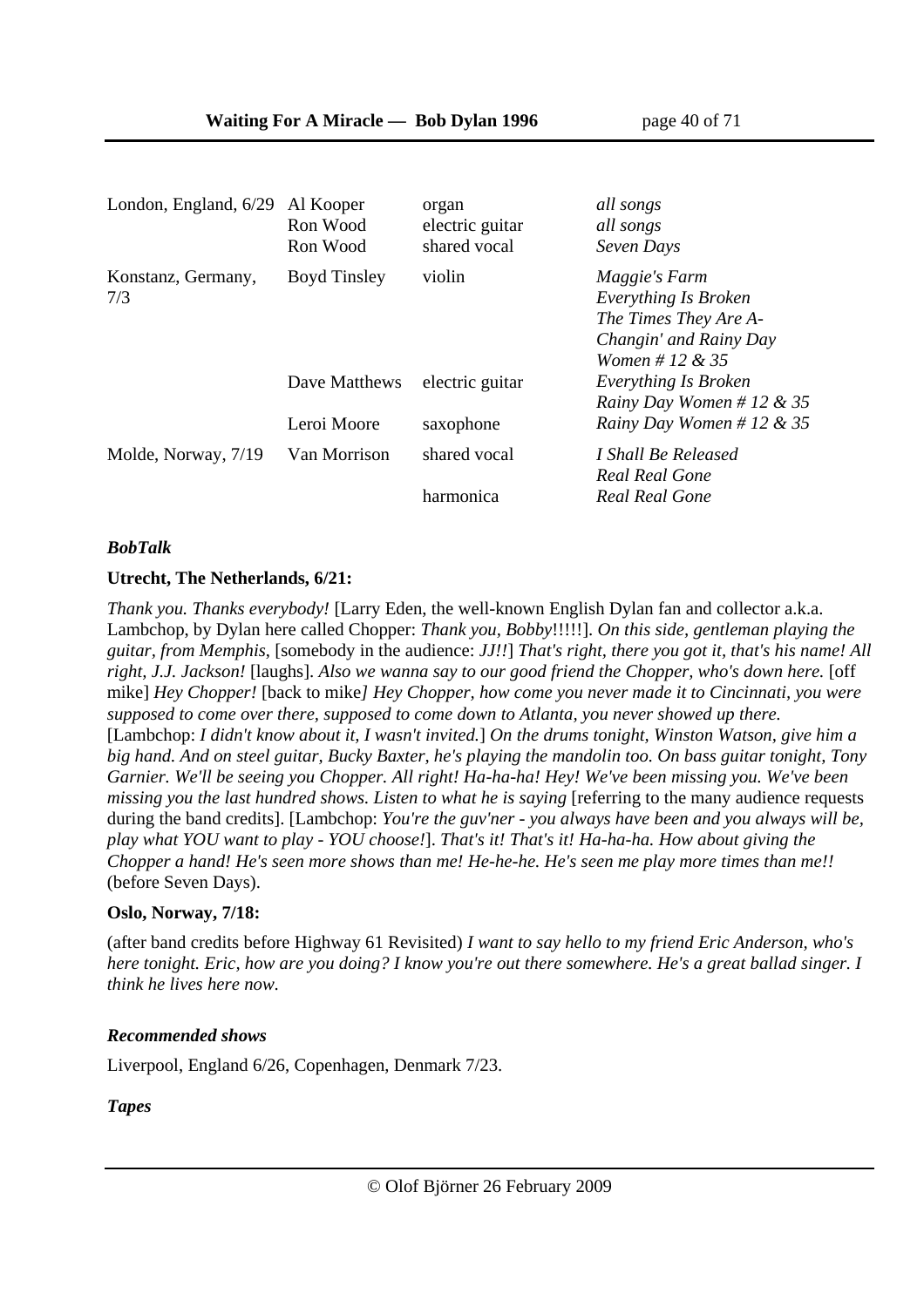| | | | |
|---|---|---|---|
| London, England, 6/29 | Al Kooper | organ | *all songs* |
| | Ron Wood | electric guitar | *all songs* |
| | Ron Wood | shared vocal | *Seven Days* |
| Konstanz, Germany, 7/3 | Boyd Tinsley | violin | *Maggie's Farm*<br>*Everything Is Broken*<br>*The Times They Are A-Changin' and Rainy Day Women # 12 & 35* |
| | Dave Matthews | electric guitar | *Everything Is Broken*<br>*Rainy Day Women # 12 & 35* |
| | Leroi Moore | saxophone | *Rainy Day Women # 12 & 35* |
| Molde, Norway, 7/19 | Van Morrison | shared vocal | *I Shall Be Released*<br>*Real Real Gone* |
| | | harmonica | *Real Real Gone* |

***BobTalk***

**Utrecht, The Netherlands, 6/21:**

*Thank you. Thanks everybody!* [Larry Eden, the well-known English Dylan fan and collector a.k.a. Lambchop, by Dylan here called Chopper: *Thank you, Bobby*!!!!!]. *On this side, gentleman playing the guitar, from Memphis,* [somebody in the audience: *JJ!!*] *That's right, there you got it, that's his name! All right, J.J. Jackson!* [laughs]. *Also we wanna say to our good friend the Chopper, who's down here.* [off mike] *Hey Chopper!* [back to mike*] Hey Chopper, how come you never made it to Cincinnati, you were supposed to come over there, supposed to come down to Atlanta, you never showed up there.* [Lambchop: *I didn't know about it, I wasn't invited.*] *On the drums tonight, Winston Watson, give him a big hand. And on steel guitar, Bucky Baxter, he's playing the mandolin too. On bass guitar tonight, Tony Garnier. We'll be seeing you Chopper. All right! Ha-ha-ha! Hey! We've been missing you. We've been missing you the last hundred shows. Listen to what he is saying* [referring to the many audience requests during the band credits]. [Lambchop: *You're the guv'ner - you always have been and you always will be, play what YOU want to play - YOU choose!*]. *That's it! That's it! Ha-ha-ha. How about giving the Chopper a hand! He's seen more shows than me! He-he-he. He's seen me play more times than me!!* (before Seven Days).

**Oslo, Norway, 7/18:**

(after band credits before Highway 61 Revisited) *I want to say hello to my friend Eric Anderson, who's here tonight. Eric, how are you doing? I know you're out there somewhere. He's a great ballad singer. I think he lives here now.*

***Recommended shows***

Liverpool, England 6/26, Copenhagen, Denmark 7/23.

***Tapes***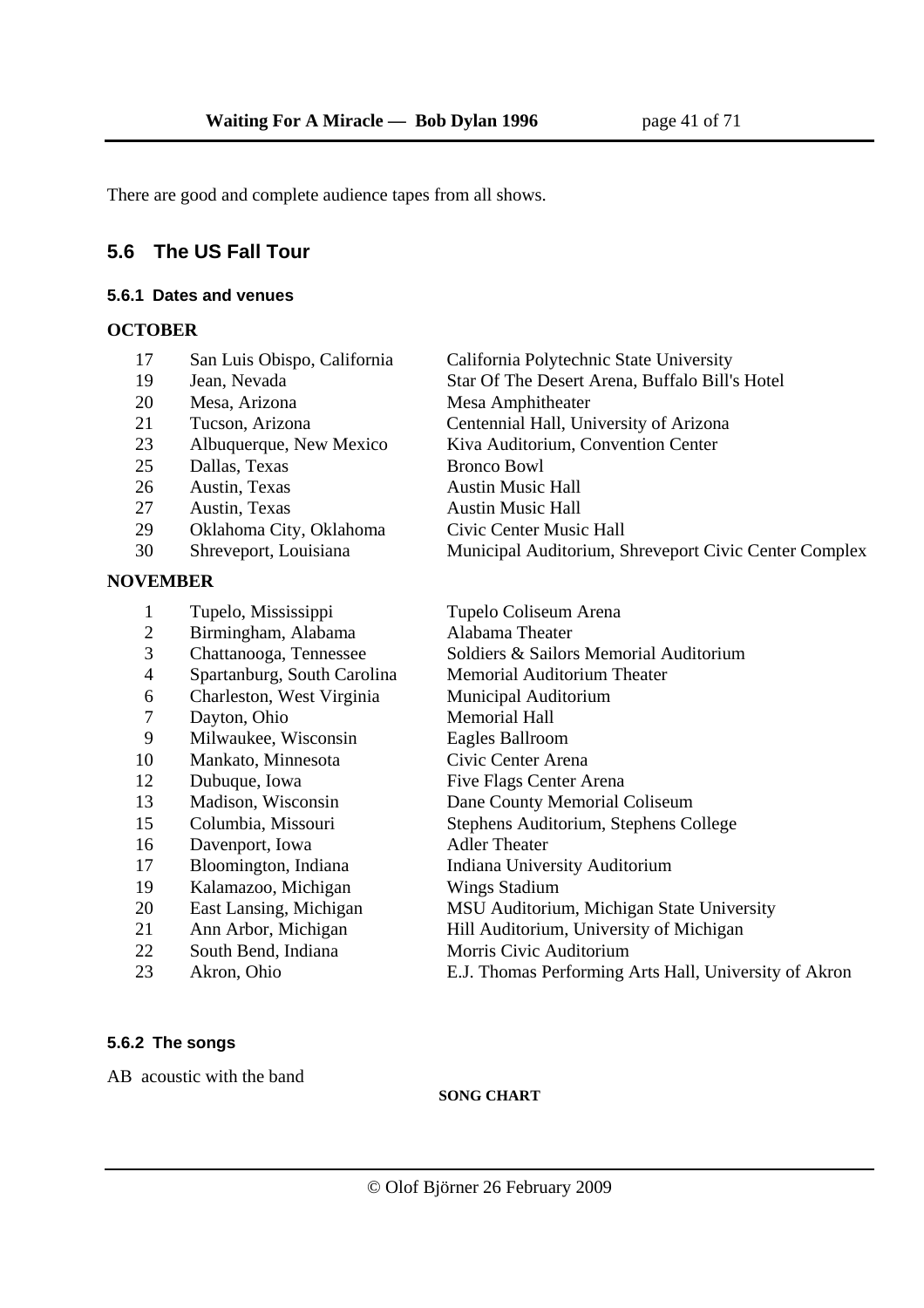There are good and complete audience tapes from all shows.

## 5.6 The US Fall Tour

### 5.6.1 Dates and venues

**OCTOBER**

| | | |
|---|---|---|
| 17 | San Luis Obispo, California | California Polytechnic State University |
| 19 | Jean, Nevada | Star Of The Desert Arena, Buffalo Bill's Hotel |
| 20 | Mesa, Arizona | Mesa Amphitheater |
| 21 | Tucson, Arizona | Centennial Hall, University of Arizona |
| 23 | Albuquerque, New Mexico | Kiva Auditorium, Convention Center |
| 25 | Dallas, Texas | Bronco Bowl |
| 26 | Austin, Texas | Austin Music Hall |
| 27 | Austin, Texas | Austin Music Hall |
| 29 | Oklahoma City, Oklahoma | Civic Center Music Hall |
| 30 | Shreveport, Louisiana | Municipal Auditorium, Shreveport Civic Center Complex |

**NOVEMBER**

| | | |
|---|---|---|
| 1 | Tupelo, Mississippi | Tupelo Coliseum Arena |
| 2 | Birmingham, Alabama | Alabama Theater |
| 3 | Chattanooga, Tennessee | Soldiers & Sailors Memorial Auditorium |
| 4 | Spartanburg, South Carolina | Memorial Auditorium Theater |
| 6 | Charleston, West Virginia | Municipal Auditorium |
| 7 | Dayton, Ohio | Memorial Hall |
| 9 | Milwaukee, Wisconsin | Eagles Ballroom |
| 10 | Mankato, Minnesota | Civic Center Arena |
| 12 | Dubuque, Iowa | Five Flags Center Arena |
| 13 | Madison, Wisconsin | Dane County Memorial Coliseum |
| 15 | Columbia, Missouri | Stephens Auditorium, Stephens College |
| 16 | Davenport, Iowa | Adler Theater |
| 17 | Bloomington, Indiana | Indiana University Auditorium |
| 19 | Kalamazoo, Michigan | Wings Stadium |
| 20 | East Lansing, Michigan | MSU Auditorium, Michigan State University |
| 21 | Ann Arbor, Michigan | Hill Auditorium, University of Michigan |
| 22 | South Bend, Indiana | Morris Civic Auditorium |
| 23 | Akron, Ohio | E.J. Thomas Performing Arts Hall, University of Akron |

### 5.6.2 The songs

AB acoustic with the band

**SONG CHART**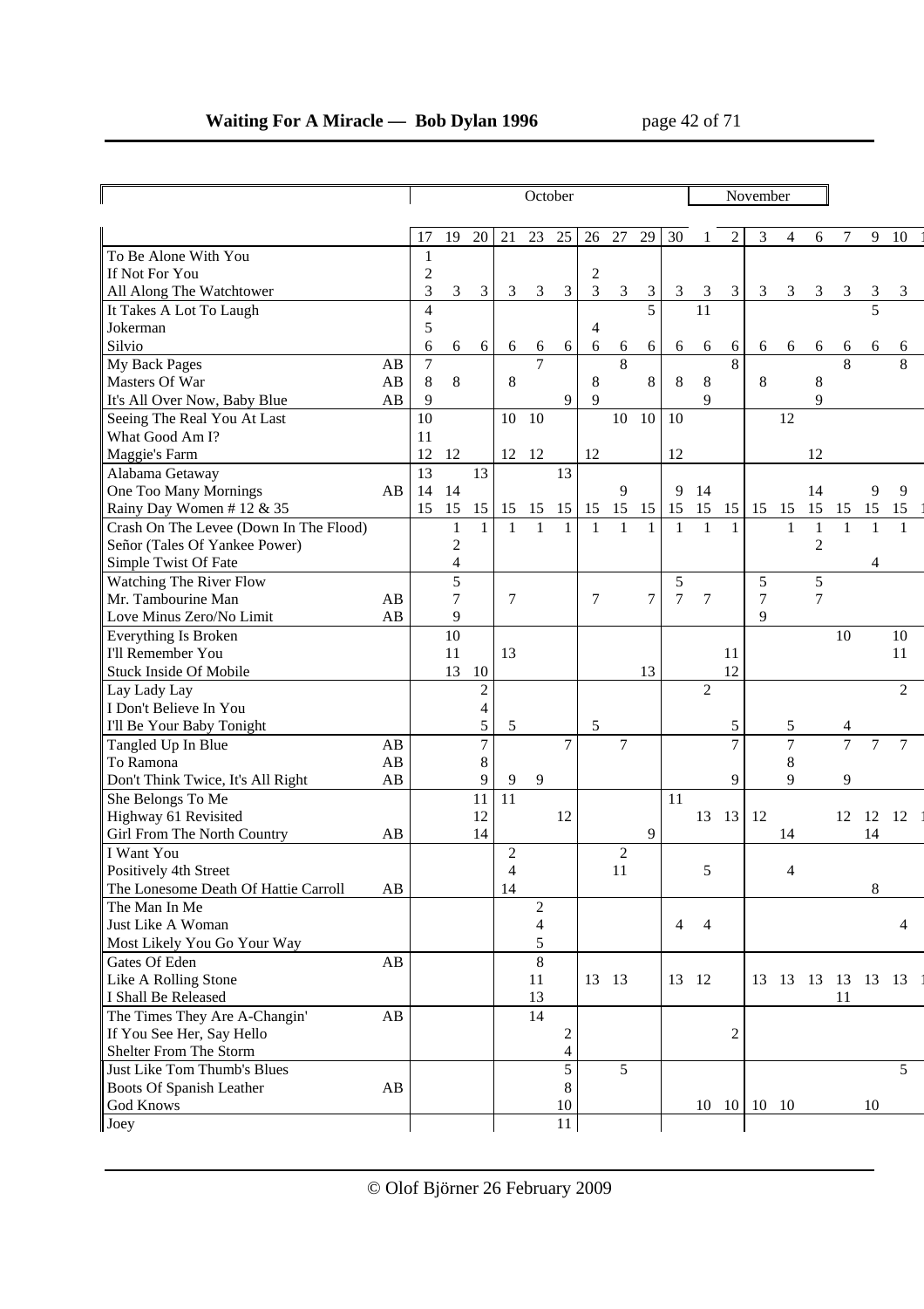| | | October | | | | | | | | | | November | | | | | | | |
|---|---|---|---|---|---|---|---|---|---|---|---|---|---|---|---|---|---|---|---|
| | | 17 | 19 | 20 | 21 | 23 | 25 | 26 | 27 | 29 | 30 | 1 | 2 | 3 | 4 | 6 | 7 | 9 | 10 |
| To Be Alone With You | | 1 | | | | | | | | | | | | | | | | | |
| If Not For You | | 2 | | | | | | 2 | | | | | | | | | | | |
| All Along The Watchtower | | 3 | 3 | 3 | 3 | 3 | 3 | 3 | 3 | 3 | 3 | 3 | 3 | 3 | 3 | 3 | 3 | 3 | 3 |
| It Takes A Lot To Laugh | | 4 | | | | | | | | 5 | | 11 | | | | | | 5 | |
| Jokerman | | 5 | | | | | | 4 | | | | | | | | | | | |
| Silvio | | 6 | 6 | 6 | 6 | 6 | 6 | 6 | 6 | 6 | 6 | 6 | 6 | 6 | 6 | 6 | 6 | 6 | 6 |
| My Back Pages | AB | 7 | | | | 7 | | | 8 | | | | 8 | | | | 8 | | 8 |
| Masters Of War | AB | 8 | 8 | | 8 | | | 8 | | 8 | 8 | 8 | | 8 | | 8 | | | |
| It's All Over Now, Baby Blue | AB | 9 | | | | | 9 | 9 | | | | 9 | | | | 9 | | | |
| Seeing The Real You At Last | | 10 | | | 10 | 10 | | | 10 | 10 | 10 | | | | 12 | | | | |
| What Good Am I? | | 11 | | | | | | | | | | | | | | | | | |
| Maggie's Farm | | 12 | 12 | | 12 | 12 | | 12 | | | 12 | | | | | 12 | | | |
| Alabama Getaway | | 13 | | 13 | | | 13 | | | | | | | | | | | | |
| One Too Many Mornings | AB | 14 | 14 | | | | | | 9 | | 9 | 14 | | | | 14 | | 9 | 9 |
| Rainy Day Women # 12 & 35 | | 15 | 15 | 15 | 15 | 15 | 15 | 15 | 15 | 15 | 15 | 15 | 15 | 15 | 15 | 15 | 15 | 15 | 15 |
| Crash On The Levee (Down In The Flood) | | | 1 | 1 | 1 | 1 | 1 | 1 | 1 | 1 | 1 | 1 | 1 | | 1 | 1 | 1 | 1 | 1 |
| Señor (Tales Of Yankee Power) | | | 2 | | | | | | | | | | | | | 2 | | | |
| Simple Twist Of Fate | | | 4 | | | | | | | | | | | | | | | 4 | |
| Watching The River Flow | | | 5 | | | | | | | | 5 | | | 5 | | 5 | | | |
| Mr. Tambourine Man | AB | | 7 | | 7 | | | 7 | | 7 | 7 | 7 | | 7 | | 7 | | | |
| Love Minus Zero/No Limit | AB | | 9 | | | | | | | | | | | 9 | | | | | |
| Everything Is Broken | | | 10 | | | | | | | | | | | | | | 10 | | 10 |
| I'll Remember You | | | 11 | | 13 | | | | | | | | 11 | | | | | | 11 |
| Stuck Inside Of Mobile | | | 13 | 10 | | | | | | 13 | | | 12 | | | | | | |
| Lay Lady Lay | | | | 2 | | | | | | | | 2 | | | | | | | 2 |
| I Don't Believe In You | | | | 4 | | | | | | | | | | | | | | | |
| I'll Be Your Baby Tonight | | | | 5 | 5 | | | 5 | | | | | 5 | | 5 | | 4 | | |
| Tangled Up In Blue | AB | | | 7 | | | 7 | | 7 | | | | 7 | | 7 | | 7 | 7 | 7 |
| To Ramona | AB | | | 8 | | | | | | | | | | | 8 | | | | |
| Don't Think Twice, It's All Right | AB | | | 9 | 9 | 9 | | | | | | | 9 | | 9 | | 9 | | |
| She Belongs To Me | | | | 11 | 11 | | | | | | 11 | | | | | | | | |
| Highway 61 Revisited | | | | 12 | | | 12 | | | | | 13 | 13 | 12 | | | 12 | 12 | 12 |
| Girl From The North Country | AB | | | 14 | | | | | | 9 | | | | | 14 | | | 14 | |
| I Want You | | | | | 2 | | | | 2 | | | | | | | | | | |
| Positively 4th Street | | | | | 4 | | | | 11 | | | 5 | | | 4 | | | | |
| The Lonesome Death Of Hattie Carroll | AB | | | | 14 | | | | | | | | | | | | | 8 | |
| The Man In Me | | | | | | 2 | | | | | | | | | | | | | |
| Just Like A Woman | | | | | | 4 | | | | | 4 | 4 | | | | | | | 4 |
| Most Likely You Go Your Way | | | | | | 5 | | | | | | | | | | | | | |
| Gates Of Eden | AB | | | | | 8 | | | | | | | | | | | | | |
| Like A Rolling Stone | | | | | | 11 | | 13 | 13 | | 13 | 12 | | 13 | 13 | 13 | 13 | 13 | 13 |
| I Shall Be Released | | | | | | 13 | | | | | | | | | | | 11 | | |
| The Times They Are A-Changin' | AB | | | | | 14 | | | | | | | | | | | | | |
| If You See Her, Say Hello | | | | | | | 2 | | | | | | 2 | | | | | | |
| Shelter From The Storm | | | | | | | 4 | | | | | | | | | | | | |
| Just Like Tom Thumb's Blues | | | | | | | 5 | | 5 | | | | | | | | | | 5 |
| Boots Of Spanish Leather | AB | | | | | | 8 | | | | | | | | | | | | |
| God Knows | | | | | | | 10 | | | | | 10 | 10 | 10 | 10 | | | 10 | |
| Joey | | | | | | | 11 | | | | | | | | | | | | |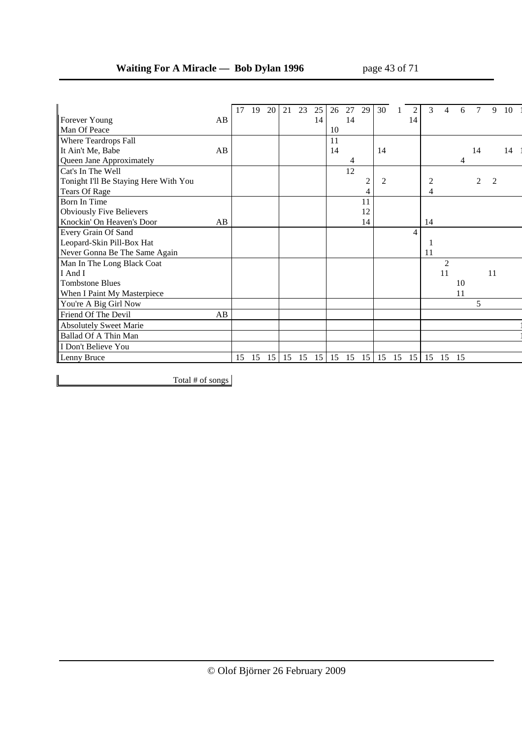| | | 17 | 19 | 20 | 21 | 23 | 25 | 26 | 27 | 29 | 30 | 1 | 2 | 3 | 4 | 6 | 7 | 9 | 10 | 1 |
|---|---|---|---|---|---|---|---|---|---|---|---|---|---|---|---|---|---|---|---|---|
| Forever Young | AB | | | | | | 14 | | 14 | | | | 14 | | | | | | | |
| Man Of Peace | | | | | | | | 10 | | | | | | | | | | | | |
| Where Teardrops Fall | | | | | | | | 11 | | | | | | | | | | | | |
| It Ain't Me, Babe | AB | | | | | | | 14 | | | 14 | | | | | | 14 | | 14 | 1 |
| Queen Jane Approximately | | | | | | | | | 4 | | | | | | | 4 | | | | |
| Cat's In The Well | | | | | | | | | 12 | | | | | | | | | | | |
| Tonight I'll Be Staying Here With You | | | | | | | | | | 2 | 2 | | | 2 | | | 2 | 2 | | |
| Tears Of Rage | | | | | | | | | | 4 | | | | 4 | | | | | | |
| Born In Time | | | | | | | | | | 11 | | | | | | | | | | |
| Obviously Five Believers | | | | | | | | | | 12 | | | | | | | | | | |
| Knockin' On Heaven's Door | AB | | | | | | | | | 14 | | | | 14 | | | | | | |
| Every Grain Of Sand | | | | | | | | | | | | | 4 | | | | | | | |
| Leopard-Skin Pill-Box Hat | | | | | | | | | | | | | | 1 | | | | | | |
| Never Gonna Be The Same Again | | | | | | | | | | | | | | 11 | | | | | | |
| Man In The Long Black Coat | | | | | | | | | | | | | | | 2 | | | | | |
| I And I | | | | | | | | | | | | | | | 11 | | | 11 | | |
| Tombstone Blues | | | | | | | | | | | | | | | | 10 | | | | |
| When I Paint My Masterpiece | | | | | | | | | | | | | | | | 11 | | | | |
| You're A Big Girl Now | | | | | | | | | | | | | | | | | 5 | | | |
| Friend Of The Devil | AB | | | | | | | | | | | | | | | | | | | |
| Absolutely Sweet Marie | | | | | | | | | | | | | | | | | | | | 1 |
| Ballad Of A Thin Man | | | | | | | | | | | | | | | | | | | | 1 |
| I Don't Believe You | | | | | | | | | | | | | | | | | | | | |
| Lenny Bruce | | 15 | 15 | 15 | 15 | 15 | 15 | 15 | 15 | 15 | 15 | 15 | 15 | 15 | 15 | 15 | | | | |

| Total # of songs |
|---|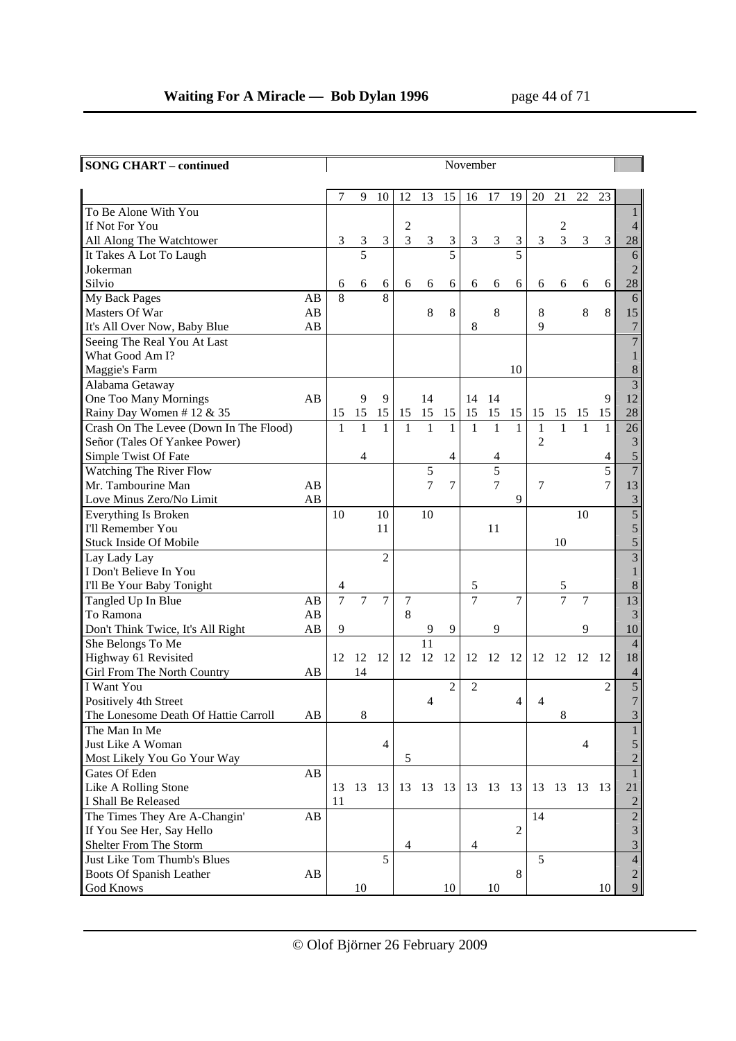| SONG CHART – continued | | November | | | | | | | | | | | | | |
|---|---|---|---|---|---|---|---|---|---|---|---|---|---|---|---|
| | | 7 | 9 | 10 | 12 | 13 | 15 | 16 | 17 | 19 | 20 | 21 | 22 | 23 | |
| To Be Alone With You | | | | | | | | | | | | | | | 1 |
| If Not For You | | | | | 2 | | | | | | | 2 | | | 4 |
| All Along The Watchtower | | 3 | 3 | 3 | 3 | 3 | 3 | 3 | 3 | 3 | 3 | 3 | 3 | 3 | 28 |
| It Takes A Lot To Laugh | | | 5 | | | | 5 | | | 5 | | | | | 6 |
| Jokerman | | | | | | | | | | | | | | | 2 |
| Silvio | | 6 | 6 | 6 | 6 | 6 | 6 | 6 | 6 | 6 | 6 | 6 | 6 | 6 | 28 |
| My Back Pages | AB | 8 | | 8 | | | | | | | | | | | 6 |
| Masters Of War | AB | | | | | 8 | 8 | | 8 | | 8 | | 8 | 8 | 15 |
| It's All Over Now, Baby Blue | AB | | | | | | | 8 | | | 9 | | | | 7 |
| Seeing The Real You At Last | | | | | | | | | | | | | | | 7 |
| What Good Am I? | | | | | | | | | | | | | | | 1 |
| Maggie's Farm | | | | | | | | | | 10 | | | | | 8 |
| Alabama Getaway | | | | | | | | | | | | | | | 3 |
| One Too Many Mornings | AB | | 9 | 9 | | 14 | | 14 | 14 | | | | | 9 | 12 |
| Rainy Day Women # 12 & 35 | | 15 | 15 | 15 | 15 | 15 | 15 | 15 | 15 | 15 | 15 | 15 | 15 | 15 | 28 |
| Crash On The Levee (Down In The Flood) | | 1 | 1 | 1 | 1 | 1 | 1 | 1 | 1 | 1 | 1 | 1 | 1 | 1 | 26 |
| Señor (Tales Of Yankee Power) | | | | | | | | | | | 2 | | | | 3 |
| Simple Twist Of Fate | | | 4 | | | | 4 | | 4 | | | | | 4 | 5 |
| Watching The River Flow | | | | | | 5 | | | 5 | | | | | 5 | 7 |
| Mr. Tambourine Man | AB | | | | | 7 | 7 | | 7 | | 7 | | | 7 | 13 |
| Love Minus Zero/No Limit | AB | | | | | | | | | 9 | | | | | 3 |
| Everything Is Broken | | 10 | | 10 | | 10 | | | | | | | 10 | | 5 |
| I'll Remember You | | | | 11 | | | | | 11 | | | | | | 5 |
| Stuck Inside Of Mobile | | | | | | | | | | | | 10 | | | 5 |
| Lay Lady Lay | | | | 2 | | | | | | | | | | | 3 |
| I Don't Believe In You | | | | | | | | | | | | | | | 1 |
| I'll Be Your Baby Tonight | | 4 | | | | | | 5 | | | | 5 | | | 8 |
| Tangled Up In Blue | AB | 7 | 7 | 7 | 7 | | | 7 | | 7 | | 7 | 7 | | 13 |
| To Ramona | AB | | | | 8 | | | | | | | | | | 3 |
| Don't Think Twice, It's All Right | AB | 9 | | | | 9 | 9 | | 9 | | | | 9 | | 10 |
| She Belongs To Me | | | | | | 11 | | | | | | | | | 4 |
| Highway 61 Revisited | | 12 | 12 | 12 | 12 | 12 | 12 | 12 | 12 | 12 | 12 | 12 | 12 | 12 | 18 |
| Girl From The North Country | AB | | 14 | | | | | | | | | | | | 4 |
| I Want You | | | | | | | 2 | 2 | | | | | | 2 | 5 |
| Positively 4th Street | | | | | | 4 | | | | 4 | 4 | | | | 7 |
| The Lonesome Death Of Hattie Carroll | AB | | 8 | | | | | | | | | 8 | | | 3 |
| The Man In Me | | | | | | | | | | | | | | | 1 |
| Just Like A Woman | | | | 4 | | | | | | | | | 4 | | 5 |
| Most Likely You Go Your Way | | | | | 5 | | | | | | | | | | 2 |
| Gates Of Eden | AB | | | | | | | | | | | | | | 1 |
| Like A Rolling Stone | | 13 | 13 | 13 | 13 | 13 | 13 | 13 | 13 | 13 | 13 | 13 | 13 | 13 | 21 |
| I Shall Be Released | | 11 | | | | | | | | | | | | | 2 |
| The Times They Are A-Changin' | AB | | | | | | | | | | 14 | | | | 2 |
| If You See Her, Say Hello | | | | | | | | | | 2 | | | | | 3 |
| Shelter From The Storm | | | | | 4 | | | 4 | | | | | | | 3 |
| Just Like Tom Thumb's Blues | | | | 5 | | | | | | | 5 | | | | 4 |
| Boots Of Spanish Leather | AB | | | | | | | | | 8 | | | | | 2 |
| God Knows | | | 10 | | | | 10 | | 10 | | | | | 10 | 9 |

© Olof Björner 26 February 2009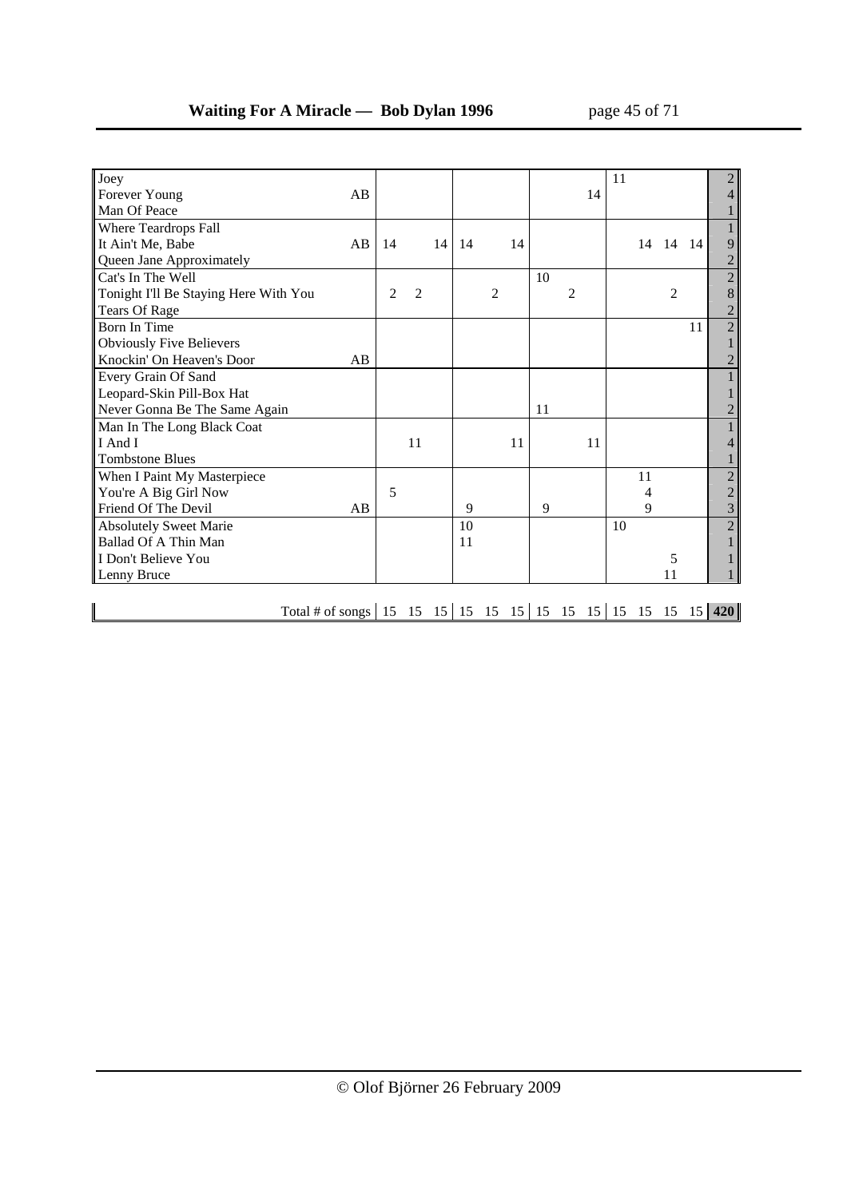| Song | | | | | | | | | | | | | | | Total |
|---|---|---|---|---|---|---|---|---|---|---|---|---|---|---|---|
| Joey | | | | | | | | | | | 11 | | | | 2 |
| Forever Young | AB | | | | | | | | | 14 | | | | | 4 |
| Man Of Peace | | | | | | | | | | | | | | | 1 |
| Where Teardrops Fall | | | | | | | | | | | | | | | 1 |
| It Ain't Me, Babe | AB | 14 | | 14 | 14 | | 14 | | | | | 14 | 14 | 14 | 9 |
| Queen Jane Approximately | | | | | | | | | | | | | | | 2 |
| Cat's In The Well | | | | | | | | 10 | | | | | | | 2 |
| Tonight I'll Be Staying Here With You | | 2 | 2 | | | 2 | | | 2 | | | | 2 | | 8 |
| Tears Of Rage | | | | | | | | | | | | | | | 2 |
| Born In Time | | | | | | | | | | | | | | 11 | 2 |
| Obviously Five Believers | | | | | | | | | | | | | | | 1 |
| Knockin' On Heaven's Door | AB | | | | | | | | | | | | | | 2 |
| Every Grain Of Sand | | | | | | | | | | | | | | | 1 |
| Leopard-Skin Pill-Box Hat | | | | | | | | | | | | | | | 1 |
| Never Gonna Be The Same Again | | | | | | | | 11 | | | | | | | 2 |
| Man In The Long Black Coat | | | | | | | | | | | | | | | 1 |
| I And I | | | 11 | | | | 11 | | | 11 | | | | | 4 |
| Tombstone Blues | | | | | | | | | | | | | | | 1 |
| When I Paint My Masterpiece | | | | | | | | | | | | 11 | | | 2 |
| You're A Big Girl Now | | 5 | | | | | | | | | | 4 | | | 2 |
| Friend Of The Devil | AB | | | | 9 | | | 9 | | | | 9 | | | 3 |
| Absolutely Sweet Marie | | | | | 10 | | | | | | 10 | | | | 2 |
| Ballad Of A Thin Man | | | | | 11 | | | | | | | | | | 1 |
| I Don't Believe You | | | | | | | | | | | | | 5 | | 1 |
| Lenny Bruce | | | | | | | | | | | | | 11 | | 1 |
| Total # of songs | | 15 | 15 | 15 | 15 | 15 | 15 | 15 | 15 | 15 | 15 | 15 | 15 | 15 | **420** |

© Olof Björner 26 February 2009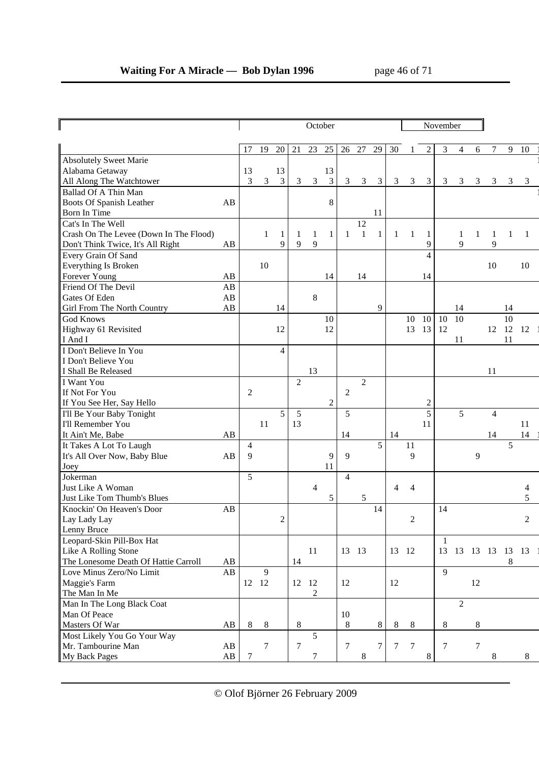| | | October | | | | | | | | | | November | | | | | | | | |
|---|---|---|---|---|---|---|---|---|---|---|---|---|---|---|---|---|---|---|---|---|
| | | 17 | 19 | 20 | 21 | 23 | 25 | 26 | 27 | 29 | 30 | 1 | 2 | 3 | 4 | 6 | 7 | 9 | 10 | 1 |
| Absolutely Sweet Marie | | | | | | | | | | | | | | | | | | | | 1 |
| Alabama Getaway | | 13 | | 13 | | | 13 | | | | | | | | | | | | | |
| All Along The Watchtower | | 3 | 3 | 3 | 3 | 3 | 3 | 3 | 3 | 3 | 3 | 3 | 3 | 3 | 3 | 3 | 3 | 3 | 3 | |
| Ballad Of A Thin Man | | | | | | | | | | | | | | | | | | | | 1 |
| Boots Of Spanish Leather | AB | | | | | | 8 | | | | | | | | | | | | | |
| Born In Time | | | | | | | | | | 11 | | | | | | | | | | |
| Cat's In The Well | | | | | | | | | 12 | | | | | | | | | | | |
| Crash On The Levee (Down In The Flood) | | | 1 | 1 | 1 | 1 | 1 | 1 | 1 | 1 | 1 | 1 | 1 | | 1 | 1 | 1 | 1 | 1 | |
| Don't Think Twice, It's All Right | AB | | | 9 | 9 | 9 | | | | | | | 9 | | 9 | | 9 | | | |
| Every Grain Of Sand | | | | | | | | | | | | | 4 | | | | | | | |
| Everything Is Broken | | | 10 | | | | | | | | | | | | | | 10 | | 10 | |
| Forever Young | AB | | | | | | 14 | | 14 | | | | 14 | | | | | | | |
| Friend Of The Devil | AB | | | | | | | | | | | | | | | | | | | |
| Gates Of Eden | AB | | | | | 8 | | | | | | | | | | | | | | |
| Girl From The North Country | AB | | | 14 | | | | | | 9 | | | | | 14 | | | 14 | | |
| God Knows | | | | | | | 10 | | | | | 10 | 10 | 10 | 10 | | | 10 | | |
| Highway 61 Revisited | | | | 12 | | | 12 | | | | | 13 | 13 | 12 | | | 12 | 12 | 12 | 1 |
| I And I | | | | | | | | | | | | | | | 11 | | | 11 | | |
| I Don't Believe In You | | | | 4 | | | | | | | | | | | | | | | | |
| I Don't Believe You | | | | | | | | | | | | | | | | | | | | |
| I Shall Be Released | | | | | | 13 | | | | | | | | | | | 11 | | | |
| I Want You | | | | | 2 | | | | 2 | | | | | | | | | | | |
| If Not For You | | 2 | | | | | | 2 | | | | | | | | | | | | |
| If You See Her, Say Hello | | | | | | | 2 | | | | | | 2 | | | | | | | |
| I'll Be Your Baby Tonight | | | | 5 | 5 | | | 5 | | | | | 5 | | 5 | | 4 | | | |
| I'll Remember You | | | 11 | | 13 | | | | | | | | 11 | | | | | | 11 | |
| It Ain't Me, Babe | AB | | | | | | | 14 | | | 14 | | | | | | 14 | | 14 | 1 |
| It Takes A Lot To Laugh | | 4 | | | | | | | | 5 | | 11 | | | | | | 5 | | |
| It's All Over Now, Baby Blue | AB | 9 | | | | | 9 | 9 | | | | 9 | | | | 9 | | | | |
| Joey | | | | | | | 11 | | | | | | | | | | | | | |
| Jokerman | | 5 | | | | | | 4 | | | | | | | | | | | | |
| Just Like A Woman | | | | | | 4 | | | | | 4 | 4 | | | | | | | 4 | |
| Just Like Tom Thumb's Blues | | | | | | | 5 | | 5 | | | | | | | | | | 5 | |
| Knockin' On Heaven's Door | AB | | | | | | | | | 14 | | | | 14 | | | | | | |
| Lay Lady Lay | | | | 2 | | | | | | | | 2 | | | | | | | 2 | |
| Lenny Bruce | | | | | | | | | | | | | | | | | | | | |
| Leopard-Skin Pill-Box Hat | | | | | | | | | | | | | | 1 | | | | | | |
| Like A Rolling Stone | | | | | | 11 | | 13 | 13 | | 13 | 12 | | 13 | 13 | 13 | 13 | 13 | 13 | 1 |
| The Lonesome Death Of Hattie Carroll | AB | | | | 14 | | | | | | | | | | | | | 8 | | |
| Love Minus Zero/No Limit | AB | | 9 | | | | | | | | | | | 9 | | | | | | |
| Maggie's Farm | | 12 | 12 | | 12 | 12 | | 12 | | | 12 | | | | | 12 | | | | |
| The Man In Me | | | | | | 2 | | | | | | | | | | | | | | |
| Man In The Long Black Coat | | | | | | | | | | | | | | | 2 | | | | | |
| Man Of Peace | | | | | | | | 10 | | | | | | | | | | | | |
| Masters Of War | AB | 8 | 8 | | 8 | | | 8 | | 8 | 8 | 8 | | 8 | | 8 | | | | |
| Most Likely You Go Your Way | | | | | | 5 | | | | | | | | | | | | | | |
| Mr. Tambourine Man | AB | | 7 | | 7 | | | 7 | | 7 | 7 | 7 | | 7 | | 7 | | | | |
| My Back Pages | AB | 7 | | | | 7 | | | 8 | | | | 8 | | | | 8 | | 8 | |

© Olof Björner 26 February 2009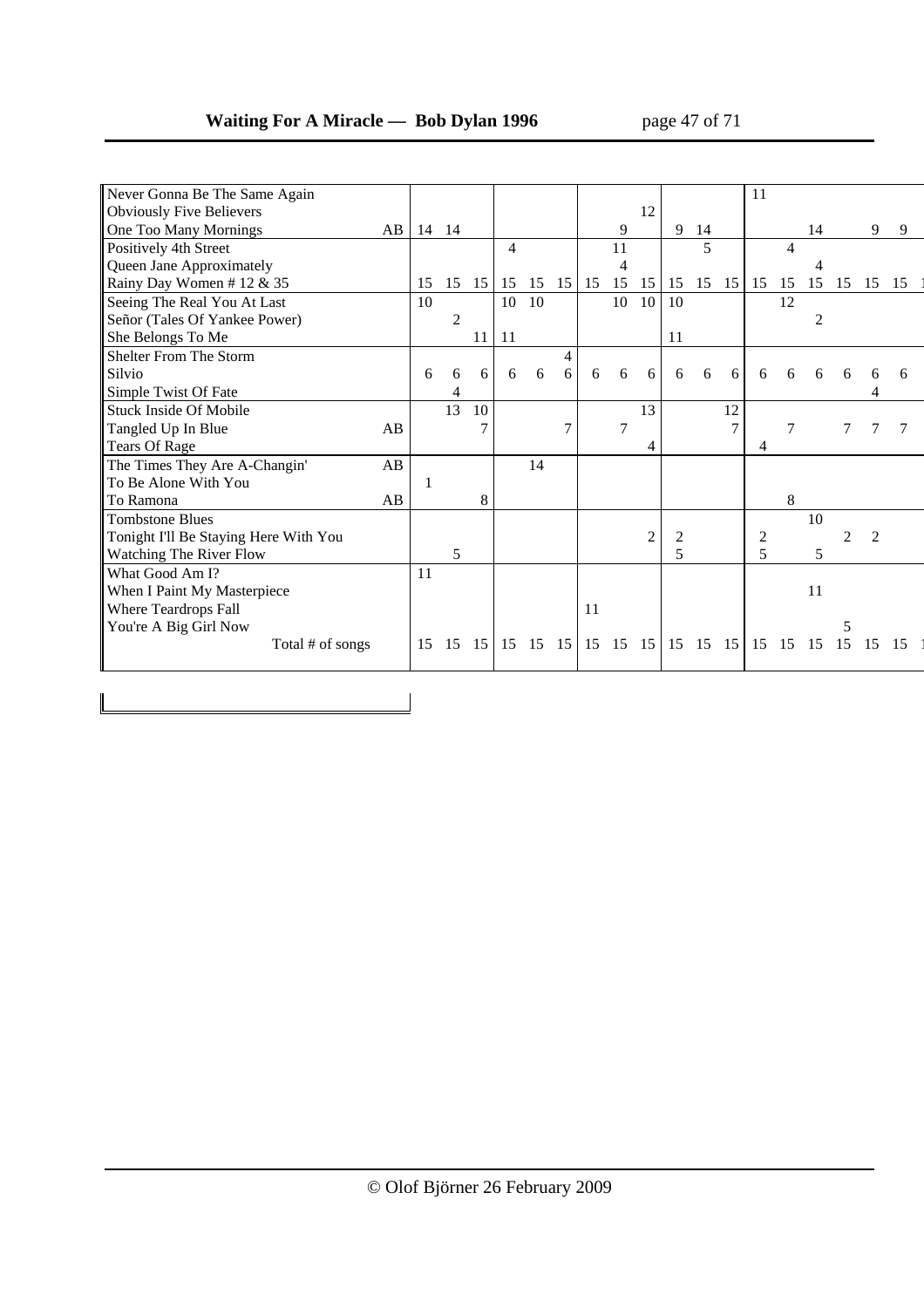| Song | | | | | | | | | | | | | | | | | | | |
|---|---|---|---|---|---|---|---|---|---|---|---|---|---|---|---|---|---|---|---|
| Never Gonna Be The Same Again | | | | | | | | | | | | | | 11 | | | | | |
| Obviously Five Believers | | | | | | | | | | 12 | | | | | | | | | |
| One Too Many Mornings | AB | 14 | 14 | | | | | | 9 | | 9 | 14 | | | | 14 | | 9 | 9 |
| Positively 4th Street | | | | | 4 | | | | 11 | | | 5 | | | 4 | | | | |
| Queen Jane Approximately | | | | | | | | | 4 | | | | | | | 4 | | | |
| Rainy Day Women # 12 & 35 | | 15 | 15 | 15 | 15 | 15 | 15 | 15 | 15 | 15 | 15 | 15 | 15 | 15 | 15 | 15 | 15 | 15 | 15 |
| Seeing The Real You At Last | | 10 | | | 10 | 10 | | | 10 | 10 | 10 | | | | 12 | | | | |
| Señor (Tales Of Yankee Power) | | | 2 | | | | | | | | | | | | | 2 | | | |
| She Belongs To Me | | | | 11 | 11 | | | | | | 11 | | | | | | | | |
| Shelter From The Storm | | | | | | | 4 | | | | | | | | | | | | |
| Silvio | | 6 | 6 | 6 | 6 | 6 | 6 | 6 | 6 | 6 | 6 | 6 | 6 | 6 | 6 | 6 | 6 | 6 | 6 |
| Simple Twist Of Fate | | | 4 | | | | | | | | | | | | | | | 4 | |
| Stuck Inside Of Mobile | | | 13 | 10 | | | | | | 13 | | | 12 | | | | | | |
| Tangled Up In Blue | AB | | | 7 | | | 7 | | 7 | | | | 7 | | 7 | | 7 | 7 | 7 |
| Tears Of Rage | | | | | | | | | | 4 | | | | 4 | | | | | |
| The Times They Are A-Changin' | AB | | | | | 14 | | | | | | | | | | | | | |
| To Be Alone With You | | 1 | | | | | | | | | | | | | | | | | |
| To Ramona | AB | | | 8 | | | | | | | | | | | 8 | | | | |
| Tombstone Blues | | | | | | | | | | | | | | | | 10 | | | |
| Tonight I'll Be Staying Here With You | | | | | | | | | | 2 | 2 | | | 2 | | | 2 | 2 | |
| Watching The River Flow | | | 5 | | | | | | | | 5 | | | 5 | | 5 | | | |
| What Good Am I? | | 11 | | | | | | | | | | | | | | | | | |
| When I Paint My Masterpiece | | | | | | | | | | | | | | | | 11 | | | |
| Where Teardrops Fall | | | | | | | | 11 | | | | | | | | | | | |
| You're A Big Girl Now | | | | | | | | | | | | | | | | | 5 | | |
| Total # of songs | | 15 | 15 | 15 | 15 | 15 | 15 | 15 | 15 | 15 | 15 | 15 | 15 | 15 | 15 | 15 | 15 | 15 | 15 |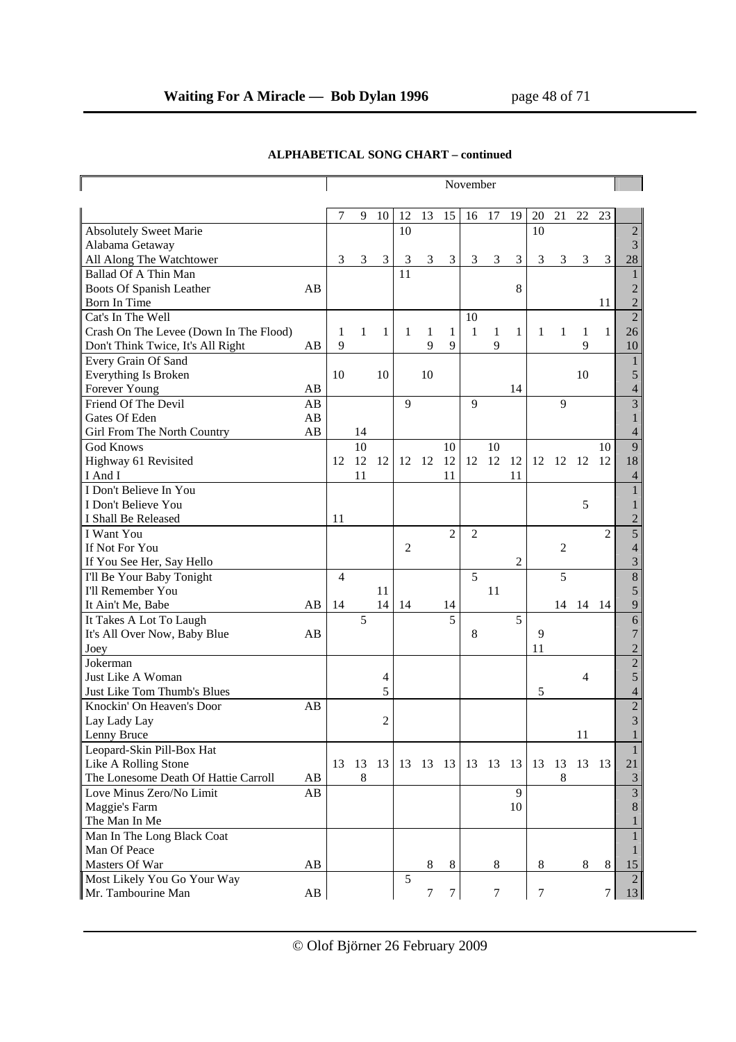**ALPHABETICAL SONG CHART – continued**

| | | November | | | | | | | | | | | | | |
|---|---|---|---|---|---|---|---|---|---|---|---|---|---|---|---|
| | | 7 | 9 | 10 | 12 | 13 | 15 | 16 | 17 | 19 | 20 | 21 | 22 | 23 | |
| Absolutely Sweet Marie | | | | | 10 | | | | | | 10 | | | | 2 |
| Alabama Getaway | | | | | | | | | | | | | | | 3 |
| All Along The Watchtower | | 3 | 3 | 3 | 3 | 3 | 3 | 3 | 3 | 3 | 3 | 3 | 3 | 3 | 28 |
| Ballad Of A Thin Man | | | | | 11 | | | | | | | | | | 1 |
| Boots Of Spanish Leather | AB | | | | | | | | | 8 | | | | | 2 |
| Born In Time | | | | | | | | | | | | | | 11 | 2 |
| Cat's In The Well | | | | | | | | 10 | | | | | | | 2 |
| Crash On The Levee (Down In The Flood) | | 1 | 1 | 1 | 1 | 1 | 1 | 1 | 1 | 1 | 1 | 1 | 1 | 1 | 26 |
| Don't Think Twice, It's All Right | AB | 9 | | | | 9 | 9 | | 9 | | | | 9 | | 10 |
| Every Grain Of Sand | | | | | | | | | | | | | | | 1 |
| Everything Is Broken | | 10 | | 10 | | 10 | | | | | | | 10 | | 5 |
| Forever Young | AB | | | | | | | | | 14 | | | | | 4 |
| Friend Of The Devil | AB | | | | 9 | | | 9 | | | | 9 | | | 3 |
| Gates Of Eden | AB | | | | | | | | | | | | | | 1 |
| Girl From The North Country | AB | | 14 | | | | | | | | | | | | 4 |
| God Knows | | | 10 | | | | 10 | | 10 | | | | | 10 | 9 |
| Highway 61 Revisited | | 12 | 12 | 12 | 12 | 12 | 12 | 12 | 12 | 12 | 12 | 12 | 12 | 12 | 18 |
| I And I | | | 11 | | | | 11 | | | 11 | | | | | 4 |
| I Don't Believe In You | | | | | | | | | | | | | | | 1 |
| I Don't Believe You | | | | | | | | | | | | | 5 | | 1 |
| I Shall Be Released | | 11 | | | | | | | | | | | | | 2 |
| I Want You | | | | | | | 2 | 2 | | | | | | 2 | 5 |
| If Not For You | | | | | 2 | | | | | | | 2 | | | 4 |
| If You See Her, Say Hello | | | | | | | | | | 2 | | | | | 3 |
| I'll Be Your Baby Tonight | | 4 | | | | | | 5 | | | | 5 | | | 8 |
| I'll Remember You | | | | 11 | | | | | 11 | | | | | | 5 |
| It Ain't Me, Babe | AB | 14 | | 14 | 14 | | 14 | | | | | 14 | 14 | 14 | 9 |
| It Takes A Lot To Laugh | | | 5 | | | | 5 | | | 5 | | | | | 6 |
| It's All Over Now, Baby Blue | AB | | | | | | | 8 | | | 9 | | | | 7 |
| Joey | | | | | | | | | | | 11 | | | | 2 |
| Jokerman | | | | | | | | | | | | | | | 2 |
| Just Like A Woman | | | | 4 | | | | | | | | | 4 | | 5 |
| Just Like Tom Thumb's Blues | | | | 5 | | | | | | | 5 | | | | 4 |
| Knockin' On Heaven's Door | AB | | | | | | | | | | | | | | 2 |
| Lay Lady Lay | | | | 2 | | | | | | | | | | | 3 |
| Lenny Bruce | | | | | | | | | | | | | 11 | | 1 |
| Leopard-Skin Pill-Box Hat | | | | | | | | | | | | | | | 1 |
| Like A Rolling Stone | | 13 | 13 | 13 | 13 | 13 | 13 | 13 | 13 | 13 | 13 | 13 | 13 | 13 | 21 |
| The Lonesome Death Of Hattie Carroll | AB | | 8 | | | | | | | | | 8 | | | 3 |
| Love Minus Zero/No Limit | AB | | | | | | | | | 9 | | | | | 3 |
| Maggie's Farm | | | | | | | | | | 10 | | | | | 8 |
| The Man In Me | | | | | | | | | | | | | | | 1 |
| Man In The Long Black Coat | | | | | | | | | | | | | | | 1 |
| Man Of Peace | | | | | | | | | | | | | | | 1 |
| Masters Of War | AB | | | | | 8 | 8 | | 8 | | 8 | | 8 | 8 | 15 |
| Most Likely You Go Your Way | | | | | 5 | | | | | | | | | | 2 |
| Mr. Tambourine Man | AB | | | | | 7 | 7 | | 7 | | 7 | | | 7 | 13 |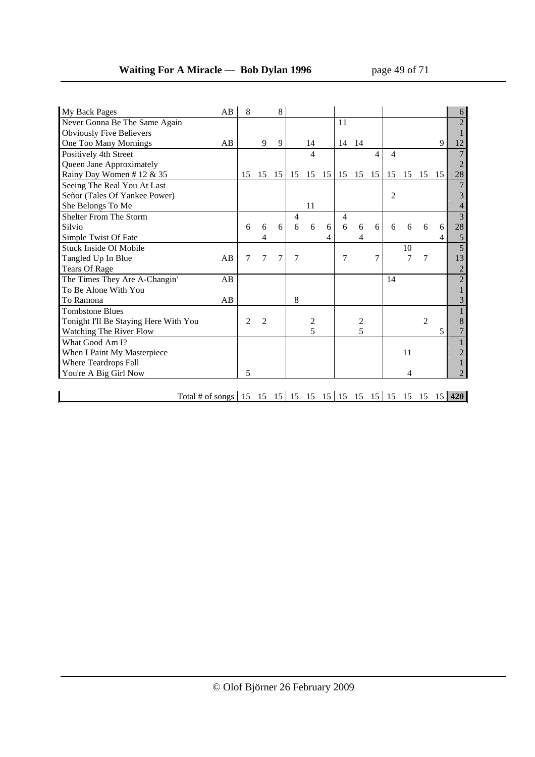| Song | | | | | | | | | | | | | | | |
|---|---|---|---|---|---|---|---|---|---|---|---|---|---|---|---|
| My Back Pages | AB | 8 | | 8 | | | | | | | | | | | 6 |
| Never Gonna Be The Same Again | | | | | | | | 11 | | | | | | | 2 |
| Obviously Five Believers | | | | | | | | | | | | | | | 1 |
| One Too Many Mornings | AB | | 9 | 9 | | 14 | | 14 | 14 | | | | | 9 | 12 |
| Positively 4th Street | | | | | | 4 | | | | 4 | 4 | | | | 7 |
| Queen Jane Approximately | | | | | | | | | | | | | | | 2 |
| Rainy Day Women # 12 & 35 | | 15 | 15 | 15 | 15 | 15 | 15 | 15 | 15 | 15 | 15 | 15 | 15 | 15 | 28 |
| Seeing The Real You At Last | | | | | | | | | | | | | | | 7 |
| Señor (Tales Of Yankee Power) | | | | | | | | | | | 2 | | | | 3 |
| She Belongs To Me | | | | | | 11 | | | | | | | | | 4 |
| Shelter From The Storm | | | | | 4 | | | 4 | | | | | | | 3 |
| Silvio | | 6 | 6 | 6 | 6 | 6 | 6 | 6 | 6 | 6 | 6 | 6 | 6 | 6 | 28 |
| Simple Twist Of Fate | | | 4 | | | | 4 | | 4 | | | | | 4 | 5 |
| Stuck Inside Of Mobile | | | | | | | | | | | | 10 | | | 5 |
| Tangled Up In Blue | AB | 7 | 7 | 7 | 7 | | | 7 | | 7 | | 7 | 7 | | 13 |
| Tears Of Rage | | | | | | | | | | | | | | | 2 |
| The Times They Are A-Changin' | AB | | | | | | | | | | 14 | | | | 2 |
| To Be Alone With You | | | | | | | | | | | | | | | 1 |
| To Ramona | AB | | | | 8 | | | | | | | | | | 3 |
| Tombstone Blues | | | | | | | | | | | | | | | 1 |
| Tonight I'll Be Staying Here With You | | 2 | 2 | | | 2 | | | 2 | | | | 2 | | 8 |
| Watching The River Flow | | | | | | 5 | | | 5 | | | | | 5 | 7 |
| What Good Am I? | | | | | | | | | | | | | | | 1 |
| When I Paint My Masterpiece | | | | | | | | | | | | 11 | | | 2 |
| Where Teardrops Fall | | | | | | | | | | | | | | | 1 |
| You're A Big Girl Now | | 5 | | | | | | | | | | 4 | | | 2 |
| Total # of songs | | 15 | 15 | 15 | 15 | 15 | 15 | 15 | 15 | 15 | 15 | 15 | 15 | 15 | **420** |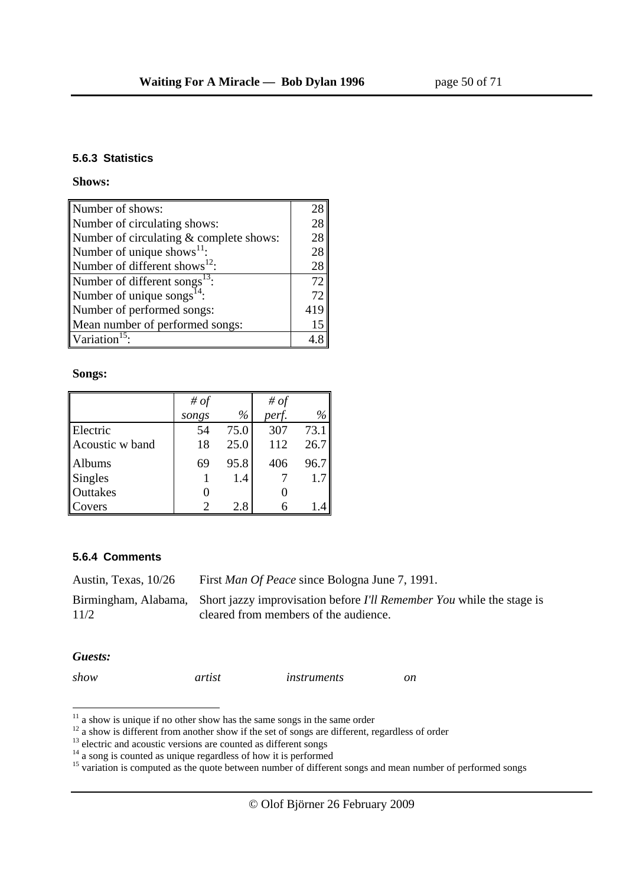### 5.6.3 Statistics

**Shows:**

| | |
|---|---|
| Number of shows: | 28 |
| Number of circulating shows: | 28 |
| Number of circulating & complete shows: | 28 |
| Number of unique shows[11]: | 28 |
| Number of different shows[12]: | 28 |
| Number of different songs[13]: | 72 |
| Number of unique songs[14]: | 72 |
| Number of performed songs: | 419 |
| Mean number of performed songs: | 15 |
| Variation[15]: | 4.8 |

**Songs:**

| | *# of songs* | *%* | *# of perf.* | *%* |
|---|---|---|---|---|
| Electric | 54 | 75.0 | 307 | 73.1 |
| Acoustic w band | 18 | 25.0 | 112 | 26.7 |
| Albums | 69 | 95.8 | 406 | 96.7 |
| Singles | 1 | 1.4 | 7 | 1.7 |
| Outtakes | 0 | | 0 | |
| Covers | 2 | 2.8 | 6 | 1.4 |

### 5.6.4 Comments

| | |
|---|---|
| Austin, Texas, 10/26 | First *Man Of Peace* since Bologna June 7, 1991. |
| Birmingham, Alabama, 11/2 | Short jazzy improvisation before *I'll Remember You* while the stage is cleared from members of the audience. |

***Guests:***

| *show* | *artist* | *instruments* | *on* |
|---|---|---|---|

---

[11] a show is unique if no other show has the same songs in the same order

[12] a show is different from another show if the set of songs are different, regardless of order

[13] electric and acoustic versions are counted as different songs

[14] a song is counted as unique regardless of how it is performed

[15] variation is computed as the quote between number of different songs and mean number of performed songs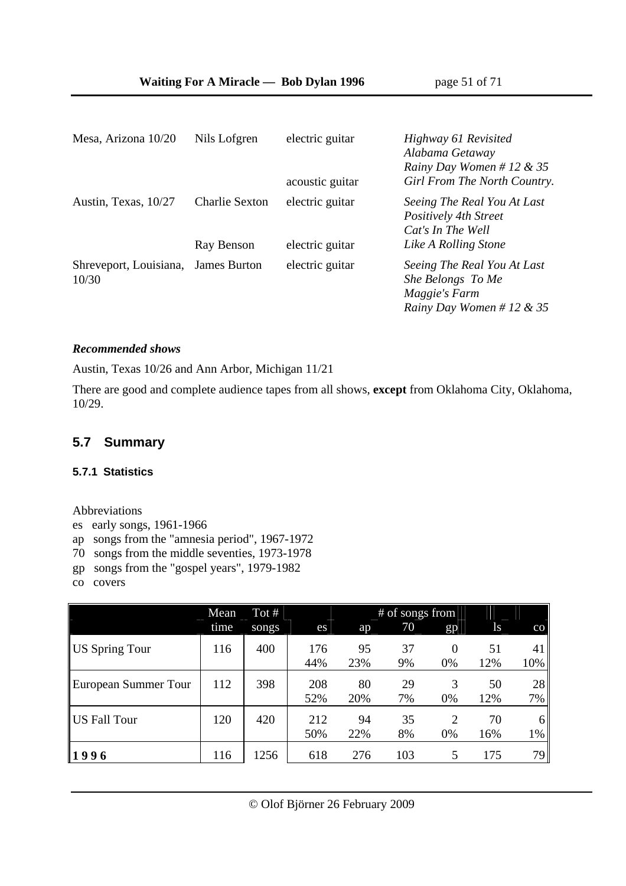| | | | |
|---|---|---|---|
| Mesa, Arizona 10/20 | Nils Lofgren | electric guitar | *Highway 61 Revisited* *Alabama Getaway* *Rainy Day Women # 12 & 35* |
| | | acoustic guitar | *Girl From The North Country.* |
| Austin, Texas, 10/27 | Charlie Sexton | electric guitar | *Seeing The Real You At Last* *Positively 4th Street* *Cat's In The Well* |
| | Ray Benson | electric guitar | *Like A Rolling Stone* |
| Shreveport, Louisiana, 10/30 | James Burton | electric guitar | *Seeing The Real You At Last* *She Belongs To Me* *Maggie's Farm* *Rainy Day Women # 12 & 35* |

***Recommended shows***

Austin, Texas 10/26 and Ann Arbor, Michigan 11/21

There are good and complete audience tapes from all shows, **except** from Oklahoma City, Oklahoma, 10/29.

## 5.7 Summary

### 5.7.1 Statistics

Abbreviations
es early songs, 1961-1966
ap songs from the "amnesia period", 1967-1972
70 songs from the middle seventies, 1973-1978
gp songs from the "gospel years", 1979-1982
co covers

| | Mean time | Tot # songs | # of songs from | | | | | |
|---|---|---|---|---|---|---|---|---|
| | | | es | ap | 70 | gp | ls | co |
| US Spring Tour | 116 | 400 | 176 44% | 95 23% | 37 9% | 0 0% | 51 12% | 41 10% |
| European Summer Tour | 112 | 398 | 208 52% | 80 20% | 29 7% | 3 0% | 50 12% | 28 7% |
| US Fall Tour | 120 | 420 | 212 50% | 94 22% | 35 8% | 2 0% | 70 16% | 6 1% |
| **1 9 9 6** | 116 | 1256 | 618 | 276 | 103 | 5 | 175 | 79 |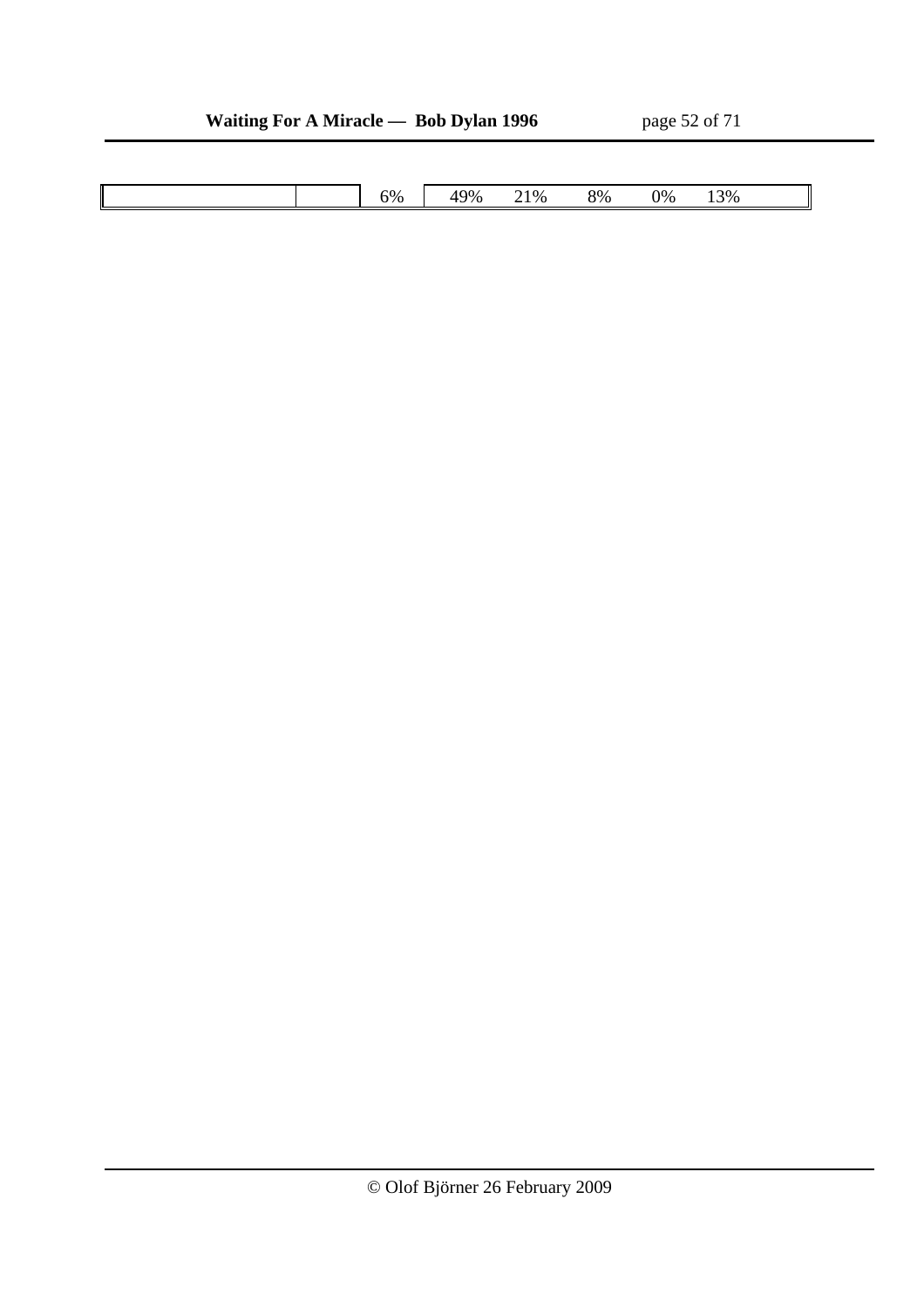| | | | | | | | | |
|---|---|---|---|---|---|---|---|---|
| | | 6% | 49% | 21% | 8% | 0% | 13% | |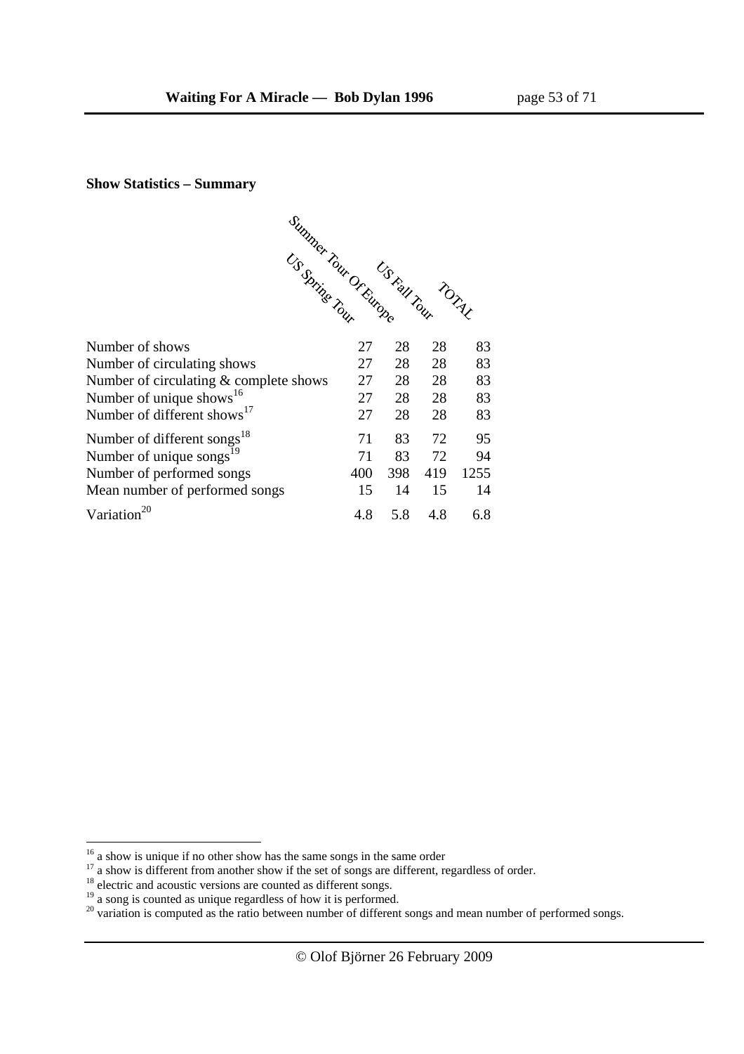**Show Statistics – Summary**

| | US Spring Tour | Summer Tour Of Europe | US Fall Tour | TOTAL |
|---|---|---|---|---|
| Number of shows | 27 | 28 | 28 | 83 |
| Number of circulating shows | 27 | 28 | 28 | 83 |
| Number of circulating & complete shows | 27 | 28 | 28 | 83 |
| Number of unique shows[16] | 27 | 28 | 28 | 83 |
| Number of different shows[17] | 27 | 28 | 28 | 83 |
| Number of different songs[18] | 71 | 83 | 72 | 95 |
| Number of unique songs[19] | 71 | 83 | 72 | 94 |
| Number of performed songs | 400 | 398 | 419 | 1255 |
| Mean number of performed songs | 15 | 14 | 15 | 14 |
| Variation[20] | 4.8 | 5.8 | 4.8 | 6.8 |

[16] a show is unique if no other show has the same songs in the same order

[17] a show is different from another show if the set of songs are different, regardless of order.

[18] electric and acoustic versions are counted as different songs.

[19] a song is counted as unique regardless of how it is performed.

[20] variation is computed as the ratio between number of different songs and mean number of performed songs.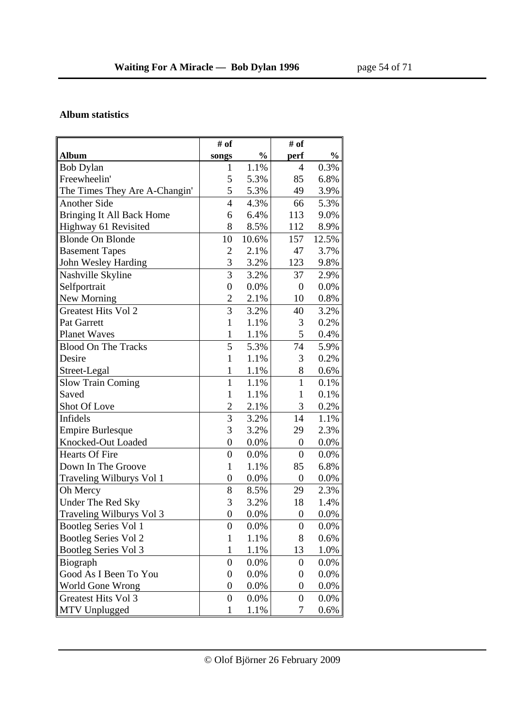**Album statistics**

| Album | # of songs | % | # of perf | % |
|---|---|---|---|---|
| Bob Dylan | 1 | 1.1% | 4 | 0.3% |
| Freewheelin' | 5 | 5.3% | 85 | 6.8% |
| The Times They Are A-Changin' | 5 | 5.3% | 49 | 3.9% |
| Another Side | 4 | 4.3% | 66 | 5.3% |
| Bringing It All Back Home | 6 | 6.4% | 113 | 9.0% |
| Highway 61 Revisited | 8 | 8.5% | 112 | 8.9% |
| Blonde On Blonde | 10 | 10.6% | 157 | 12.5% |
| Basement Tapes | 2 | 2.1% | 47 | 3.7% |
| John Wesley Harding | 3 | 3.2% | 123 | 9.8% |
| Nashville Skyline | 3 | 3.2% | 37 | 2.9% |
| Selfportrait | 0 | 0.0% | 0 | 0.0% |
| New Morning | 2 | 2.1% | 10 | 0.8% |
| Greatest Hits Vol 2 | 3 | 3.2% | 40 | 3.2% |
| Pat Garrett | 1 | 1.1% | 3 | 0.2% |
| Planet Waves | 1 | 1.1% | 5 | 0.4% |
| Blood On The Tracks | 5 | 5.3% | 74 | 5.9% |
| Desire | 1 | 1.1% | 3 | 0.2% |
| Street-Legal | 1 | 1.1% | 8 | 0.6% |
| Slow Train Coming | 1 | 1.1% | 1 | 0.1% |
| Saved | 1 | 1.1% | 1 | 0.1% |
| Shot Of Love | 2 | 2.1% | 3 | 0.2% |
| Infidels | 3 | 3.2% | 14 | 1.1% |
| Empire Burlesque | 3 | 3.2% | 29 | 2.3% |
| Knocked-Out Loaded | 0 | 0.0% | 0 | 0.0% |
| Hearts Of Fire | 0 | 0.0% | 0 | 0.0% |
| Down In The Groove | 1 | 1.1% | 85 | 6.8% |
| Traveling Wilburys Vol 1 | 0 | 0.0% | 0 | 0.0% |
| Oh Mercy | 8 | 8.5% | 29 | 2.3% |
| Under The Red Sky | 3 | 3.2% | 18 | 1.4% |
| Traveling Wilburys Vol 3 | 0 | 0.0% | 0 | 0.0% |
| Bootleg Series Vol 1 | 0 | 0.0% | 0 | 0.0% |
| Bootleg Series Vol 2 | 1 | 1.1% | 8 | 0.6% |
| Bootleg Series Vol 3 | 1 | 1.1% | 13 | 1.0% |
| Biograph | 0 | 0.0% | 0 | 0.0% |
| Good As I Been To You | 0 | 0.0% | 0 | 0.0% |
| World Gone Wrong | 0 | 0.0% | 0 | 0.0% |
| Greatest Hits Vol 3 | 0 | 0.0% | 0 | 0.0% |
| MTV Unplugged | 1 | 1.1% | 7 | 0.6% |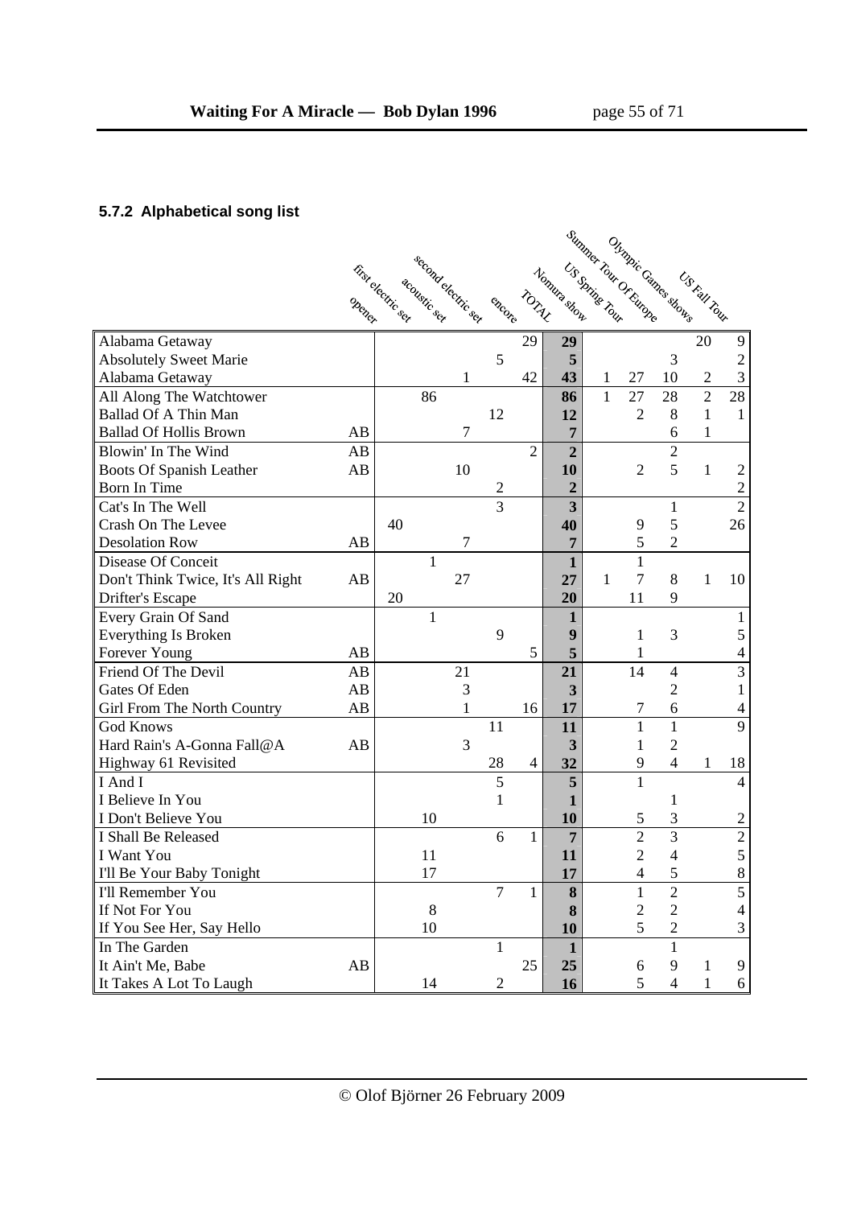## 5.7.2 Alphabetical song list

| | | opener | first electric set | acoustic set | second electric set | encore | TOTAL | Nomura show | US Spring Tour | Summer Tour Of Europe | Olympic Games shows | US Fall Tour |
|---|---|---|---|---|---|---|---|---|---|---|---|---|
| Alabama Getaway | | | | | | 29 | **29** | | | | 20 | 9 |
| Absolutely Sweet Marie | | | | | 5 | | **5** | | | 3 | | 2 |
| Alabama Getaway | | | | 1 | | 42 | **43** | 1 | 27 | 10 | 2 | 3 |
| All Along The Watchtower | | | 86 | | | | **86** | 1 | 27 | 28 | 2 | 28 |
| Ballad Of A Thin Man | | | | | 12 | | **12** | | 2 | 8 | 1 | 1 |
| Ballad Of Hollis Brown | AB | | | 7 | | | **7** | | | 6 | 1 | |
| Blowin' In The Wind | AB | | | | | 2 | **2** | | | 2 | | |
| Boots Of Spanish Leather | AB | | | 10 | | | **10** | | 2 | 5 | 1 | 2 |
| Born In Time | | | | | 2 | | **2** | | | | | 2 |
| Cat's In The Well | | | | | 3 | | **3** | | | 1 | | 2 |
| Crash On The Levee | | 40 | | | | | **40** | | 9 | 5 | | 26 |
| Desolation Row | AB | | | 7 | | | **7** | | 5 | 2 | | |
| Disease Of Conceit | | | 1 | | | | **1** | | 1 | | | |
| Don't Think Twice, It's All Right | AB | | | 27 | | | **27** | 1 | 7 | 8 | 1 | 10 |
| Drifter's Escape | | 20 | | | | | **20** | | 11 | 9 | | |
| Every Grain Of Sand | | | 1 | | | | **1** | | | | | 1 |
| Everything Is Broken | | | | | 9 | | **9** | | 1 | 3 | | 5 |
| Forever Young | AB | | | | | 5 | **5** | | 1 | | | 4 |
| Friend Of The Devil | AB | | | 21 | | | **21** | | 14 | 4 | | 3 |
| Gates Of Eden | AB | | | 3 | | | **3** | | | 2 | | 1 |
| Girl From The North Country | AB | | | 1 | | 16 | **17** | | 7 | 6 | | 4 |
| God Knows | | | | | 11 | | **11** | | 1 | 1 | | 9 |
| Hard Rain's A-Gonna Fall@A | AB | | | 3 | | | **3** | | 1 | 2 | | |
| Highway 61 Revisited | | | | | 28 | 4 | **32** | | 9 | 4 | 1 | 18 |
| I And I | | | | | 5 | | **5** | | 1 | | | 4 |
| I Believe In You | | | | | 1 | | **1** | | | 1 | | |
| I Don't Believe You | | | 10 | | | | **10** | | 5 | 3 | | 2 |
| I Shall Be Released | | | | | 6 | 1 | **7** | | 2 | 3 | | 2 |
| I Want You | | | 11 | | | | **11** | | 2 | 4 | | 5 |
| I'll Be Your Baby Tonight | | | 17 | | | | **17** | | 4 | 5 | | 8 |
| I'll Remember You | | | | | 7 | 1 | **8** | | 1 | 2 | | 5 |
| If Not For You | | | 8 | | | | **8** | | 2 | 2 | | 4 |
| If You See Her, Say Hello | | | 10 | | | | **10** | | 5 | 2 | | 3 |
| In The Garden | | | | | 1 | | **1** | | | 1 | | |
| It Ain't Me, Babe | AB | | | | | 25 | **25** | | 6 | 9 | 1 | 9 |
| It Takes A Lot To Laugh | | | 14 | | 2 | | **16** | | 5 | 4 | 1 | 6 |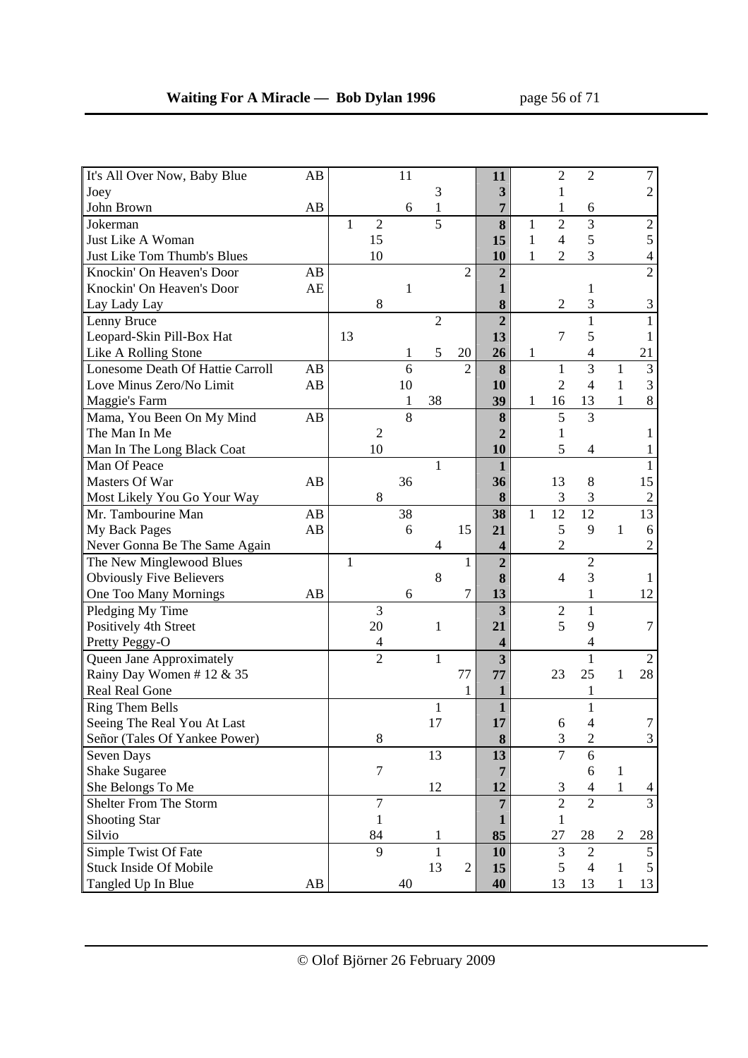| | | | | | | | | | | | | |
|---|---|---|---|---|---|---|---|---|---|---|---|---|
| It's All Over Now, Baby Blue | AB | | | 11 | | | **11** | | 2 | 2 | | 7 |
| Joey | | | | | 3 | | **3** | | 1 | | | 2 |
| John Brown | AB | | | 6 | 1 | | **7** | | 1 | 6 | | |
| Jokerman | | 1 | 2 | | 5 | | **8** | 1 | 2 | 3 | | 2 |
| Just Like A Woman | | | 15 | | | | **15** | 1 | 4 | 5 | | 5 |
| Just Like Tom Thumb's Blues | | | 10 | | | | **10** | 1 | 2 | 3 | | 4 |
| Knockin' On Heaven's Door | AB | | | | | 2 | **2** | | | | | 2 |
| Knockin' On Heaven's Door | AE | | | 1 | | | **1** | | | 1 | | |
| Lay Lady Lay | | | 8 | | | | **8** | | 2 | 3 | | 3 |
| Lenny Bruce | | | | | 2 | | **2** | | | 1 | | 1 |
| Leopard-Skin Pill-Box Hat | | 13 | | | | | **13** | | 7 | 5 | | 1 |
| Like A Rolling Stone | | | | 1 | 5 | 20 | **26** | 1 | | 4 | | 21 |
| Lonesome Death Of Hattie Carroll | AB | | | 6 | | 2 | **8** | | 1 | 3 | 1 | 3 |
| Love Minus Zero/No Limit | AB | | | 10 | | | **10** | | 2 | 4 | 1 | 3 |
| Maggie's Farm | | | | 1 | 38 | | **39** | 1 | 16 | 13 | 1 | 8 |
| Mama, You Been On My Mind | AB | | | 8 | | | **8** | | 5 | 3 | | |
| The Man In Me | | | 2 | | | | **2** | | 1 | | | 1 |
| Man In The Long Black Coat | | | 10 | | | | **10** | | 5 | 4 | | 1 |
| Man Of Peace | | | | | 1 | | **1** | | | | | 1 |
| Masters Of War | AB | | | 36 | | | **36** | | 13 | 8 | | 15 |
| Most Likely You Go Your Way | | | 8 | | | | **8** | | 3 | 3 | | 2 |
| Mr. Tambourine Man | AB | | | 38 | | | **38** | 1 | 12 | 12 | | 13 |
| My Back Pages | AB | | | 6 | | 15 | **21** | | 5 | 9 | 1 | 6 |
| Never Gonna Be The Same Again | | | | | 4 | | **4** | | 2 | | | 2 |
| The New Minglewood Blues | | 1 | | | | 1 | **2** | | | 2 | | |
| Obviously Five Believers | | | | | 8 | | **8** | | 4 | 3 | | 1 |
| One Too Many Mornings | AB | | | 6 | | 7 | **13** | | | 1 | | 12 |
| Pledging My Time | | | 3 | | | | **3** | | 2 | 1 | | |
| Positively 4th Street | | | 20 | | 1 | | **21** | | 5 | 9 | | 7 |
| Pretty Peggy-O | | | 4 | | | | **4** | | | 4 | | |
| Queen Jane Approximately | | | 2 | | 1 | | **3** | | | 1 | | 2 |
| Rainy Day Women # 12 & 35 | | | | | | 77 | **77** | | 23 | 25 | 1 | 28 |
| Real Real Gone | | | | | | 1 | **1** | | | 1 | | |
| Ring Them Bells | | | | | 1 | | **1** | | | 1 | | |
| Seeing The Real You At Last | | | | | 17 | | **17** | | 6 | 4 | | 7 |
| Señor (Tales Of Yankee Power) | | | 8 | | | | **8** | | 3 | 2 | | 3 |
| Seven Days | | | | | 13 | | **13** | | 7 | 6 | | |
| Shake Sugaree | | | 7 | | | | **7** | | | 6 | 1 | |
| She Belongs To Me | | | | | 12 | | **12** | | 3 | 4 | 1 | 4 |
| Shelter From The Storm | | | 7 | | | | **7** | | 2 | 2 | | 3 |
| Shooting Star | | | 1 | | | | **1** | | 1 | | | |
| Silvio | | | 84 | | 1 | | **85** | | 27 | 28 | 2 | 28 |
| Simple Twist Of Fate | | | 9 | | 1 | | **10** | | 3 | 2 | | 5 |
| Stuck Inside Of Mobile | | | | | 13 | 2 | **15** | | 5 | 4 | 1 | 5 |
| Tangled Up In Blue | AB | | | 40 | | | **40** | | 13 | 13 | 1 | 13 |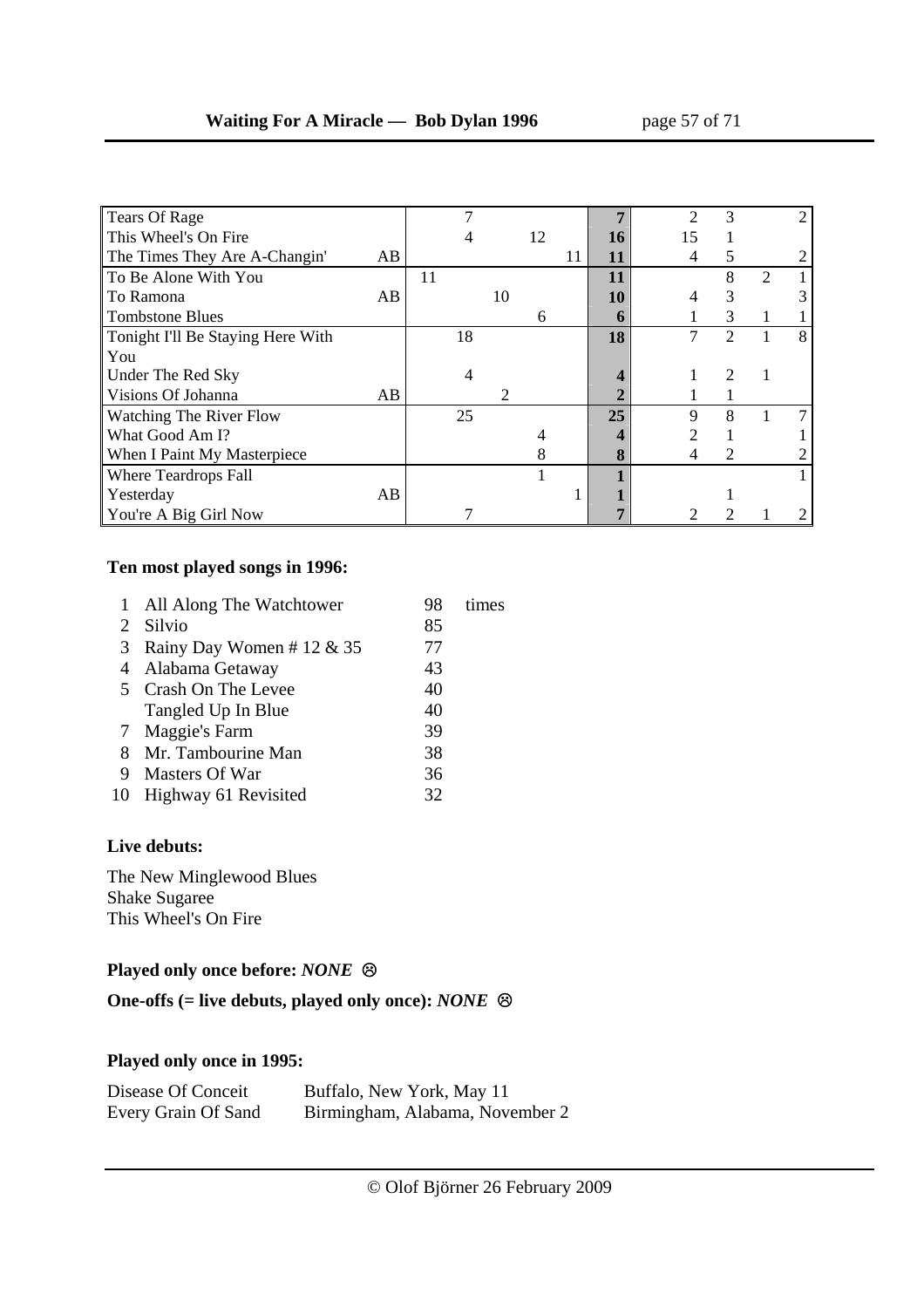| Song | | | | | | | Total | | | | |
|---|---|---|---|---|---|---|---|---|---|---|---|
| Tears Of Rage | | | 7 | | | | **7** | 2 | 3 | | 2 |
| This Wheel's On Fire | | | 4 | | 12 | | **16** | 15 | 1 | | |
| The Times They Are A-Changin' | AB | | | | | 11 | **11** | 4 | 5 | | 2 |
| To Be Alone With You | | 11 | | | | | **11** | | 8 | 2 | 1 |
| To Ramona | AB | | | 10 | | | **10** | 4 | 3 | | 3 |
| Tombstone Blues | | | | | 6 | | **6** | 1 | 3 | 1 | 1 |
| Tonight I'll Be Staying Here With You | | | 18 | | | | **18** | 7 | 2 | 1 | 8 |
| Under The Red Sky | | | 4 | | | | **4** | 1 | 2 | 1 | |
| Visions Of Johanna | AB | | | 2 | | | **2** | 1 | 1 | | |
| Watching The River Flow | | | 25 | | | | **25** | 9 | 8 | 1 | 7 |
| What Good Am I? | | | | | 4 | | **4** | 2 | 1 | | 1 |
| When I Paint My Masterpiece | | | | | 8 | | **8** | 4 | 2 | | 2 |
| Where Teardrops Fall | | | | | 1 | | **1** | | | | 1 |
| Yesterday | AB | | | | | 1 | **1** | | 1 | | |
| You're A Big Girl Now | | | 7 | | | | **7** | 2 | 2 | 1 | 2 |

**Ten most played songs in 1996:**

| | | | |
|---|---|---|---|
| 1 | All Along The Watchtower | 98 | times |
| 2 | Silvio | 85 | |
| 3 | Rainy Day Women # 12 & 35 | 77 | |
| 4 | Alabama Getaway | 43 | |
| 5 | Crash On The Levee | 40 | |
| | Tangled Up In Blue | 40 | |
| 7 | Maggie's Farm | 39 | |
| 8 | Mr. Tambourine Man | 38 | |
| 9 | Masters Of War | 36 | |
| 10 | Highway 61 Revisited | 32 | |

**Live debuts:**

The New Minglewood Blues
Shake Sugaree
This Wheel's On Fire

**Played only once before:** ***NONE*** ☹

**One-offs (= live debuts, played only once):** ***NONE*** ☹

**Played only once in 1995:**

| | |
|---|---|
| Disease Of Conceit | Buffalo, New York, May 11 |
| Every Grain Of Sand | Birmingham, Alabama, November 2 |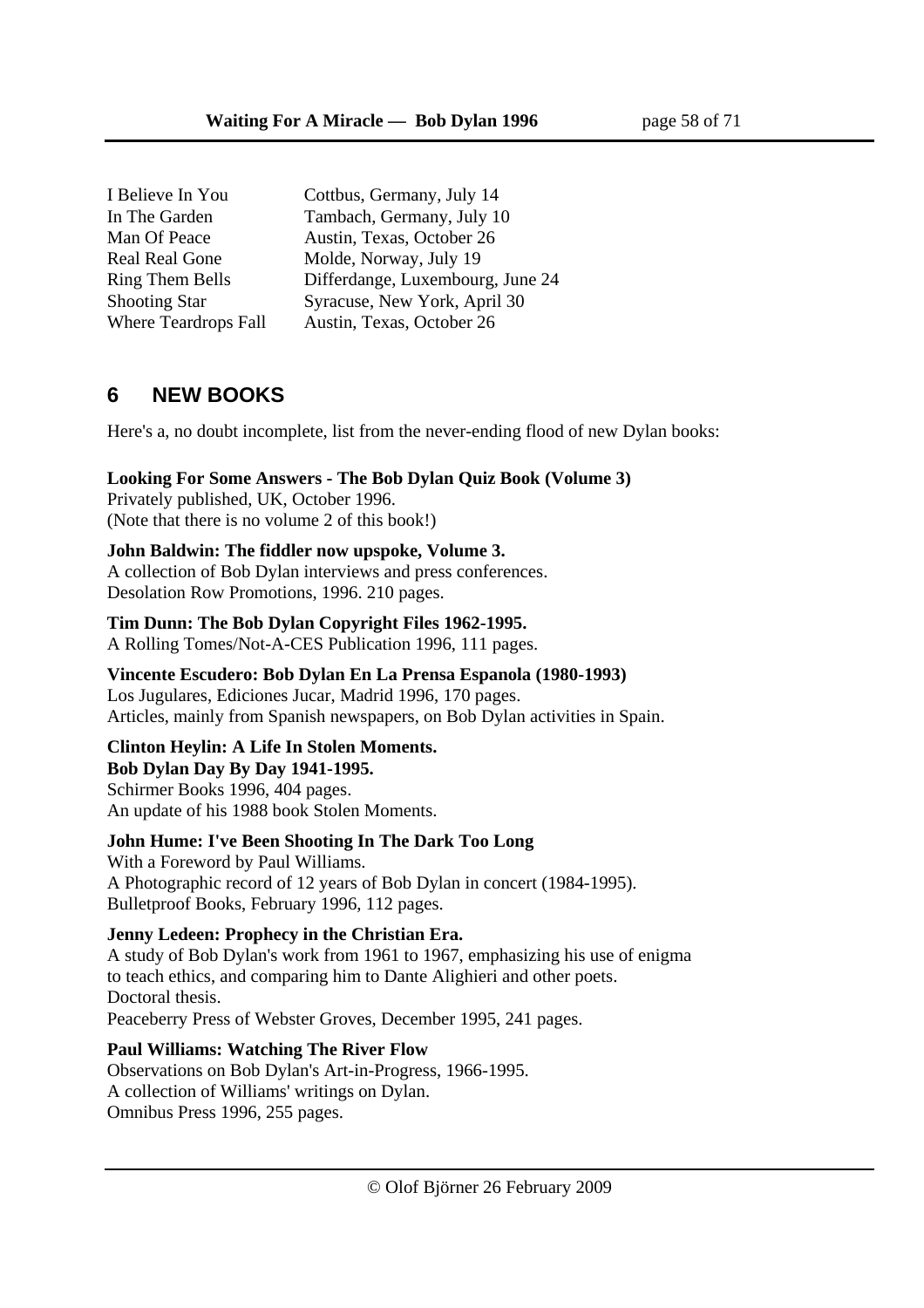| | |
|---|---|
| I Believe In You | Cottbus, Germany, July 14 |
| In The Garden | Tambach, Germany, July 10 |
| Man Of Peace | Austin, Texas, October 26 |
| Real Real Gone | Molde, Norway, July 19 |
| Ring Them Bells | Differdange, Luxembourg, June 24 |
| Shooting Star | Syracuse, New York, April 30 |
| Where Teardrops Fall | Austin, Texas, October 26 |

## 6 NEW BOOKS

Here's a, no doubt incomplete, list from the never-ending flood of new Dylan books:

**Looking For Some Answers - The Bob Dylan Quiz Book (Volume 3)**
Privately published, UK, October 1996.
(Note that there is no volume 2 of this book!)

**John Baldwin: The fiddler now upspoke, Volume 3.**
A collection of Bob Dylan interviews and press conferences.
Desolation Row Promotions, 1996. 210 pages.

**Tim Dunn: The Bob Dylan Copyright Files 1962-1995.**
A Rolling Tomes/Not-A-CES Publication 1996, 111 pages.

**Vincente Escudero: Bob Dylan En La Prensa Espanola (1980-1993)**
Los Jugulares, Ediciones Jucar, Madrid 1996, 170 pages.
Articles, mainly from Spanish newspapers, on Bob Dylan activities in Spain.

**Clinton Heylin: A Life In Stolen Moments.**
**Bob Dylan Day By Day 1941-1995.**
Schirmer Books 1996, 404 pages.
An update of his 1988 book Stolen Moments.

**John Hume: I've Been Shooting In The Dark Too Long**
With a Foreword by Paul Williams.
A Photographic record of 12 years of Bob Dylan in concert (1984-1995).
Bulletproof Books, February 1996, 112 pages.

**Jenny Ledeen: Prophecy in the Christian Era.**
A study of Bob Dylan's work from 1961 to 1967, emphasizing his use of enigma to teach ethics, and comparing him to Dante Alighieri and other poets.
Doctoral thesis.
Peaceberry Press of Webster Groves, December 1995, 241 pages.

**Paul Williams: Watching The River Flow**
Observations on Bob Dylan's Art-in-Progress, 1966-1995.
A collection of Williams' writings on Dylan.
Omnibus Press 1996, 255 pages.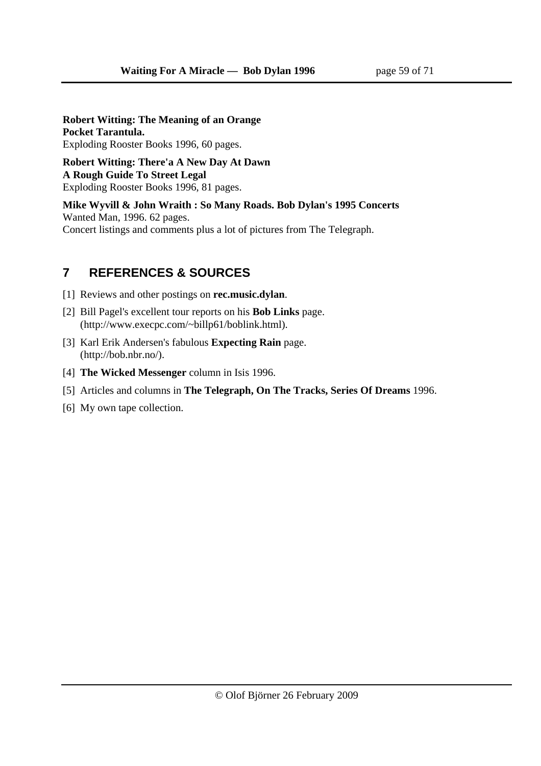**Robert Witting: The Meaning of an Orange**
**Pocket Tarantula.**
Exploding Rooster Books 1996, 60 pages.

**Robert Witting: There'a A New Day At Dawn**
**A Rough Guide To Street Legal**
Exploding Rooster Books 1996, 81 pages.

**Mike Wyvill & John Wraith : So Many Roads. Bob Dylan's 1995 Concerts**
Wanted Man, 1996. 62 pages.
Concert listings and comments plus a lot of pictures from The Telegraph.

## 7 REFERENCES & SOURCES

[1] Reviews and other postings on **rec.music.dylan**.

[2] Bill Pagel's excellent tour reports on his **Bob Links** page. (http://www.execpc.com/~billp61/boblink.html).

[3] Karl Erik Andersen's fabulous **Expecting Rain** page. (http://bob.nbr.no/).

[4] **The Wicked Messenger** column in Isis 1996.

[5] Articles and columns in **The Telegraph, On The Tracks, Series Of Dreams** 1996.

[6] My own tape collection.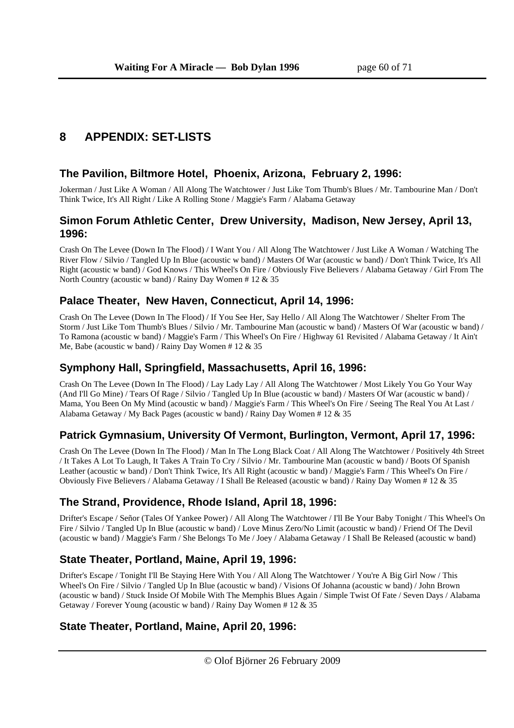# 8 APPENDIX: SET-LISTS

## The Pavilion, Biltmore Hotel, Phoenix, Arizona, February 2, 1996:

Jokerman / Just Like A Woman / All Along The Watchtower / Just Like Tom Thumb's Blues / Mr. Tambourine Man / Don't Think Twice, It's All Right / Like A Rolling Stone / Maggie's Farm / Alabama Getaway

## Simon Forum Athletic Center, Drew University, Madison, New Jersey, April 13, 1996:

Crash On The Levee (Down In The Flood) / I Want You / All Along The Watchtower / Just Like A Woman / Watching The River Flow / Silvio / Tangled Up In Blue (acoustic w band) / Masters Of War (acoustic w band) / Don't Think Twice, It's All Right (acoustic w band) / God Knows / This Wheel's On Fire / Obviously Five Believers / Alabama Getaway / Girl From The North Country (acoustic w band) / Rainy Day Women # 12 & 35

## Palace Theater, New Haven, Connecticut, April 14, 1996:

Crash On The Levee (Down In The Flood) / If You See Her, Say Hello / All Along The Watchtower / Shelter From The Storm / Just Like Tom Thumb's Blues / Silvio / Mr. Tambourine Man (acoustic w band) / Masters Of War (acoustic w band) / To Ramona (acoustic w band) / Maggie's Farm / This Wheel's On Fire / Highway 61 Revisited / Alabama Getaway / It Ain't Me, Babe (acoustic w band) / Rainy Day Women # 12 & 35

## Symphony Hall, Springfield, Massachusetts, April 16, 1996:

Crash On The Levee (Down In The Flood) / Lay Lady Lay / All Along The Watchtower / Most Likely You Go Your Way (And I'll Go Mine) / Tears Of Rage / Silvio / Tangled Up In Blue (acoustic w band) / Masters Of War (acoustic w band) / Mama, You Been On My Mind (acoustic w band) / Maggie's Farm / This Wheel's On Fire / Seeing The Real You At Last / Alabama Getaway / My Back Pages (acoustic w band) / Rainy Day Women # 12 & 35

## Patrick Gymnasium, University Of Vermont, Burlington, Vermont, April 17, 1996:

Crash On The Levee (Down In The Flood) / Man In The Long Black Coat / All Along The Watchtower / Positively 4th Street / It Takes A Lot To Laugh, It Takes A Train To Cry / Silvio / Mr. Tambourine Man (acoustic w band) / Boots Of Spanish Leather (acoustic w band) / Don't Think Twice, It's All Right (acoustic w band) / Maggie's Farm / This Wheel's On Fire / Obviously Five Believers / Alabama Getaway / I Shall Be Released (acoustic w band) / Rainy Day Women # 12 & 35

## The Strand, Providence, Rhode Island, April 18, 1996:

Drifter's Escape / Señor (Tales Of Yankee Power) / All Along The Watchtower / I'll Be Your Baby Tonight / This Wheel's On Fire / Silvio / Tangled Up In Blue (acoustic w band) / Love Minus Zero/No Limit (acoustic w band) / Friend Of The Devil (acoustic w band) / Maggie's Farm / She Belongs To Me / Joey / Alabama Getaway / I Shall Be Released (acoustic w band)

## State Theater, Portland, Maine, April 19, 1996:

Drifter's Escape / Tonight I'll Be Staying Here With You / All Along The Watchtower / You're A Big Girl Now / This Wheel's On Fire / Silvio / Tangled Up In Blue (acoustic w band) / Visions Of Johanna (acoustic w band) / John Brown (acoustic w band) / Stuck Inside Of Mobile With The Memphis Blues Again / Simple Twist Of Fate / Seven Days / Alabama Getaway / Forever Young (acoustic w band) / Rainy Day Women # 12 & 35

## State Theater, Portland, Maine, April 20, 1996: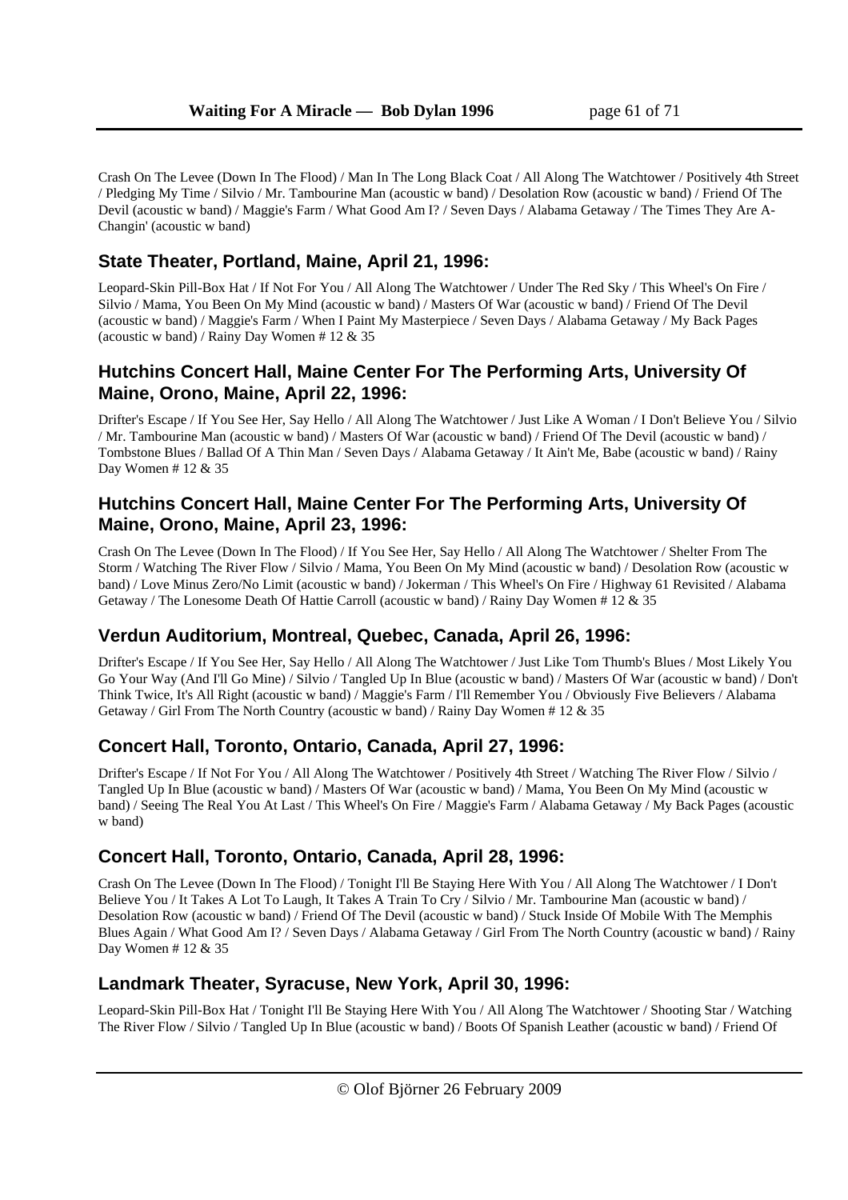Crash On The Levee (Down In The Flood) / Man In The Long Black Coat / All Along The Watchtower / Positively 4th Street / Pledging My Time / Silvio / Mr. Tambourine Man (acoustic w band) / Desolation Row (acoustic w band) / Friend Of The Devil (acoustic w band) / Maggie's Farm / What Good Am I? / Seven Days / Alabama Getaway / The Times They Are A-Changin' (acoustic w band)

## State Theater, Portland, Maine, April 21, 1996:

Leopard-Skin Pill-Box Hat / If Not For You / All Along The Watchtower / Under The Red Sky / This Wheel's On Fire / Silvio / Mama, You Been On My Mind (acoustic w band) / Masters Of War (acoustic w band) / Friend Of The Devil (acoustic w band) / Maggie's Farm / When I Paint My Masterpiece / Seven Days / Alabama Getaway / My Back Pages (acoustic w band) / Rainy Day Women # 12 & 35

## Hutchins Concert Hall, Maine Center For The Performing Arts, University Of Maine, Orono, Maine, April 22, 1996:

Drifter's Escape / If You See Her, Say Hello / All Along The Watchtower / Just Like A Woman / I Don't Believe You / Silvio / Mr. Tambourine Man (acoustic w band) / Masters Of War (acoustic w band) / Friend Of The Devil (acoustic w band) / Tombstone Blues / Ballad Of A Thin Man / Seven Days / Alabama Getaway / It Ain't Me, Babe (acoustic w band) / Rainy Day Women # 12 & 35

## Hutchins Concert Hall, Maine Center For The Performing Arts, University Of Maine, Orono, Maine, April 23, 1996:

Crash On The Levee (Down In The Flood) / If You See Her, Say Hello / All Along The Watchtower / Shelter From The Storm / Watching The River Flow / Silvio / Mama, You Been On My Mind (acoustic w band) / Desolation Row (acoustic w band) / Love Minus Zero/No Limit (acoustic w band) / Jokerman / This Wheel's On Fire / Highway 61 Revisited / Alabama Getaway / The Lonesome Death Of Hattie Carroll (acoustic w band) / Rainy Day Women # 12 & 35

## Verdun Auditorium, Montreal, Quebec, Canada, April 26, 1996:

Drifter's Escape / If You See Her, Say Hello / All Along The Watchtower / Just Like Tom Thumb's Blues / Most Likely You Go Your Way (And I'll Go Mine) / Silvio / Tangled Up In Blue (acoustic w band) / Masters Of War (acoustic w band) / Don't Think Twice, It's All Right (acoustic w band) / Maggie's Farm / I'll Remember You / Obviously Five Believers / Alabama Getaway / Girl From The North Country (acoustic w band) / Rainy Day Women # 12 & 35

## Concert Hall, Toronto, Ontario, Canada, April 27, 1996:

Drifter's Escape / If Not For You / All Along The Watchtower / Positively 4th Street / Watching The River Flow / Silvio / Tangled Up In Blue (acoustic w band) / Masters Of War (acoustic w band) / Mama, You Been On My Mind (acoustic w band) / Seeing The Real You At Last / This Wheel's On Fire / Maggie's Farm / Alabama Getaway / My Back Pages (acoustic w band)

## Concert Hall, Toronto, Ontario, Canada, April 28, 1996:

Crash On The Levee (Down In The Flood) / Tonight I'll Be Staying Here With You / All Along The Watchtower / I Don't Believe You / It Takes A Lot To Laugh, It Takes A Train To Cry / Silvio / Mr. Tambourine Man (acoustic w band) / Desolation Row (acoustic w band) / Friend Of The Devil (acoustic w band) / Stuck Inside Of Mobile With The Memphis Blues Again / What Good Am I? / Seven Days / Alabama Getaway / Girl From The North Country (acoustic w band) / Rainy Day Women # 12 & 35

## Landmark Theater, Syracuse, New York, April 30, 1996:

Leopard-Skin Pill-Box Hat / Tonight I'll Be Staying Here With You / All Along The Watchtower / Shooting Star / Watching The River Flow / Silvio / Tangled Up In Blue (acoustic w band) / Boots Of Spanish Leather (acoustic w band) / Friend Of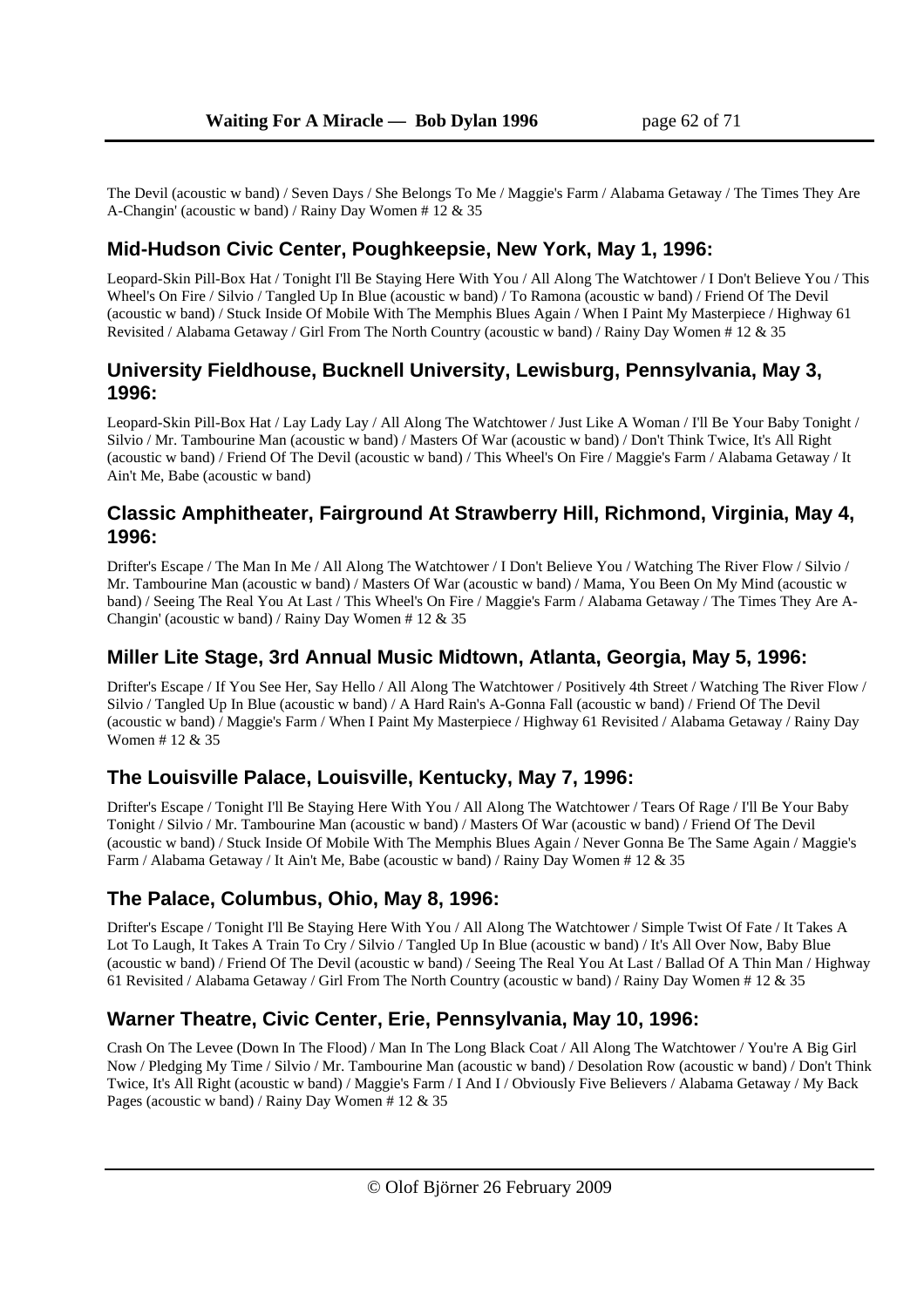The Devil (acoustic w band) / Seven Days / She Belongs To Me / Maggie's Farm / Alabama Getaway / The Times They Are A-Changin' (acoustic w band) / Rainy Day Women # 12 & 35

## Mid-Hudson Civic Center, Poughkeepsie, New York, May 1, 1996:

Leopard-Skin Pill-Box Hat / Tonight I'll Be Staying Here With You / All Along The Watchtower / I Don't Believe You / This Wheel's On Fire / Silvio / Tangled Up In Blue (acoustic w band) / To Ramona (acoustic w band) / Friend Of The Devil (acoustic w band) / Stuck Inside Of Mobile With The Memphis Blues Again / When I Paint My Masterpiece / Highway 61 Revisited / Alabama Getaway / Girl From The North Country (acoustic w band) / Rainy Day Women # 12 & 35

## University Fieldhouse, Bucknell University, Lewisburg, Pennsylvania, May 3, 1996:

Leopard-Skin Pill-Box Hat / Lay Lady Lay / All Along The Watchtower / Just Like A Woman / I'll Be Your Baby Tonight / Silvio / Mr. Tambourine Man (acoustic w band) / Masters Of War (acoustic w band) / Don't Think Twice, It's All Right (acoustic w band) / Friend Of The Devil (acoustic w band) / This Wheel's On Fire / Maggie's Farm / Alabama Getaway / It Ain't Me, Babe (acoustic w band)

## Classic Amphitheater, Fairground At Strawberry Hill, Richmond, Virginia, May 4, 1996:

Drifter's Escape / The Man In Me / All Along The Watchtower / I Don't Believe You / Watching The River Flow / Silvio / Mr. Tambourine Man (acoustic w band) / Masters Of War (acoustic w band) / Mama, You Been On My Mind (acoustic w band) / Seeing The Real You At Last / This Wheel's On Fire / Maggie's Farm / Alabama Getaway / The Times They Are A-Changin' (acoustic w band) / Rainy Day Women # 12 & 35

## Miller Lite Stage, 3rd Annual Music Midtown, Atlanta, Georgia, May 5, 1996:

Drifter's Escape / If You See Her, Say Hello / All Along The Watchtower / Positively 4th Street / Watching The River Flow / Silvio / Tangled Up In Blue (acoustic w band) / A Hard Rain's A-Gonna Fall (acoustic w band) / Friend Of The Devil (acoustic w band) / Maggie's Farm / When I Paint My Masterpiece / Highway 61 Revisited / Alabama Getaway / Rainy Day Women # 12 & 35

## The Louisville Palace, Louisville, Kentucky, May 7, 1996:

Drifter's Escape / Tonight I'll Be Staying Here With You / All Along The Watchtower / Tears Of Rage / I'll Be Your Baby Tonight / Silvio / Mr. Tambourine Man (acoustic w band) / Masters Of War (acoustic w band) / Friend Of The Devil (acoustic w band) / Stuck Inside Of Mobile With The Memphis Blues Again / Never Gonna Be The Same Again / Maggie's Farm / Alabama Getaway / It Ain't Me, Babe (acoustic w band) / Rainy Day Women # 12 & 35

## The Palace, Columbus, Ohio, May 8, 1996:

Drifter's Escape / Tonight I'll Be Staying Here With You / All Along The Watchtower / Simple Twist Of Fate / It Takes A Lot To Laugh, It Takes A Train To Cry / Silvio / Tangled Up In Blue (acoustic w band) / It's All Over Now, Baby Blue (acoustic w band) / Friend Of The Devil (acoustic w band) / Seeing The Real You At Last / Ballad Of A Thin Man / Highway 61 Revisited / Alabama Getaway / Girl From The North Country (acoustic w band) / Rainy Day Women # 12 & 35

## Warner Theatre, Civic Center, Erie, Pennsylvania, May 10, 1996:

Crash On The Levee (Down In The Flood) / Man In The Long Black Coat / All Along The Watchtower / You're A Big Girl Now / Pledging My Time / Silvio / Mr. Tambourine Man (acoustic w band) / Desolation Row (acoustic w band) / Don't Think Twice, It's All Right (acoustic w band) / Maggie's Farm / I And I / Obviously Five Believers / Alabama Getaway / My Back Pages (acoustic w band) / Rainy Day Women # 12 & 35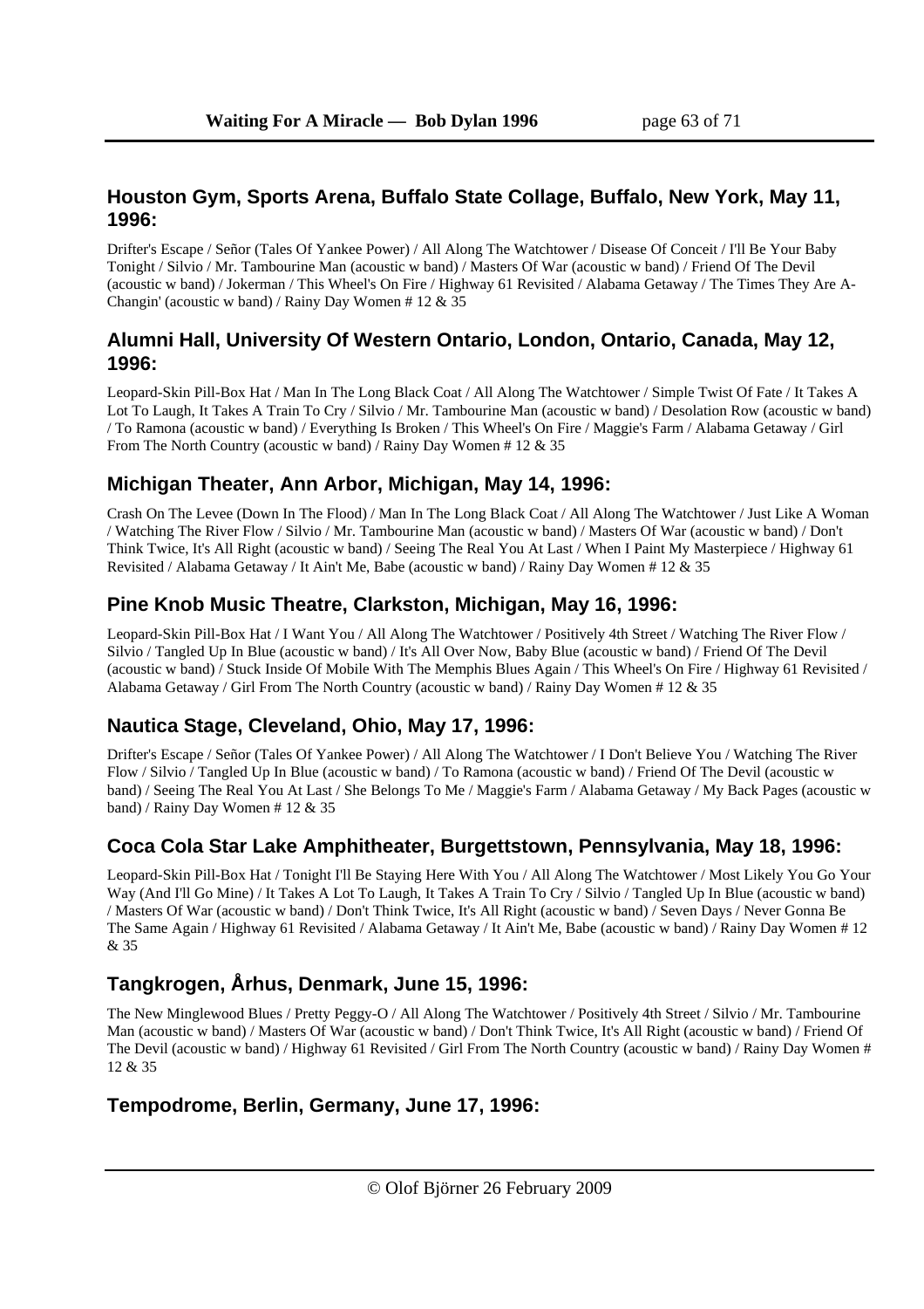## Houston Gym, Sports Arena, Buffalo State Collage, Buffalo, New York, May 11, 1996:

Drifter's Escape / Señor (Tales Of Yankee Power) / All Along The Watchtower / Disease Of Conceit / I'll Be Your Baby Tonight / Silvio / Mr. Tambourine Man (acoustic w band) / Masters Of War (acoustic w band) / Friend Of The Devil (acoustic w band) / Jokerman / This Wheel's On Fire / Highway 61 Revisited / Alabama Getaway / The Times They Are A-Changin' (acoustic w band) / Rainy Day Women # 12 & 35

## Alumni Hall, University Of Western Ontario, London, Ontario, Canada, May 12, 1996:

Leopard-Skin Pill-Box Hat / Man In The Long Black Coat / All Along The Watchtower / Simple Twist Of Fate / It Takes A Lot To Laugh, It Takes A Train To Cry / Silvio / Mr. Tambourine Man (acoustic w band) / Desolation Row (acoustic w band) / To Ramona (acoustic w band) / Everything Is Broken / This Wheel's On Fire / Maggie's Farm / Alabama Getaway / Girl From The North Country (acoustic w band) / Rainy Day Women # 12 & 35

## Michigan Theater, Ann Arbor, Michigan, May 14, 1996:

Crash On The Levee (Down In The Flood) / Man In The Long Black Coat / All Along The Watchtower / Just Like A Woman / Watching The River Flow / Silvio / Mr. Tambourine Man (acoustic w band) / Masters Of War (acoustic w band) / Don't Think Twice, It's All Right (acoustic w band) / Seeing The Real You At Last / When I Paint My Masterpiece / Highway 61 Revisited / Alabama Getaway / It Ain't Me, Babe (acoustic w band) / Rainy Day Women # 12 & 35

## Pine Knob Music Theatre, Clarkston, Michigan, May 16, 1996:

Leopard-Skin Pill-Box Hat / I Want You / All Along The Watchtower / Positively 4th Street / Watching The River Flow / Silvio / Tangled Up In Blue (acoustic w band) / It's All Over Now, Baby Blue (acoustic w band) / Friend Of The Devil (acoustic w band) / Stuck Inside Of Mobile With The Memphis Blues Again / This Wheel's On Fire / Highway 61 Revisited / Alabama Getaway / Girl From The North Country (acoustic w band) / Rainy Day Women # 12 & 35

## Nautica Stage, Cleveland, Ohio, May 17, 1996:

Drifter's Escape / Señor (Tales Of Yankee Power) / All Along The Watchtower / I Don't Believe You / Watching The River Flow / Silvio / Tangled Up In Blue (acoustic w band) / To Ramona (acoustic w band) / Friend Of The Devil (acoustic w band) / Seeing The Real You At Last / She Belongs To Me / Maggie's Farm / Alabama Getaway / My Back Pages (acoustic w band) / Rainy Day Women # 12 & 35

## Coca Cola Star Lake Amphitheater, Burgettstown, Pennsylvania, May 18, 1996:

Leopard-Skin Pill-Box Hat / Tonight I'll Be Staying Here With You / All Along The Watchtower / Most Likely You Go Your Way (And I'll Go Mine) / It Takes A Lot To Laugh, It Takes A Train To Cry / Silvio / Tangled Up In Blue (acoustic w band) / Masters Of War (acoustic w band) / Don't Think Twice, It's All Right (acoustic w band) / Seven Days / Never Gonna Be The Same Again / Highway 61 Revisited / Alabama Getaway / It Ain't Me, Babe (acoustic w band) / Rainy Day Women # 12 & 35

## Tangkrogen, Århus, Denmark, June 15, 1996:

The New Minglewood Blues / Pretty Peggy-O / All Along The Watchtower / Positively 4th Street / Silvio / Mr. Tambourine Man (acoustic w band) / Masters Of War (acoustic w band) / Don't Think Twice, It's All Right (acoustic w band) / Friend Of The Devil (acoustic w band) / Highway 61 Revisited / Girl From The North Country (acoustic w band) / Rainy Day Women # 12 & 35

## Tempodrome, Berlin, Germany, June 17, 1996: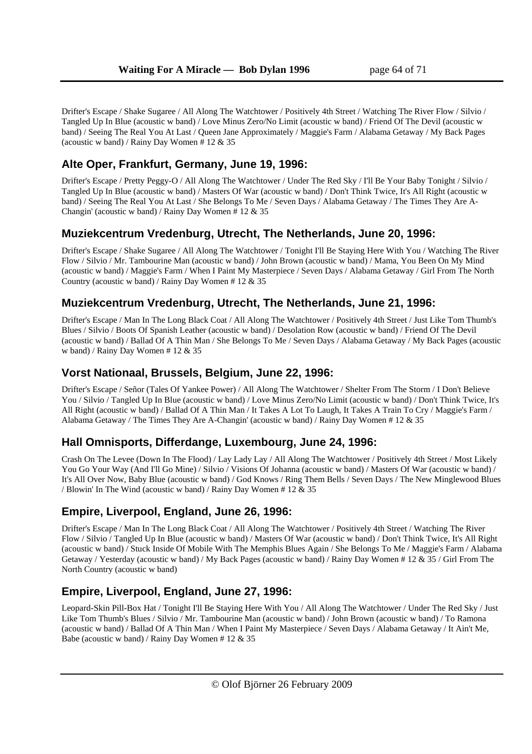Drifter's Escape / Shake Sugaree / All Along The Watchtower / Positively 4th Street / Watching The River Flow / Silvio / Tangled Up In Blue (acoustic w band) / Love Minus Zero/No Limit (acoustic w band) / Friend Of The Devil (acoustic w band) / Seeing The Real You At Last / Queen Jane Approximately / Maggie's Farm / Alabama Getaway / My Back Pages (acoustic w band) / Rainy Day Women # 12 & 35

## Alte Oper, Frankfurt, Germany, June 19, 1996:

Drifter's Escape / Pretty Peggy-O / All Along The Watchtower / Under The Red Sky / I'll Be Your Baby Tonight / Silvio / Tangled Up In Blue (acoustic w band) / Masters Of War (acoustic w band) / Don't Think Twice, It's All Right (acoustic w band) / Seeing The Real You At Last / She Belongs To Me / Seven Days / Alabama Getaway / The Times They Are A-Changin' (acoustic w band) / Rainy Day Women # 12 & 35

## Muziekcentrum Vredenburg, Utrecht, The Netherlands, June 20, 1996:

Drifter's Escape / Shake Sugaree / All Along The Watchtower / Tonight I'll Be Staying Here With You / Watching The River Flow / Silvio / Mr. Tambourine Man (acoustic w band) / John Brown (acoustic w band) / Mama, You Been On My Mind (acoustic w band) / Maggie's Farm / When I Paint My Masterpiece / Seven Days / Alabama Getaway / Girl From The North Country (acoustic w band) / Rainy Day Women # 12 & 35

## Muziekcentrum Vredenburg, Utrecht, The Netherlands, June 21, 1996:

Drifter's Escape / Man In The Long Black Coat / All Along The Watchtower / Positively 4th Street / Just Like Tom Thumb's Blues / Silvio / Boots Of Spanish Leather (acoustic w band) / Desolation Row (acoustic w band) / Friend Of The Devil (acoustic w band) / Ballad Of A Thin Man / She Belongs To Me / Seven Days / Alabama Getaway / My Back Pages (acoustic w band) / Rainy Day Women # 12 & 35

## Vorst Nationaal, Brussels, Belgium, June 22, 1996:

Drifter's Escape / Señor (Tales Of Yankee Power) / All Along The Watchtower / Shelter From The Storm / I Don't Believe You / Silvio / Tangled Up In Blue (acoustic w band) / Love Minus Zero/No Limit (acoustic w band) / Don't Think Twice, It's All Right (acoustic w band) / Ballad Of A Thin Man / It Takes A Lot To Laugh, It Takes A Train To Cry / Maggie's Farm / Alabama Getaway / The Times They Are A-Changin' (acoustic w band) / Rainy Day Women # 12 & 35

## Hall Omnisports, Differdange, Luxembourg, June 24, 1996:

Crash On The Levee (Down In The Flood) / Lay Lady Lay / All Along The Watchtower / Positively 4th Street / Most Likely You Go Your Way (And I'll Go Mine) / Silvio / Visions Of Johanna (acoustic w band) / Masters Of War (acoustic w band) / It's All Over Now, Baby Blue (acoustic w band) / God Knows / Ring Them Bells / Seven Days / The New Minglewood Blues / Blowin' In The Wind (acoustic w band) / Rainy Day Women # 12 & 35

## Empire, Liverpool, England, June 26, 1996:

Drifter's Escape / Man In The Long Black Coat / All Along The Watchtower / Positively 4th Street / Watching The River Flow / Silvio / Tangled Up In Blue (acoustic w band) / Masters Of War (acoustic w band) / Don't Think Twice, It's All Right (acoustic w band) / Stuck Inside Of Mobile With The Memphis Blues Again / She Belongs To Me / Maggie's Farm / Alabama Getaway / Yesterday (acoustic w band) / My Back Pages (acoustic w band) / Rainy Day Women # 12 & 35 / Girl From The North Country (acoustic w band)

## Empire, Liverpool, England, June 27, 1996:

Leopard-Skin Pill-Box Hat / Tonight I'll Be Staying Here With You / All Along The Watchtower / Under The Red Sky / Just Like Tom Thumb's Blues / Silvio / Mr. Tambourine Man (acoustic w band) / John Brown (acoustic w band) / To Ramona (acoustic w band) / Ballad Of A Thin Man / When I Paint My Masterpiece / Seven Days / Alabama Getaway / It Ain't Me, Babe (acoustic w band) / Rainy Day Women # 12 & 35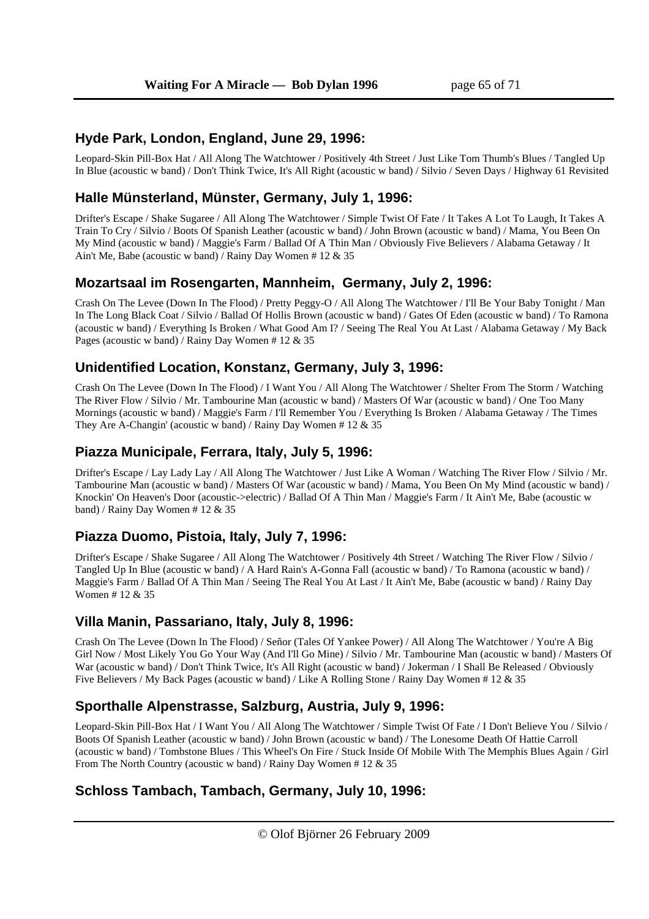## Hyde Park, London, England, June 29, 1996:

Leopard-Skin Pill-Box Hat / All Along The Watchtower / Positively 4th Street / Just Like Tom Thumb's Blues / Tangled Up In Blue (acoustic w band) / Don't Think Twice, It's All Right (acoustic w band) / Silvio / Seven Days / Highway 61 Revisited

## Halle Münsterland, Münster, Germany, July 1, 1996:

Drifter's Escape / Shake Sugaree / All Along The Watchtower / Simple Twist Of Fate / It Takes A Lot To Laugh, It Takes A Train To Cry / Silvio / Boots Of Spanish Leather (acoustic w band) / John Brown (acoustic w band) / Mama, You Been On My Mind (acoustic w band) / Maggie's Farm / Ballad Of A Thin Man / Obviously Five Believers / Alabama Getaway / It Ain't Me, Babe (acoustic w band) / Rainy Day Women # 12 & 35

## Mozartsaal im Rosengarten, Mannheim, Germany, July 2, 1996:

Crash On The Levee (Down In The Flood) / Pretty Peggy-O / All Along The Watchtower / I'll Be Your Baby Tonight / Man In The Long Black Coat / Silvio / Ballad Of Hollis Brown (acoustic w band) / Gates Of Eden (acoustic w band) / To Ramona (acoustic w band) / Everything Is Broken / What Good Am I? / Seeing The Real You At Last / Alabama Getaway / My Back Pages (acoustic w band) / Rainy Day Women # 12 & 35

## Unidentified Location, Konstanz, Germany, July 3, 1996:

Crash On The Levee (Down In The Flood) / I Want You / All Along The Watchtower / Shelter From The Storm / Watching The River Flow / Silvio / Mr. Tambourine Man (acoustic w band) / Masters Of War (acoustic w band) / One Too Many Mornings (acoustic w band) / Maggie's Farm / I'll Remember You / Everything Is Broken / Alabama Getaway / The Times They Are A-Changin' (acoustic w band) / Rainy Day Women # 12 & 35

## Piazza Municipale, Ferrara, Italy, July 5, 1996:

Drifter's Escape / Lay Lady Lay / All Along The Watchtower / Just Like A Woman / Watching The River Flow / Silvio / Mr. Tambourine Man (acoustic w band) / Masters Of War (acoustic w band) / Mama, You Been On My Mind (acoustic w band) / Knockin' On Heaven's Door (acoustic->electric) / Ballad Of A Thin Man / Maggie's Farm / It Ain't Me, Babe (acoustic w band) / Rainy Day Women # 12 & 35

## Piazza Duomo, Pistoia, Italy, July 7, 1996:

Drifter's Escape / Shake Sugaree / All Along The Watchtower / Positively 4th Street / Watching The River Flow / Silvio / Tangled Up In Blue (acoustic w band) / A Hard Rain's A-Gonna Fall (acoustic w band) / To Ramona (acoustic w band) / Maggie's Farm / Ballad Of A Thin Man / Seeing The Real You At Last / It Ain't Me, Babe (acoustic w band) / Rainy Day Women # 12 & 35

## Villa Manin, Passariano, Italy, July 8, 1996:

Crash On The Levee (Down In The Flood) / Señor (Tales Of Yankee Power) / All Along The Watchtower / You're A Big Girl Now / Most Likely You Go Your Way (And I'll Go Mine) / Silvio / Mr. Tambourine Man (acoustic w band) / Masters Of War (acoustic w band) / Don't Think Twice, It's All Right (acoustic w band) / Jokerman / I Shall Be Released / Obviously Five Believers / My Back Pages (acoustic w band) / Like A Rolling Stone / Rainy Day Women # 12 & 35

## Sporthalle Alpenstrasse, Salzburg, Austria, July 9, 1996:

Leopard-Skin Pill-Box Hat / I Want You / All Along The Watchtower / Simple Twist Of Fate / I Don't Believe You / Silvio / Boots Of Spanish Leather (acoustic w band) / John Brown (acoustic w band) / The Lonesome Death Of Hattie Carroll (acoustic w band) / Tombstone Blues / This Wheel's On Fire / Stuck Inside Of Mobile With The Memphis Blues Again / Girl From The North Country (acoustic w band) / Rainy Day Women # 12 & 35

## Schloss Tambach, Tambach, Germany, July 10, 1996: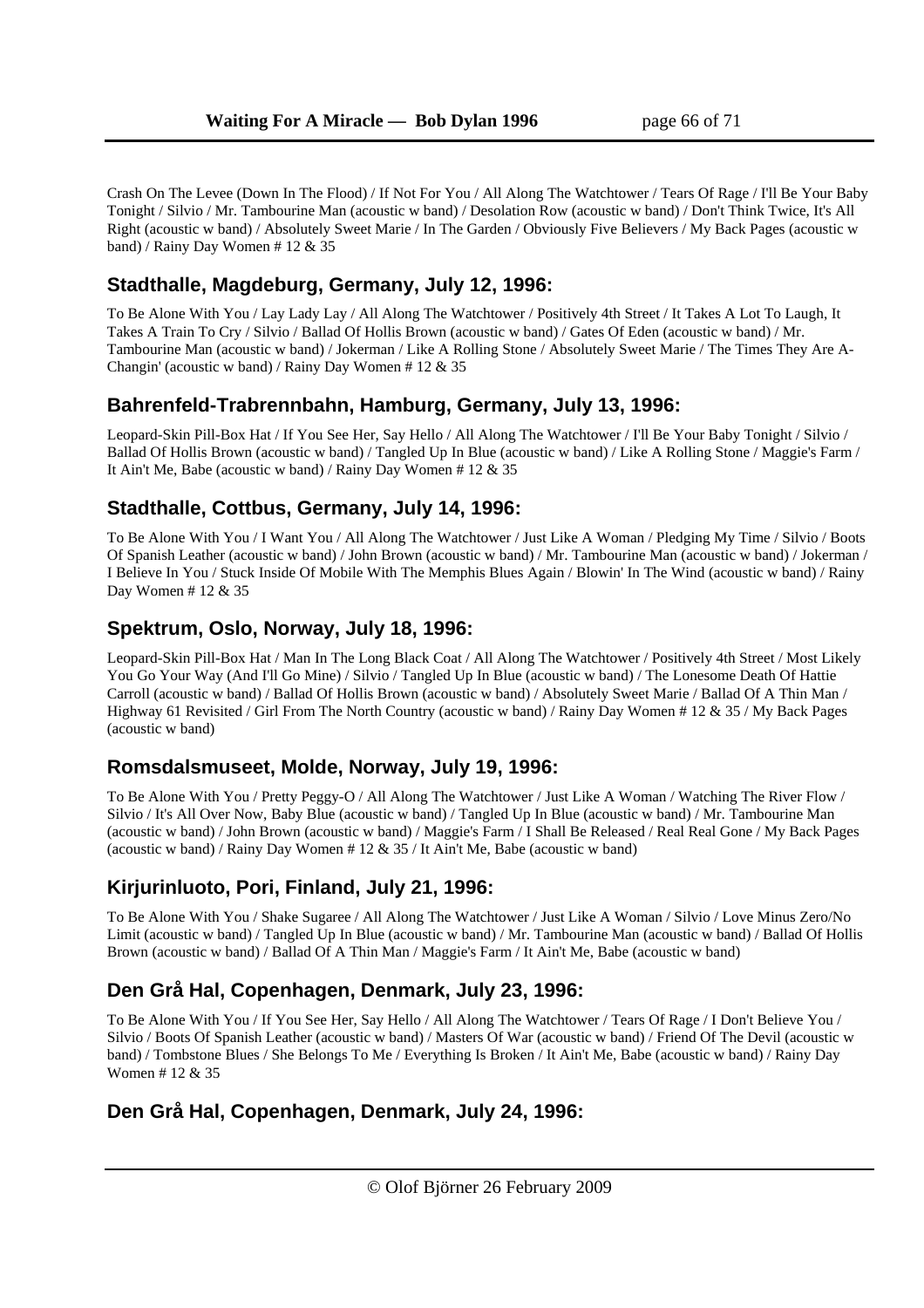Crash On The Levee (Down In The Flood) / If Not For You / All Along The Watchtower / Tears Of Rage / I'll Be Your Baby Tonight / Silvio / Mr. Tambourine Man (acoustic w band) / Desolation Row (acoustic w band) / Don't Think Twice, It's All Right (acoustic w band) / Absolutely Sweet Marie / In The Garden / Obviously Five Believers / My Back Pages (acoustic w band) / Rainy Day Women # 12 & 35

## Stadthalle, Magdeburg, Germany, July 12, 1996:

To Be Alone With You / Lay Lady Lay / All Along The Watchtower / Positively 4th Street / It Takes A Lot To Laugh, It Takes A Train To Cry / Silvio / Ballad Of Hollis Brown (acoustic w band) / Gates Of Eden (acoustic w band) / Mr. Tambourine Man (acoustic w band) / Jokerman / Like A Rolling Stone / Absolutely Sweet Marie / The Times They Are A-Changin' (acoustic w band) / Rainy Day Women # 12 & 35

## Bahrenfeld-Trabrennbahn, Hamburg, Germany, July 13, 1996:

Leopard-Skin Pill-Box Hat / If You See Her, Say Hello / All Along The Watchtower / I'll Be Your Baby Tonight / Silvio / Ballad Of Hollis Brown (acoustic w band) / Tangled Up In Blue (acoustic w band) / Like A Rolling Stone / Maggie's Farm / It Ain't Me, Babe (acoustic w band) / Rainy Day Women # 12 & 35

## Stadthalle, Cottbus, Germany, July 14, 1996:

To Be Alone With You / I Want You / All Along The Watchtower / Just Like A Woman / Pledging My Time / Silvio / Boots Of Spanish Leather (acoustic w band) / John Brown (acoustic w band) / Mr. Tambourine Man (acoustic w band) / Jokerman / I Believe In You / Stuck Inside Of Mobile With The Memphis Blues Again / Blowin' In The Wind (acoustic w band) / Rainy Day Women # 12 & 35

## Spektrum, Oslo, Norway, July 18, 1996:

Leopard-Skin Pill-Box Hat / Man In The Long Black Coat / All Along The Watchtower / Positively 4th Street / Most Likely You Go Your Way (And I'll Go Mine) / Silvio / Tangled Up In Blue (acoustic w band) / The Lonesome Death Of Hattie Carroll (acoustic w band) / Ballad Of Hollis Brown (acoustic w band) / Absolutely Sweet Marie / Ballad Of A Thin Man / Highway 61 Revisited / Girl From The North Country (acoustic w band) / Rainy Day Women # 12 & 35 / My Back Pages (acoustic w band)

## Romsdalsmuseet, Molde, Norway, July 19, 1996:

To Be Alone With You / Pretty Peggy-O / All Along The Watchtower / Just Like A Woman / Watching The River Flow / Silvio / It's All Over Now, Baby Blue (acoustic w band) / Tangled Up In Blue (acoustic w band) / Mr. Tambourine Man (acoustic w band) / John Brown (acoustic w band) / Maggie's Farm / I Shall Be Released / Real Real Gone / My Back Pages (acoustic w band) / Rainy Day Women # 12 & 35 / It Ain't Me, Babe (acoustic w band)

## Kirjurinluoto, Pori, Finland, July 21, 1996:

To Be Alone With You / Shake Sugaree / All Along The Watchtower / Just Like A Woman / Silvio / Love Minus Zero/No Limit (acoustic w band) / Tangled Up In Blue (acoustic w band) / Mr. Tambourine Man (acoustic w band) / Ballad Of Hollis Brown (acoustic w band) / Ballad Of A Thin Man / Maggie's Farm / It Ain't Me, Babe (acoustic w band)

## Den Grå Hal, Copenhagen, Denmark, July 23, 1996:

To Be Alone With You / If You See Her, Say Hello / All Along The Watchtower / Tears Of Rage / I Don't Believe You / Silvio / Boots Of Spanish Leather (acoustic w band) / Masters Of War (acoustic w band) / Friend Of The Devil (acoustic w band) / Tombstone Blues / She Belongs To Me / Everything Is Broken / It Ain't Me, Babe (acoustic w band) / Rainy Day Women # 12 & 35

## Den Grå Hal, Copenhagen, Denmark, July 24, 1996: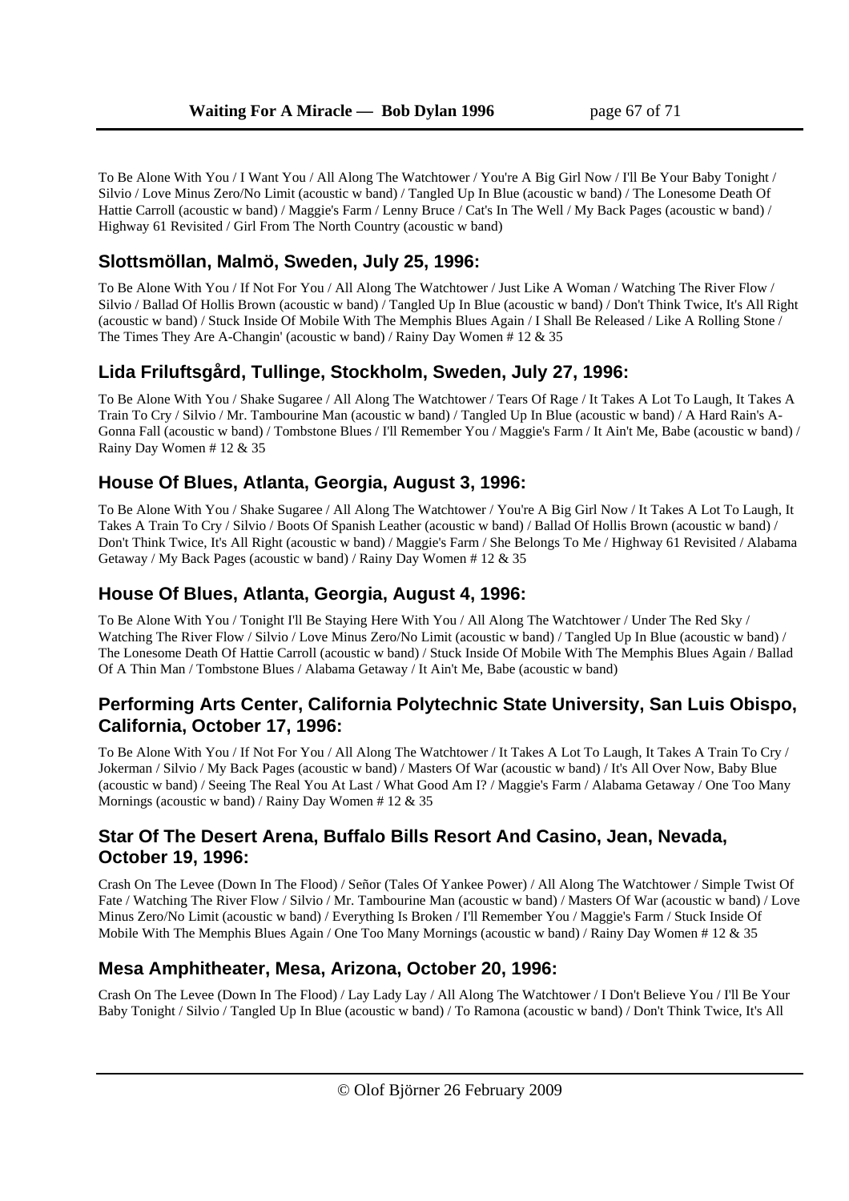To Be Alone With You / I Want You / All Along The Watchtower / You're A Big Girl Now / I'll Be Your Baby Tonight / Silvio / Love Minus Zero/No Limit (acoustic w band) / Tangled Up In Blue (acoustic w band) / The Lonesome Death Of Hattie Carroll (acoustic w band) / Maggie's Farm / Lenny Bruce / Cat's In The Well / My Back Pages (acoustic w band) / Highway 61 Revisited / Girl From The North Country (acoustic w band)

## Slottsmöllan, Malmö, Sweden, July 25, 1996:

To Be Alone With You / If Not For You / All Along The Watchtower / Just Like A Woman / Watching The River Flow / Silvio / Ballad Of Hollis Brown (acoustic w band) / Tangled Up In Blue (acoustic w band) / Don't Think Twice, It's All Right (acoustic w band) / Stuck Inside Of Mobile With The Memphis Blues Again / I Shall Be Released / Like A Rolling Stone / The Times They Are A-Changin' (acoustic w band) / Rainy Day Women # 12 & 35

## Lida Friluftsgård, Tullinge, Stockholm, Sweden, July 27, 1996:

To Be Alone With You / Shake Sugaree / All Along The Watchtower / Tears Of Rage / It Takes A Lot To Laugh, It Takes A Train To Cry / Silvio / Mr. Tambourine Man (acoustic w band) / Tangled Up In Blue (acoustic w band) / A Hard Rain's A-Gonna Fall (acoustic w band) / Tombstone Blues / I'll Remember You / Maggie's Farm / It Ain't Me, Babe (acoustic w band) / Rainy Day Women # 12 & 35

## House Of Blues, Atlanta, Georgia, August 3, 1996:

To Be Alone With You / Shake Sugaree / All Along The Watchtower / You're A Big Girl Now / It Takes A Lot To Laugh, It Takes A Train To Cry / Silvio / Boots Of Spanish Leather (acoustic w band) / Ballad Of Hollis Brown (acoustic w band) / Don't Think Twice, It's All Right (acoustic w band) / Maggie's Farm / She Belongs To Me / Highway 61 Revisited / Alabama Getaway / My Back Pages (acoustic w band) / Rainy Day Women # 12 & 35

## House Of Blues, Atlanta, Georgia, August 4, 1996:

To Be Alone With You / Tonight I'll Be Staying Here With You / All Along The Watchtower / Under The Red Sky / Watching The River Flow / Silvio / Love Minus Zero/No Limit (acoustic w band) / Tangled Up In Blue (acoustic w band) / The Lonesome Death Of Hattie Carroll (acoustic w band) / Stuck Inside Of Mobile With The Memphis Blues Again / Ballad Of A Thin Man / Tombstone Blues / Alabama Getaway / It Ain't Me, Babe (acoustic w band)

## Performing Arts Center, California Polytechnic State University, San Luis Obispo, California, October 17, 1996:

To Be Alone With You / If Not For You / All Along The Watchtower / It Takes A Lot To Laugh, It Takes A Train To Cry / Jokerman / Silvio / My Back Pages (acoustic w band) / Masters Of War (acoustic w band) / It's All Over Now, Baby Blue (acoustic w band) / Seeing The Real You At Last / What Good Am I? / Maggie's Farm / Alabama Getaway / One Too Many Mornings (acoustic w band) / Rainy Day Women # 12 & 35

## Star Of The Desert Arena, Buffalo Bills Resort And Casino, Jean, Nevada, October 19, 1996:

Crash On The Levee (Down In The Flood) / Señor (Tales Of Yankee Power) / All Along The Watchtower / Simple Twist Of Fate / Watching The River Flow / Silvio / Mr. Tambourine Man (acoustic w band) / Masters Of War (acoustic w band) / Love Minus Zero/No Limit (acoustic w band) / Everything Is Broken / I'll Remember You / Maggie's Farm / Stuck Inside Of Mobile With The Memphis Blues Again / One Too Many Mornings (acoustic w band) / Rainy Day Women # 12 & 35

## Mesa Amphitheater, Mesa, Arizona, October 20, 1996:

Crash On The Levee (Down In The Flood) / Lay Lady Lay / All Along The Watchtower / I Don't Believe You / I'll Be Your Baby Tonight / Silvio / Tangled Up In Blue (acoustic w band) / To Ramona (acoustic w band) / Don't Think Twice, It's All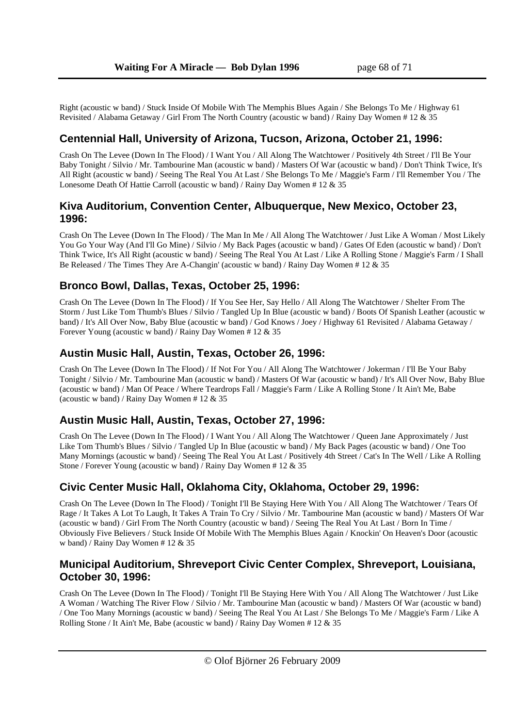Right (acoustic w band) / Stuck Inside Of Mobile With The Memphis Blues Again / She Belongs To Me / Highway 61 Revisited / Alabama Getaway / Girl From The North Country (acoustic w band) / Rainy Day Women # 12 & 35

## Centennial Hall, University of Arizona, Tucson, Arizona, October 21, 1996:

Crash On The Levee (Down In The Flood) / I Want You / All Along The Watchtower / Positively 4th Street / I'll Be Your Baby Tonight / Silvio / Mr. Tambourine Man (acoustic w band) / Masters Of War (acoustic w band) / Don't Think Twice, It's All Right (acoustic w band) / Seeing The Real You At Last / She Belongs To Me / Maggie's Farm / I'll Remember You / The Lonesome Death Of Hattie Carroll (acoustic w band) / Rainy Day Women # 12 & 35

## Kiva Auditorium, Convention Center, Albuquerque, New Mexico, October 23, 1996:

Crash On The Levee (Down In The Flood) / The Man In Me / All Along The Watchtower / Just Like A Woman / Most Likely You Go Your Way (And I'll Go Mine) / Silvio / My Back Pages (acoustic w band) / Gates Of Eden (acoustic w band) / Don't Think Twice, It's All Right (acoustic w band) / Seeing The Real You At Last / Like A Rolling Stone / Maggie's Farm / I Shall Be Released / The Times They Are A-Changin' (acoustic w band) / Rainy Day Women # 12 & 35

## Bronco Bowl, Dallas, Texas, October 25, 1996:

Crash On The Levee (Down In The Flood) / If You See Her, Say Hello / All Along The Watchtower / Shelter From The Storm / Just Like Tom Thumb's Blues / Silvio / Tangled Up In Blue (acoustic w band) / Boots Of Spanish Leather (acoustic w band) / It's All Over Now, Baby Blue (acoustic w band) / God Knows / Joey / Highway 61 Revisited / Alabama Getaway / Forever Young (acoustic w band) / Rainy Day Women # 12 & 35

## Austin Music Hall, Austin, Texas, October 26, 1996:

Crash On The Levee (Down In The Flood) / If Not For You / All Along The Watchtower / Jokerman / I'll Be Your Baby Tonight / Silvio / Mr. Tambourine Man (acoustic w band) / Masters Of War (acoustic w band) / It's All Over Now, Baby Blue (acoustic w band) / Man Of Peace / Where Teardrops Fall / Maggie's Farm / Like A Rolling Stone / It Ain't Me, Babe (acoustic w band) / Rainy Day Women # 12 & 35

## Austin Music Hall, Austin, Texas, October 27, 1996:

Crash On The Levee (Down In The Flood) / I Want You / All Along The Watchtower / Queen Jane Approximately / Just Like Tom Thumb's Blues / Silvio / Tangled Up In Blue (acoustic w band) / My Back Pages (acoustic w band) / One Too Many Mornings (acoustic w band) / Seeing The Real You At Last / Positively 4th Street / Cat's In The Well / Like A Rolling Stone / Forever Young (acoustic w band) / Rainy Day Women # 12 & 35

## Civic Center Music Hall, Oklahoma City, Oklahoma, October 29, 1996:

Crash On The Levee (Down In The Flood) / Tonight I'll Be Staying Here With You / All Along The Watchtower / Tears Of Rage / It Takes A Lot To Laugh, It Takes A Train To Cry / Silvio / Mr. Tambourine Man (acoustic w band) / Masters Of War (acoustic w band) / Girl From The North Country (acoustic w band) / Seeing The Real You At Last / Born In Time / Obviously Five Believers / Stuck Inside Of Mobile With The Memphis Blues Again / Knockin' On Heaven's Door (acoustic w band) / Rainy Day Women # 12 & 35

## Municipal Auditorium, Shreveport Civic Center Complex, Shreveport, Louisiana, October 30, 1996:

Crash On The Levee (Down In The Flood) / Tonight I'll Be Staying Here With You / All Along The Watchtower / Just Like A Woman / Watching The River Flow / Silvio / Mr. Tambourine Man (acoustic w band) / Masters Of War (acoustic w band) / One Too Many Mornings (acoustic w band) / Seeing The Real You At Last / She Belongs To Me / Maggie's Farm / Like A Rolling Stone / It Ain't Me, Babe (acoustic w band) / Rainy Day Women # 12 & 35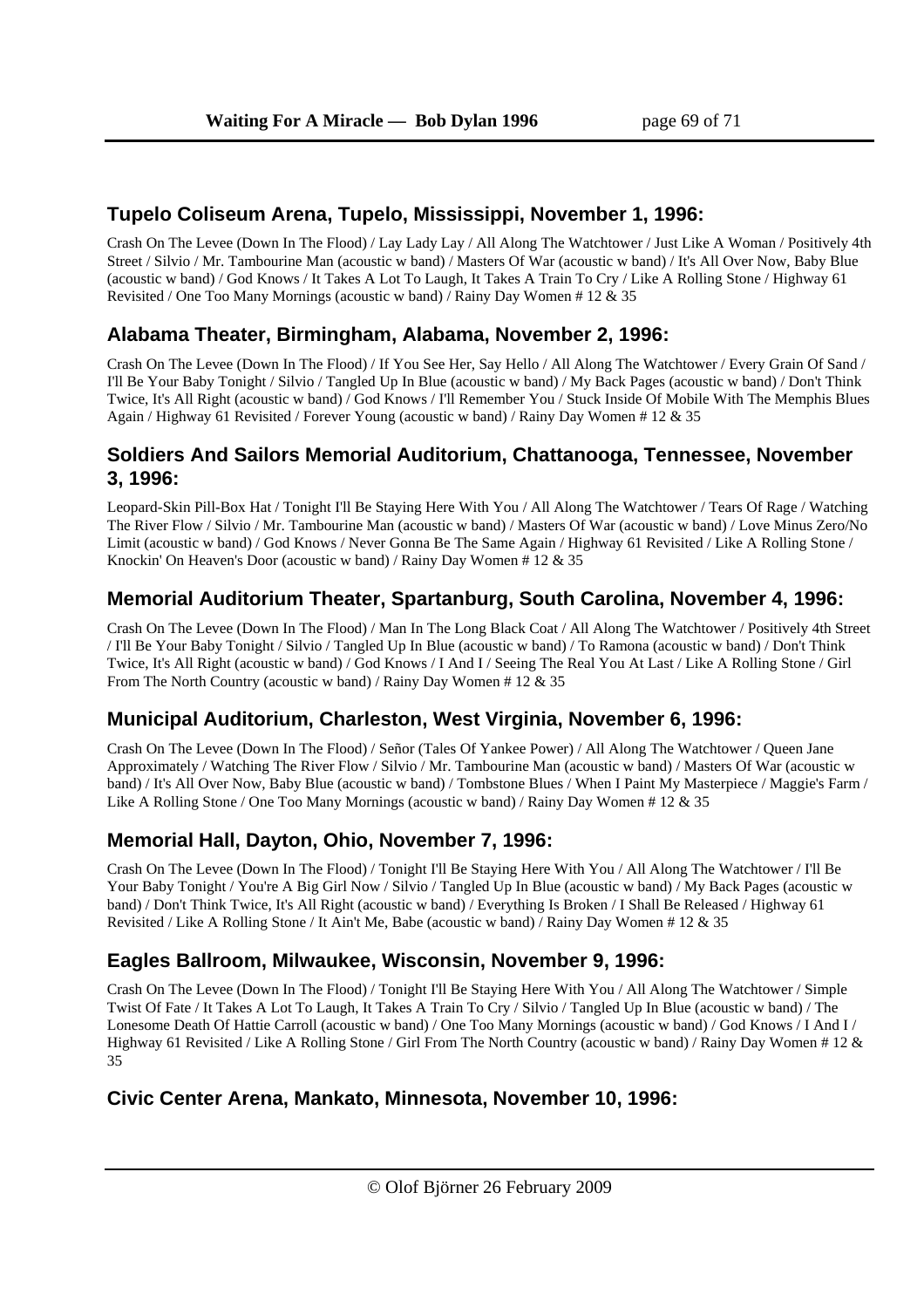## Tupelo Coliseum Arena, Tupelo, Mississippi, November 1, 1996:

Crash On The Levee (Down In The Flood) / Lay Lady Lay / All Along The Watchtower / Just Like A Woman / Positively 4th Street / Silvio / Mr. Tambourine Man (acoustic w band) / Masters Of War (acoustic w band) / It's All Over Now, Baby Blue (acoustic w band) / God Knows / It Takes A Lot To Laugh, It Takes A Train To Cry / Like A Rolling Stone / Highway 61 Revisited / One Too Many Mornings (acoustic w band) / Rainy Day Women # 12 & 35

## Alabama Theater, Birmingham, Alabama, November 2, 1996:

Crash On The Levee (Down In The Flood) / If You See Her, Say Hello / All Along The Watchtower / Every Grain Of Sand / I'll Be Your Baby Tonight / Silvio / Tangled Up In Blue (acoustic w band) / My Back Pages (acoustic w band) / Don't Think Twice, It's All Right (acoustic w band) / God Knows / I'll Remember You / Stuck Inside Of Mobile With The Memphis Blues Again / Highway 61 Revisited / Forever Young (acoustic w band) / Rainy Day Women # 12 & 35

## Soldiers And Sailors Memorial Auditorium, Chattanooga, Tennessee, November 3, 1996:

Leopard-Skin Pill-Box Hat / Tonight I'll Be Staying Here With You / All Along The Watchtower / Tears Of Rage / Watching The River Flow / Silvio / Mr. Tambourine Man (acoustic w band) / Masters Of War (acoustic w band) / Love Minus Zero/No Limit (acoustic w band) / God Knows / Never Gonna Be The Same Again / Highway 61 Revisited / Like A Rolling Stone / Knockin' On Heaven's Door (acoustic w band) / Rainy Day Women # 12 & 35

## Memorial Auditorium Theater, Spartanburg, South Carolina, November 4, 1996:

Crash On The Levee (Down In The Flood) / Man In The Long Black Coat / All Along The Watchtower / Positively 4th Street / I'll Be Your Baby Tonight / Silvio / Tangled Up In Blue (acoustic w band) / To Ramona (acoustic w band) / Don't Think Twice, It's All Right (acoustic w band) / God Knows / I Need You At Last / Like A Rolling Stone / Girl From The North Country (acoustic w band) / Rainy Day Women # 12 & 35

## Municipal Auditorium, Charleston, West Virginia, November 6, 1996:

Crash On The Levee (Down In The Flood) / Señor (Tales Of Yankee Power) / All Along The Watchtower / Queen Jane Approximately / Watching The River Flow / Silvio / Mr. Tambourine Man (acoustic w band) / Masters Of War (acoustic w band) / It's All Over Now, Baby Blue (acoustic w band) / Tombstone Blues / When I Paint My Masterpiece / Maggie's Farm / Like A Rolling Stone / One Too Many Mornings (acoustic w band) / Rainy Day Women # 12 & 35

## Memorial Hall, Dayton, Ohio, November 7, 1996:

Crash On The Levee (Down In The Flood) / Tonight I'll Be Staying Here With You / All Along The Watchtower / I'll Be Your Baby Tonight / Silvio / Tangled Up In Blue (acoustic w band) / My Back Pages (acoustic w band) / Don't Think Twice, It's All Right (acoustic w band) / Everything Is Broken / I Shall Be Released / Highway 61 Revisited / Like A Rolling Stone / It Ain't Me, Babe (acoustic w band) / Rainy Day Women # 12 & 35

## Eagles Ballroom, Milwaukee, Wisconsin, November 9, 1996:

Crash On The Levee (Down In The Flood) / Tonight I'll Be Staying Here With You / All Along The Watchtower / Simple Twist Of Fate / It Takes A Lot To Laugh, It Takes A Train To Cry / Silvio / Tangled Up In Blue (acoustic w band) / The Lonesome Death Of Hattie Carroll (acoustic w band) / One Too Many Mornings (acoustic w band) / God Knows / I And I / Highway 61 Revisited / Like A Rolling Stone / Girl From The North Country (acoustic w band) / Rainy Day Women # 12 & 35

## Civic Center Arena, Mankato, Minnesota, November 10, 1996: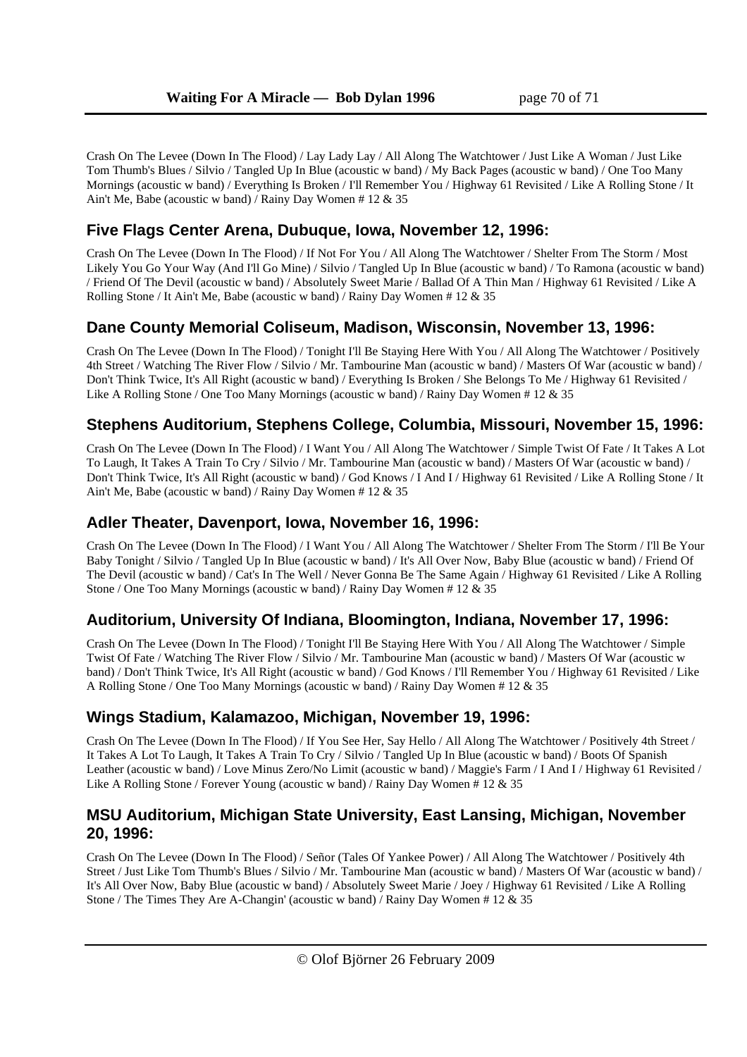Crash On The Levee (Down In The Flood) / Lay Lady Lay / All Along The Watchtower / Just Like A Woman / Just Like Tom Thumb's Blues / Silvio / Tangled Up In Blue (acoustic w band) / My Back Pages (acoustic w band) / One Too Many Mornings (acoustic w band) / Everything Is Broken / I'll Remember You / Highway 61 Revisited / Like A Rolling Stone / It Ain't Me, Babe (acoustic w band) / Rainy Day Women # 12 & 35

## Five Flags Center Arena, Dubuque, Iowa, November 12, 1996:

Crash On The Levee (Down In The Flood) / If Not For You / All Along The Watchtower / Shelter From The Storm / Most Likely You Go Your Way (And I'll Go Mine) / Silvio / Tangled Up In Blue (acoustic w band) / To Ramona (acoustic w band) / Friend Of The Devil (acoustic w band) / Absolutely Sweet Marie / Ballad Of A Thin Man / Highway 61 Revisited / Like A Rolling Stone / It Ain't Me, Babe (acoustic w band) / Rainy Day Women # 12 & 35

## Dane County Memorial Coliseum, Madison, Wisconsin, November 13, 1996:

Crash On The Levee (Down In The Flood) / Tonight I'll Be Staying Here With You / All Along The Watchtower / Positively 4th Street / Watching The River Flow / Silvio / Mr. Tambourine Man (acoustic w band) / Masters Of War (acoustic w band) / Don't Think Twice, It's All Right (acoustic w band) / Everything Is Broken / She Belongs To Me / Highway 61 Revisited / Like A Rolling Stone / One Too Many Mornings (acoustic w band) / Rainy Day Women # 12 & 35

## Stephens Auditorium, Stephens College, Columbia, Missouri, November 15, 1996:

Crash On The Levee (Down In The Flood) / I Want You / All Along The Watchtower / Simple Twist Of Fate / It Takes A Lot To Laugh, It Takes A Train To Cry / Silvio / Mr. Tambourine Man (acoustic w band) / Masters Of War (acoustic w band) / Don't Think Twice, It's All Right (acoustic w band) / God Knows / I And I / Highway 61 Revisited / Like A Rolling Stone / It Ain't Me, Babe (acoustic w band) / Rainy Day Women # 12 & 35

## Adler Theater, Davenport, Iowa, November 16, 1996:

Crash On The Levee (Down In The Flood) / I Want You / All Along The Watchtower / Shelter From The Storm / I'll Be Your Baby Tonight / Silvio / Tangled Up In Blue (acoustic w band) / It's All Over Now, Baby Blue (acoustic w band) / Friend Of The Devil (acoustic w band) / Cat's In The Well / Never Gonna Be The Same Again / Highway 61 Revisited / Like A Rolling Stone / One Too Many Mornings (acoustic w band) / Rainy Day Women # 12 & 35

## Auditorium, University Of Indiana, Bloomington, Indiana, November 17, 1996:

Crash On The Levee (Down In The Flood) / Tonight I'll Be Staying Here With You / All Along The Watchtower / Simple Twist Of Fate / Watching The River Flow / Silvio / Mr. Tambourine Man (acoustic w band) / Masters Of War (acoustic w band) / Don't Think Twice, It's All Right (acoustic w band) / God Knows / I'll Remember You / Highway 61 Revisited / Like A Rolling Stone / One Too Many Mornings (acoustic w band) / Rainy Day Women # 12 & 35

## Wings Stadium, Kalamazoo, Michigan, November 19, 1996:

Crash On The Levee (Down In The Flood) / If You See Her, Say Hello / All Along The Watchtower / Positively 4th Street / It Takes A Lot To Laugh, It Takes A Train To Cry / Silvio / Tangled Up In Blue (acoustic w band) / Boots Of Spanish Leather (acoustic w band) / Love Minus Zero/No Limit (acoustic w band) / Maggie's Farm / I And I / Highway 61 Revisited / Like A Rolling Stone / Forever Young (acoustic w band) / Rainy Day Women # 12 & 35

## MSU Auditorium, Michigan State University, East Lansing, Michigan, November 20, 1996:

Crash On The Levee (Down In The Flood) / Señor (Tales Of Yankee Power) / All Along The Watchtower / Positively 4th Street / Just Like Tom Thumb's Blues / Silvio / Mr. Tambourine Man (acoustic w band) / Masters Of War (acoustic w band) / It's All Over Now, Baby Blue (acoustic w band) / Absolutely Sweet Marie / Joey / Highway 61 Revisited / Like A Rolling Stone / The Times They Are A-Changin' (acoustic w band) / Rainy Day Women # 12 & 35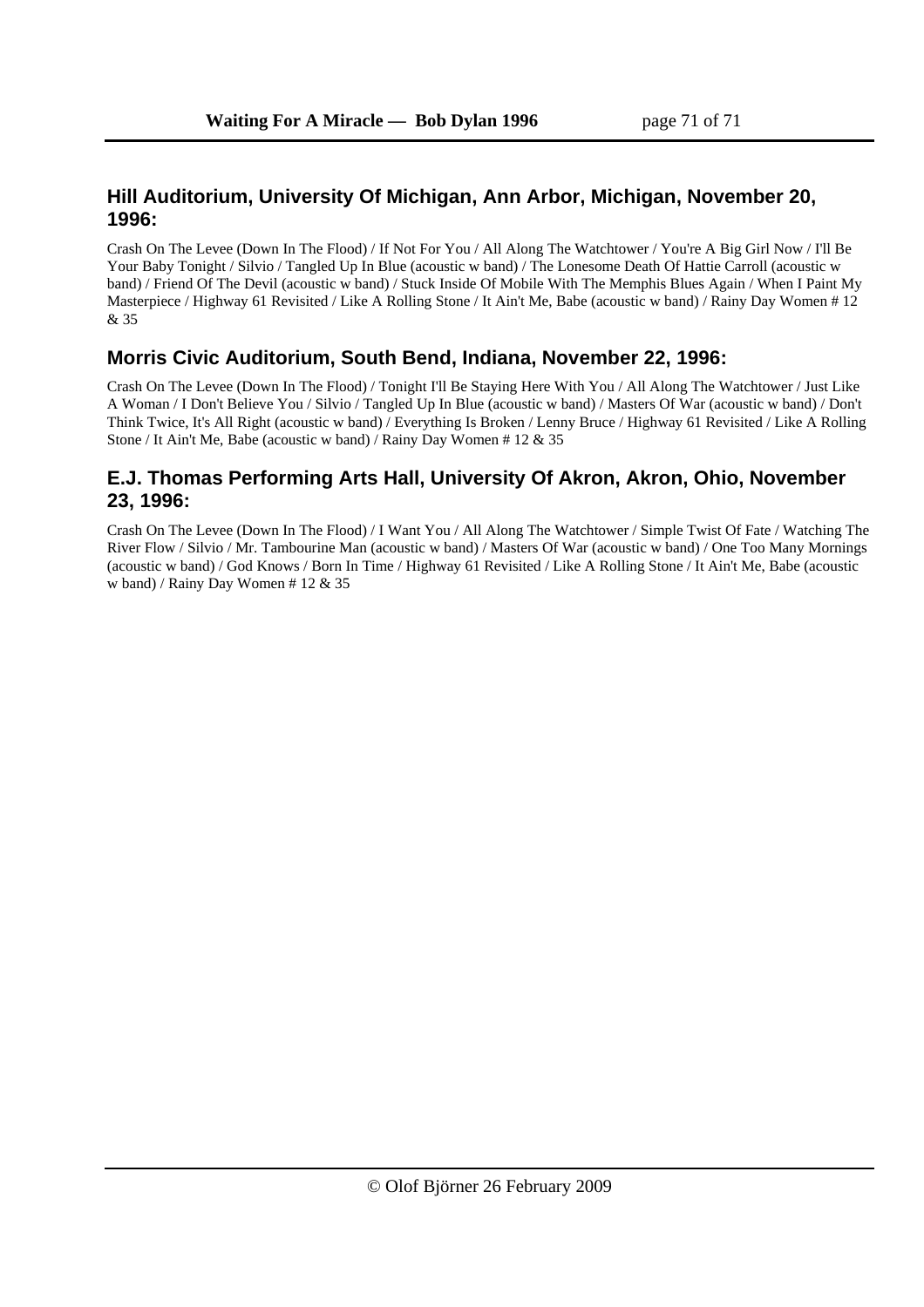## Hill Auditorium, University Of Michigan, Ann Arbor, Michigan, November 20, 1996:

Crash On The Levee (Down In The Flood) / If Not For You / All Along The Watchtower / You're A Big Girl Now / I'll Be Your Baby Tonight / Silvio / Tangled Up In Blue (acoustic w band) / The Lonesome Death Of Hattie Carroll (acoustic w band) / Friend Of The Devil (acoustic w band) / Stuck Inside Of Mobile With The Memphis Blues Again / When I Paint My Masterpiece / Highway 61 Revisited / Like A Rolling Stone / It Ain't Me, Babe (acoustic w band) / Rainy Day Women # 12 & 35

## Morris Civic Auditorium, South Bend, Indiana, November 22, 1996:

Crash On The Levee (Down In The Flood) / Tonight I'll Be Staying Here With You / All Along The Watchtower / Just Like A Woman / I Don't Believe You / Silvio / Tangled Up In Blue (acoustic w band) / Masters Of War (acoustic w band) / Don't Think Twice, It's All Right (acoustic w band) / Everything Is Broken / Lenny Bruce / Highway 61 Revisited / Like A Rolling Stone / It Ain't Me, Babe (acoustic w band) / Rainy Day Women # 12 & 35

## E.J. Thomas Performing Arts Hall, University Of Akron, Akron, Ohio, November 23, 1996:

Crash On The Levee (Down In The Flood) / I Want You / All Along The Watchtower / Simple Twist Of Fate / Watching The River Flow / Silvio / Mr. Tambourine Man (acoustic w band) / Masters Of War (acoustic w band) / One Too Many Mornings (acoustic w band) / God Knows / Born In Time / Highway 61 Revisited / Like A Rolling Stone / It Ain't Me, Babe (acoustic w band) / Rainy Day Women # 12 & 35